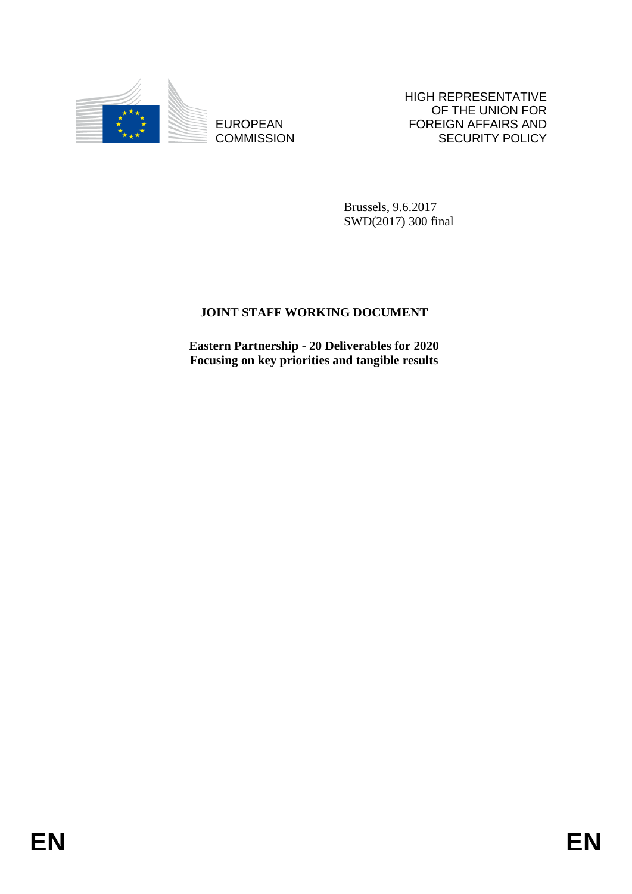EUROPEAN COMMISSION

HIGH REPRESENTATIVE OF THE UNION FOR FOREIGN AFFAIRS AND SECURITY POLICY

Brussels, 9.6.2017
SWD(2017) 300 final

# JOINT STAFF WORKING DOCUMENT

**Eastern Partnership - 20 Deliverables for 2020**
**Focusing on key priorities and tangible results**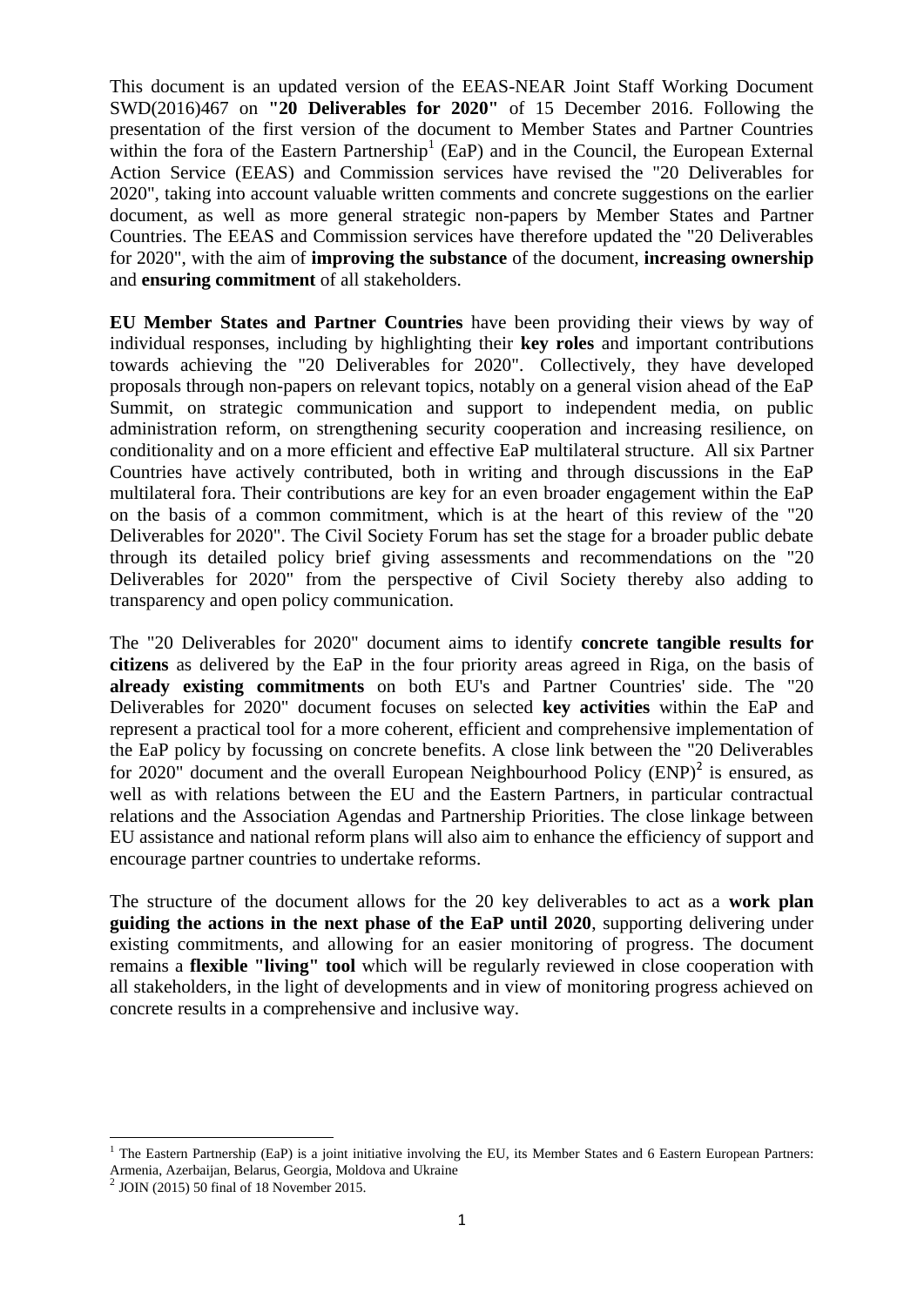This document is an updated version of the EEAS-NEAR Joint Staff Working Document SWD(2016)467 on **"20 Deliverables for 2020"** of 15 December 2016. Following the presentation of the first version of the document to Member States and Partner Countries within the fora of the Eastern Partnership[1] (EaP) and in the Council, the European External Action Service (EEAS) and Commission services have revised the "20 Deliverables for 2020", taking into account valuable written comments and concrete suggestions on the earlier document, as well as more general strategic non-papers by Member States and Partner Countries. The EEAS and Commission services have therefore updated the "20 Deliverables for 2020", with the aim of **improving the substance** of the document, **increasing ownership** and **ensuring commitment** of all stakeholders.

**EU Member States and Partner Countries** have been providing their views by way of individual responses, including by highlighting their **key roles** and important contributions towards achieving the "20 Deliverables for 2020". Collectively, they have developed proposals through non-papers on relevant topics, notably on a general vision ahead of the EaP Summit, on strategic communication and support to independent media, on public administration reform, on strengthening security cooperation and increasing resilience, on conditionality and on a more efficient and effective EaP multilateral structure. All six Partner Countries have actively contributed, both in writing and through discussions in the EaP multilateral fora. Their contributions are key for an even broader engagement within the EaP on the basis of a common commitment, which is at the heart of this review of the "20 Deliverables for 2020". The Civil Society Forum has set the stage for a broader public debate through its detailed policy brief giving assessments and recommendations on the "20 Deliverables for 2020" from the perspective of Civil Society thereby also adding to transparency and open policy communication.

The "20 Deliverables for 2020" document aims to identify **concrete tangible results for citizens** as delivered by the EaP in the four priority areas agreed in Riga, on the basis of **already existing commitments** on both EU's and Partner Countries' side. The "20 Deliverables for 2020" document focuses on selected **key activities** within the EaP and represent a practical tool for a more coherent, efficient and comprehensive implementation of the EaP policy by focussing on concrete benefits. A close link between the "20 Deliverables for 2020" document and the overall European Neighbourhood Policy (ENP)[2] is ensured, as well as with relations between the EU and the Eastern Partners, in particular contractual relations and the Association Agendas and Partnership Priorities. The close linkage between EU assistance and national reform plans will also aim to enhance the efficiency of support and encourage partner countries to undertake reforms.

The structure of the document allows for the 20 key deliverables to act as a **work plan guiding the actions in the next phase of the EaP until 2020**, supporting delivering under existing commitments, and allowing for an easier monitoring of progress. The document remains a **flexible "living" tool** which will be regularly reviewed in close cooperation with all stakeholders, in the light of developments and in view of monitoring progress achieved on concrete results in a comprehensive and inclusive way.

---

[1] The Eastern Partnership (EaP) is a joint initiative involving the EU, its Member States and 6 Eastern European Partners: Armenia, Azerbaijan, Belarus, Georgia, Moldova and Ukraine

[2] JOIN (2015) 50 final of 18 November 2015.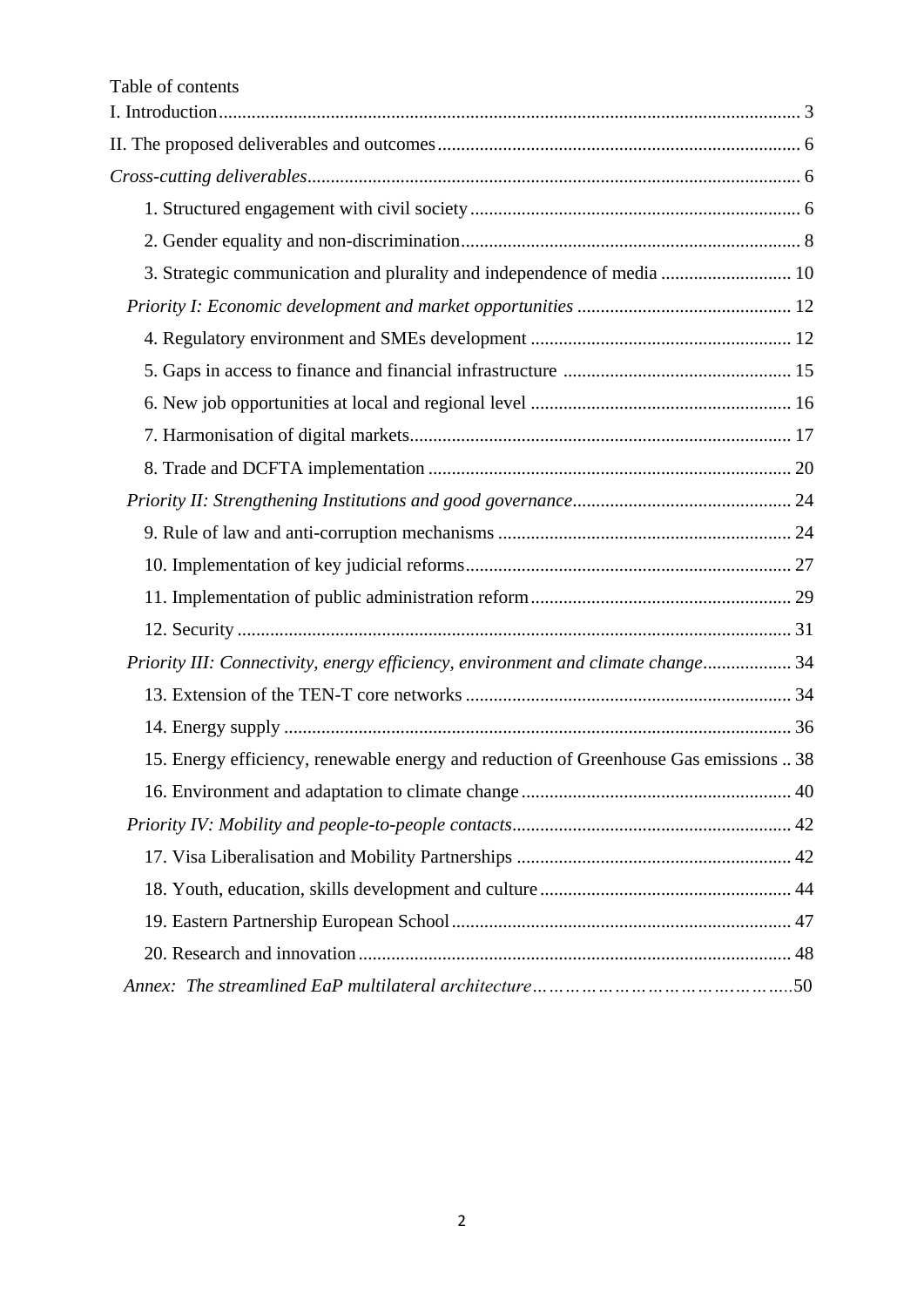Table of contents

I. Introduction ........................................................................................................................ 3

II. The proposed deliverables and outcomes ............................................................................ 6

*Cross-cutting deliverables* ...................................................................................................... 6

1. Structured engagement with civil society ...................................................................... 6
2. Gender equality and non-discrimination ........................................................................ 8
3. Strategic communication and plurality and independence of media ............................ 10

*Priority I: Economic development and market opportunities* ............................................. 12

4. Regulatory environment and SMEs development ........................................................ 12
5. Gaps in access to finance and financial infrastructure ................................................. 15
6. New job opportunities at local and regional level ........................................................ 16
7. Harmonisation of digital markets .................................................................................. 17
8. Trade and DCFTA implementation .............................................................................. 20

*Priority II: Strengthening Institutions and good governance* .............................................. 24

9. Rule of law and anti-corruption mechanisms ............................................................... 24
10. Implementation of key judicial reforms ...................................................................... 27
11. Implementation of public administration reform ........................................................ 29
12. Security ....................................................................................................................... 31

*Priority III: Connectivity, energy efficiency, environment and climate change* .................. 34

13. Extension of the TEN-T core networks ...................................................................... 34
14. Energy supply ............................................................................................................. 36
15. Energy efficiency, renewable energy and reduction of Greenhouse Gas emissions .. 38
16. Environment and adaptation to climate change .......................................................... 40

*Priority IV: Mobility and people-to-people contacts* ............................................................ 42

17. Visa Liberalisation and Mobility Partnerships ........................................................... 42
18. Youth, education, skills development and culture ...................................................... 44
19. Eastern Partnership European School ......................................................................... 47
20. Research and innovation ............................................................................................. 48

*Annex: The streamlined EaP multilateral architecture*……………………………….……….50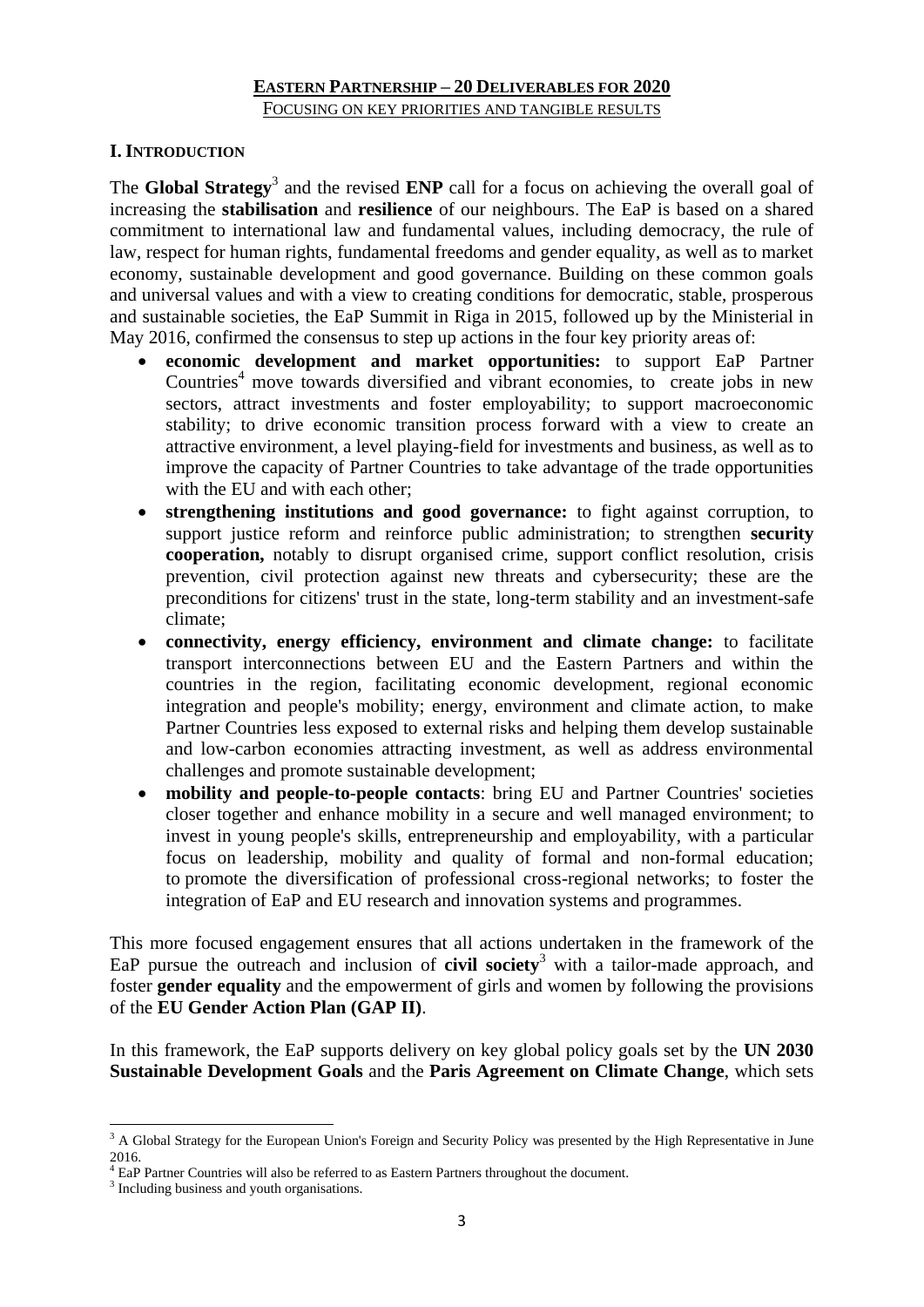**EASTERN PARTNERSHIP – 20 DELIVERABLES FOR 2020**

FOCUSING ON KEY PRIORITIES AND TANGIBLE RESULTS

## I. INTRODUCTION

The **Global Strategy**[3] and the revised **ENP** call for a focus on achieving the overall goal of increasing the **stabilisation** and **resilience** of our neighbours. The EaP is based on a shared commitment to international law and fundamental values, including democracy, the rule of law, respect for human rights, fundamental freedoms and gender equality, as well as to market economy, sustainable development and good governance. Building on these common goals and universal values and with a view to creating conditions for democratic, stable, prosperous and sustainable societies, the EaP Summit in Riga in 2015, followed up by the Ministerial in May 2016, confirmed the consensus to step up actions in the four key priority areas of:

- **economic development and market opportunities:** to support EaP Partner Countries[4] move towards diversified and vibrant economies, to create jobs in new sectors, attract investments and foster employability; to support macroeconomic stability; to drive economic transition process forward with a view to create an attractive environment, a level playing-field for investments and business, as well as to improve the capacity of Partner Countries to take advantage of the trade opportunities with the EU and with each other;
- **strengthening institutions and good governance:** to fight against corruption, to support justice reform and reinforce public administration; to strengthen **security cooperation,** notably to disrupt organised crime, support conflict resolution, crisis prevention, civil protection against new threats and cybersecurity; these are the preconditions for citizens' trust in the state, long-term stability and an investment-safe climate;
- **connectivity, energy efficiency, environment and climate change:** to facilitate transport interconnections between EU and the Eastern Partners and within the countries in the region, facilitating economic development, regional economic integration and people's mobility; energy, environment and climate action, to make Partner Countries less exposed to external risks and helping them develop sustainable and low-carbon economies attracting investment, as well as address environmental challenges and promote sustainable development;
- **mobility and people-to-people contacts**: bring EU and Partner Countries' societies closer together and enhance mobility in a secure and well managed environment; to invest in young people's skills, entrepreneurship and employability, with a particular focus on leadership, mobility and quality of formal and non-formal education; to promote the diversification of professional cross-regional networks; to foster the integration of EaP and EU research and innovation systems and programmes.

This more focused engagement ensures that all actions undertaken in the framework of the EaP pursue the outreach and inclusion of **civil society**[3] with a tailor-made approach, and foster **gender equality** and the empowerment of girls and women by following the provisions of the **EU Gender Action Plan (GAP II)**.

In this framework, the EaP supports delivery on key global policy goals set by the **UN 2030 Sustainable Development Goals** and the **Paris Agreement on Climate Change**, which sets

---

[3] A Global Strategy for the European Union's Foreign and Security Policy was presented by the High Representative in June 2016.

[4] EaP Partner Countries will also be referred to as Eastern Partners throughout the document.

[3] Including business and youth organisations.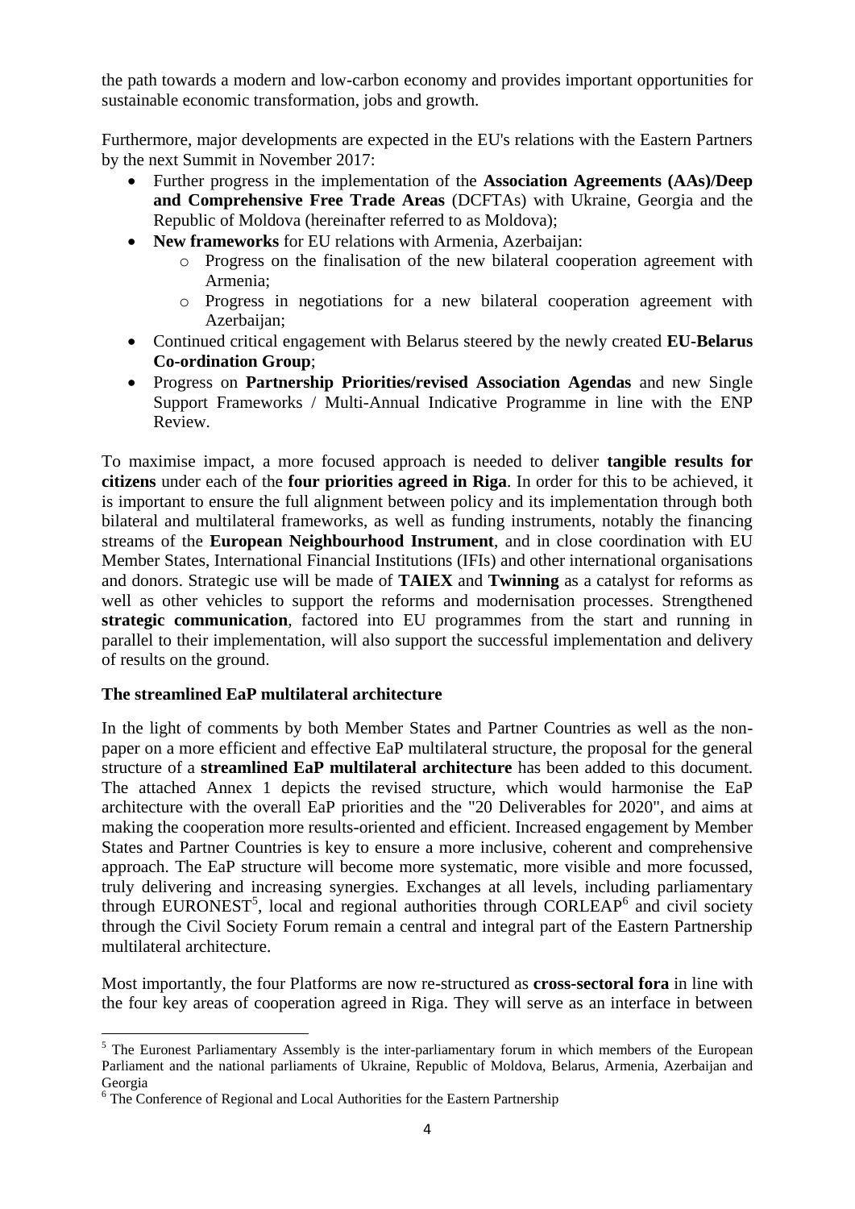the path towards a modern and low-carbon economy and provides important opportunities for sustainable economic transformation, jobs and growth.

Furthermore, major developments are expected in the EU's relations with the Eastern Partners by the next Summit in November 2017:

- Further progress in the implementation of the **Association Agreements (AAs)/Deep and Comprehensive Free Trade Areas** (DCFTAs) with Ukraine, Georgia and the Republic of Moldova (hereinafter referred to as Moldova);
- **New frameworks** for EU relations with Armenia, Azerbaijan:
  - Progress on the finalisation of the new bilateral cooperation agreement with Armenia;
  - Progress in negotiations for a new bilateral cooperation agreement with Azerbaijan;
- Continued critical engagement with Belarus steered by the newly created **EU-Belarus Co-ordination Group**;
- Progress on **Partnership Priorities/revised Association Agendas** and new Single Support Frameworks / Multi-Annual Indicative Programme in line with the ENP Review.

To maximise impact, a more focused approach is needed to deliver **tangible results for citizens** under each of the **four priorities agreed in Riga**. In order for this to be achieved, it is important to ensure the full alignment between policy and its implementation through both bilateral and multilateral frameworks, as well as funding instruments, notably the financing streams of the **European Neighbourhood Instrument**, and in close coordination with EU Member States, International Financial Institutions (IFIs) and other international organisations and donors. Strategic use will be made of **TAIEX** and **Twinning** as a catalyst for reforms as well as other vehicles to support the reforms and modernisation processes. Strengthened **strategic communication**, factored into EU programmes from the start and running in parallel to their implementation, will also support the successful implementation and delivery of results on the ground.

**The streamlined EaP multilateral architecture**

In the light of comments by both Member States and Partner Countries as well as the non-paper on a more efficient and effective EaP multilateral structure, the proposal for the general structure of a **streamlined EaP multilateral architecture** has been added to this document. The attached Annex 1 depicts the revised structure, which would harmonise the EaP architecture with the overall EaP priorities and the "20 Deliverables for 2020", and aims at making the cooperation more results-oriented and efficient. Increased engagement by Member States and Partner Countries is key to ensure a more inclusive, coherent and comprehensive approach. The EaP structure will become more systematic, more visible and more focussed, truly delivering and increasing synergies. Exchanges at all levels, including parliamentary through EURONEST[5], local and regional authorities through CORLEAP[6] and civil society through the Civil Society Forum remain a central and integral part of the Eastern Partnership multilateral architecture.

Most importantly, the four Platforms are now re-structured as **cross-sectoral fora** in line with the four key areas of cooperation agreed in Riga. They will serve as an interface in between

[5] The Euronest Parliamentary Assembly is the inter-parliamentary forum in which members of the European Parliament and the national parliaments of Ukraine, Republic of Moldova, Belarus, Armenia, Azerbaijan and Georgia

[6] The Conference of Regional and Local Authorities for the Eastern Partnership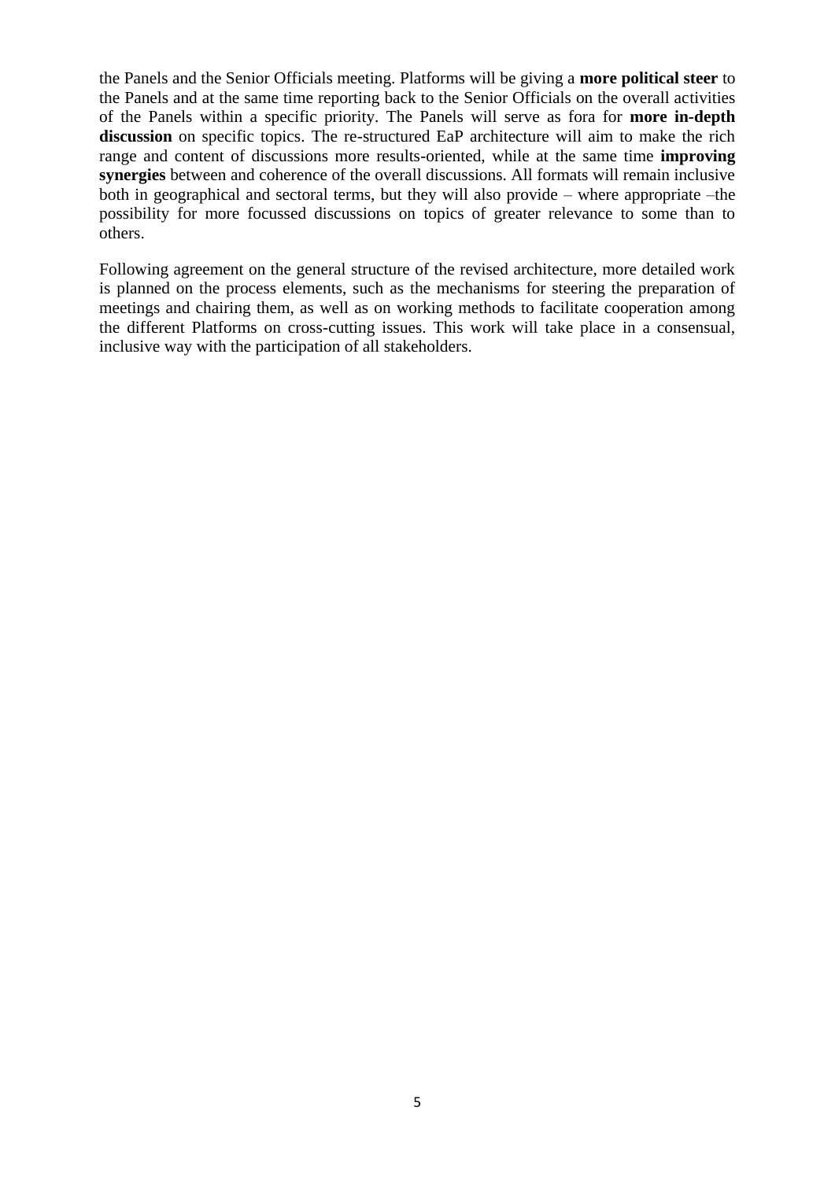the Panels and the Senior Officials meeting. Platforms will be giving a **more political steer** to the Panels and at the same time reporting back to the Senior Officials on the overall activities of the Panels within a specific priority. The Panels will serve as fora for **more in-depth discussion** on specific topics. The re-structured EaP architecture will aim to make the rich range and content of discussions more results-oriented, while at the same time **improving synergies** between and coherence of the overall discussions. All formats will remain inclusive both in geographical and sectoral terms, but they will also provide – where appropriate –the possibility for more focussed discussions on topics of greater relevance to some than to others.

Following agreement on the general structure of the revised architecture, more detailed work is planned on the process elements, such as the mechanisms for steering the preparation of meetings and chairing them, as well as on working methods to facilitate cooperation among the different Platforms on cross-cutting issues. This work will take place in a consensual, inclusive way with the participation of all stakeholders.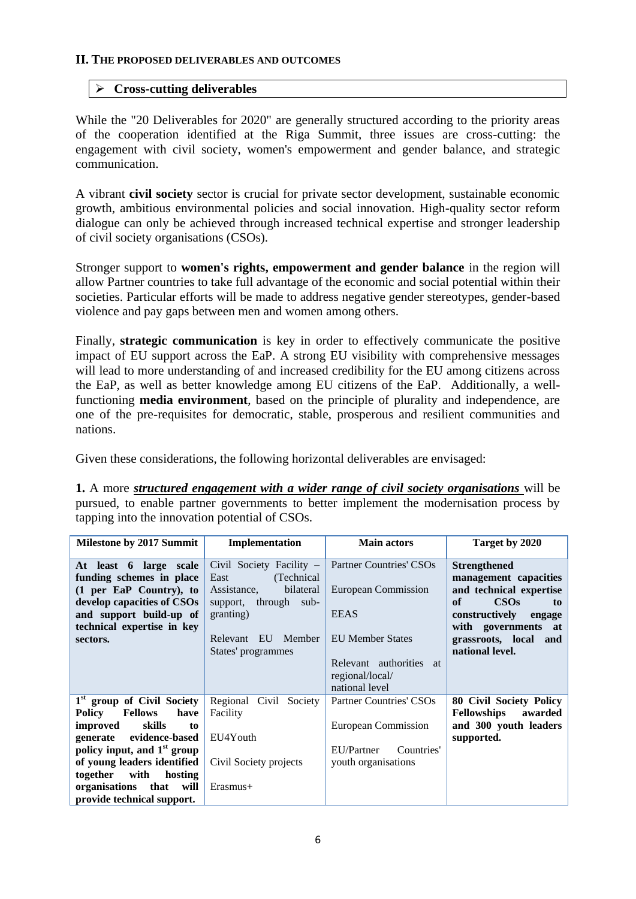## II. The proposed deliverables and outcomes

### ➢ Cross-cutting deliverables

While the "20 Deliverables for 2020" are generally structured according to the priority areas of the cooperation identified at the Riga Summit, three issues are cross-cutting: the engagement with civil society, women's empowerment and gender balance, and strategic communication.

A vibrant **civil society** sector is crucial for private sector development, sustainable economic growth, ambitious environmental policies and social innovation. High-quality sector reform dialogue can only be achieved through increased technical expertise and stronger leadership of civil society organisations (CSOs).

Stronger support to **women's rights, empowerment and gender balance** in the region will allow Partner countries to take full advantage of the economic and social potential within their societies. Particular efforts will be made to address negative gender stereotypes, gender-based violence and pay gaps between men and women among others.

Finally, **strategic communication** is key in order to effectively communicate the positive impact of EU support across the EaP. A strong EU visibility with comprehensive messages will lead to more understanding of and increased credibility for the EU among citizens across the EaP, as well as better knowledge among EU citizens of the EaP. Additionally, a well-functioning **media environment**, based on the principle of plurality and independence, are one of the pre-requisites for democratic, stable, prosperous and resilient communities and nations.

Given these considerations, the following horizontal deliverables are envisaged:

**1.** A more ***structured engagement with a wider range of civil society organisations*** will be pursued, to enable partner governments to better implement the modernisation process by tapping into the innovation potential of CSOs.

| Milestone by 2017 Summit | Implementation | Main actors | Target by 2020 |
|---|---|---|---|
| **At least 6 large scale funding schemes in place (1 per EaP Country), to develop capacities of CSOs and support build-up of technical expertise in key sectors.** | Civil Society Facility – East (Technical Assistance, bilateral support, through sub-granting)<br><br>Relevant EU Member States' programmes | Partner Countries' CSOs<br><br>European Commission<br><br>EEAS<br><br>EU Member States<br><br>Relevant authorities at regional/local/ national level | **Strengthened management capacities and technical expertise of CSOs to constructively engage with governments at grassroots, local and national level.** |
| **1st group of Civil Society Policy Fellows have improved skills to generate evidence-based policy input, and 1st group of young leaders identified together with hosting organisations that will provide technical support.** | Regional Civil Society Facility<br><br>EU4Youth<br><br>Civil Society projects<br><br>Erasmus+ | Partner Countries' CSOs<br><br>European Commission<br><br>EU/Partner Countries' youth organisations | **80 Civil Society Policy Fellowships awarded and 300 youth leaders supported.** |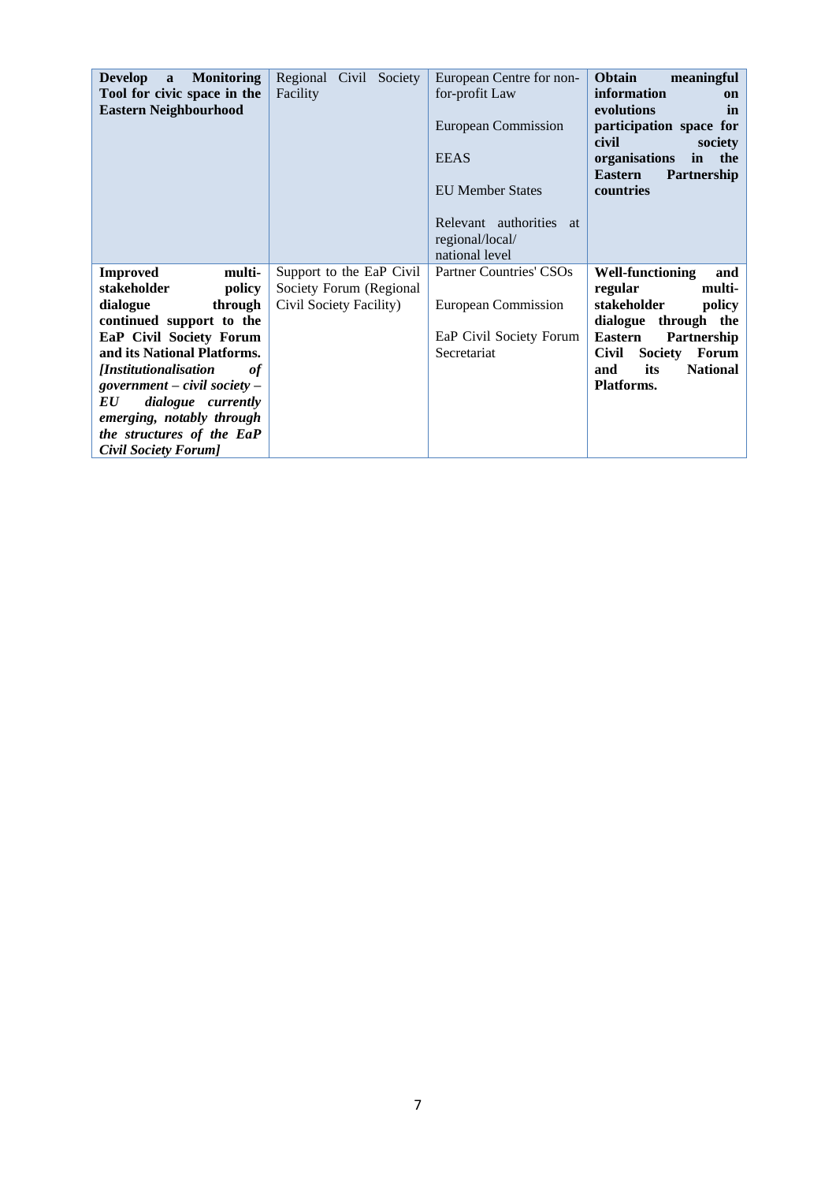| | | | |
|---|---|---|---|
| **Develop a Monitoring Tool for civic space in the Eastern Neighbourhood** | Regional Civil Society Facility | European Centre for non-for-profit Law<br><br>European Commission<br><br>EEAS<br><br>EU Member States<br><br>Relevant authorities at regional/local/ national level | **Obtain meaningful information on evolutions in participation space for civil society organisations in the Eastern Partnership countries** |
| **Improved multi-stakeholder policy dialogue through continued support to the EaP Civil Society Forum and its National Platforms.** ***[Institutionalisation of government – civil society – EU dialogue currently emerging, notably through the structures of the EaP Civil Society Forum]*** | Support to the EaP Civil Society Forum (Regional Civil Society Facility) | Partner Countries' CSOs<br><br>European Commission<br><br>EaP Civil Society Forum Secretariat | **Well-functioning and regular multi-stakeholder policy dialogue through the Eastern Partnership Civil Society Forum and its National Platforms.** |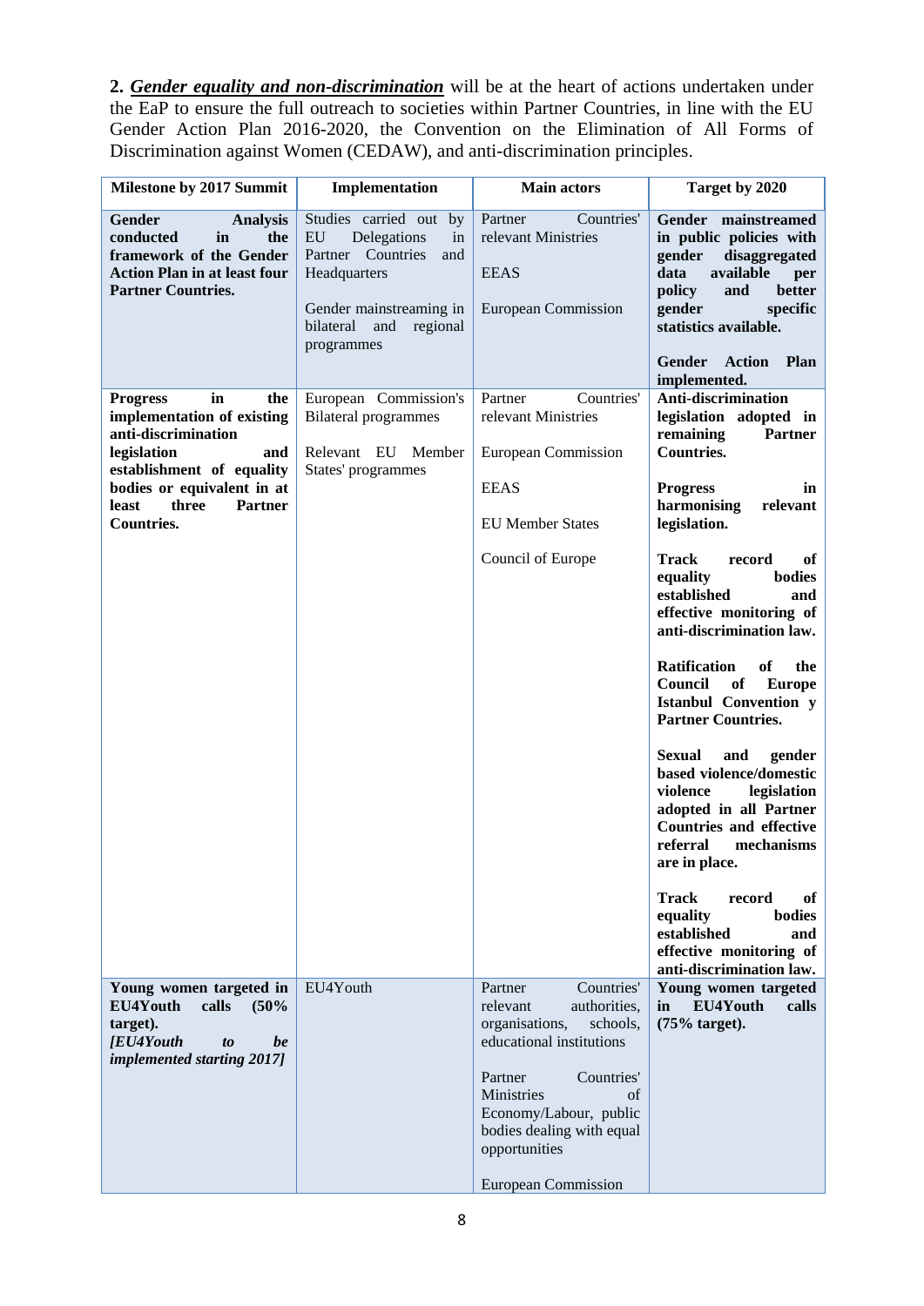**2.** ***Gender equality and non-discrimination*** will be at the heart of actions undertaken under the EaP to ensure the full outreach to societies within Partner Countries, in line with the EU Gender Action Plan 2016-2020, the Convention on the Elimination of All Forms of Discrimination against Women (CEDAW), and anti-discrimination principles.

| Milestone by 2017 Summit | Implementation | Main actors | Target by 2020 |
|---|---|---|---|
| **Gender Analysis conducted in the framework of the Gender Action Plan in at least four Partner Countries.** | Studies carried out by EU Delegations in Partner Countries and Headquarters<br><br>Gender mainstreaming in bilateral and regional programmes | Partner Countries' relevant Ministries<br><br>EEAS<br><br>European Commission | **Gender mainstreamed in public policies with gender disaggregated data available per policy and better gender specific statistics available.**<br><br>**Gender Action Plan implemented.** |
| **Progress in the implementation of existing anti-discrimination legislation and establishment of equality bodies or equivalent in at least three Partner Countries.** | European Commission's Bilateral programmes<br><br>Relevant EU Member States' programmes | Partner Countries' relevant Ministries<br><br>European Commission<br><br>EEAS<br><br>EU Member States<br><br>Council of Europe | **Anti-discrimination legislation adopted in remaining Partner Countries.**<br><br>**Progress in harmonising relevant legislation.**<br><br>**Track record of equality bodies established and effective monitoring of anti-discrimination law.**<br><br>**Ratification of the Council of Europe Istanbul Convention y Partner Countries.**<br><br>**Sexual and gender based violence/domestic violence legislation adopted in all Partner Countries and effective referral mechanisms are in place.**<br><br>**Track record of equality bodies established and effective monitoring of anti-discrimination law.** |
| **Young women targeted in EU4Youth calls (50% target).**<br>***[EU4Youth to be implemented starting 2017]*** | EU4Youth | Partner Countries' relevant authorities, organisations, schools, educational institutions<br><br>Partner Countries' Ministries of Economy/Labour, public bodies dealing with equal opportunities<br><br>European Commission | **Young women targeted in EU4Youth calls (75% target).** |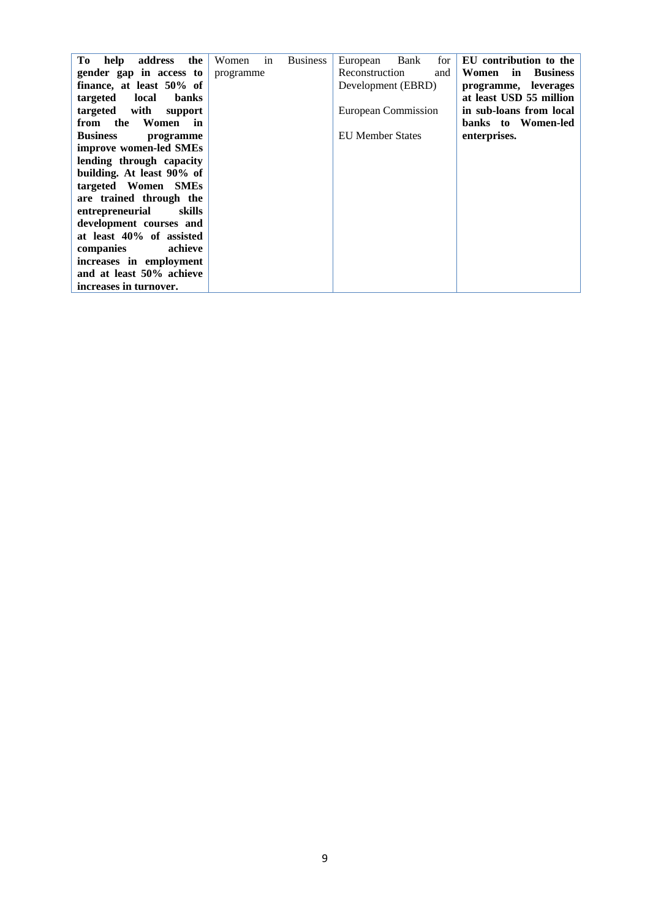| **To help address the gender gap in access to finance, at least 50% of targeted local banks targeted with support from the Women in Business programme improve women-led SMEs lending through capacity building. At least 90% of targeted Women SMEs are trained through the entrepreneurial skills development courses and at least 40% of assisted companies achieve increases in employment and at least 50% achieve increases in turnover.** | Women in Business programme | European Bank for Reconstruction and Development (EBRD)<br><br>European Commission<br><br>EU Member States | **EU contribution to the Women in Business programme, leverages at least USD 55 million in sub-loans from local banks to Women-led enterprises.** |
|---|---|---|---|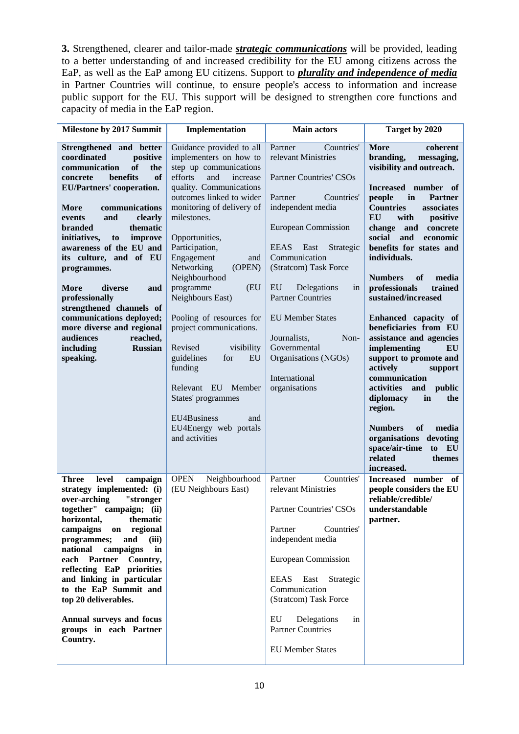**3.** Strengthened, clearer and tailor-made ***strategic communications*** will be provided, leading to a better understanding of and increased credibility for the EU among citizens across the EaP, as well as the EaP among EU citizens. Support to ***plurality and independence of media*** in Partner Countries will continue, to ensure people's access to information and increase public support for the EU. This support will be designed to strengthen core functions and capacity of media in the EaP region.

| Milestone by 2017 Summit | Implementation | Main actors | Target by 2020 |
|---|---|---|---|
| **Strengthened and better coordinated positive communication of the concrete benefits of EU/Partners' cooperation.**<br><br>**More communications events and clearly branded thematic initiatives, to improve awareness of the EU and its culture, and of EU programmes.**<br><br>**More diverse and professionally strengthened channels of communications deployed; more diverse and regional audiences reached, including Russian speaking.** | Guidance provided to all implementers on how to step up communications efforts and increase quality. Communications outcomes linked to wider monitoring of delivery of milestones.<br><br>Opportunities, Participation, Engagement and Networking (OPEN) Neighbourhood programme (EU Neighbours East)<br><br>Pooling of resources for project communications.<br><br>Revised visibility guidelines for EU funding<br><br>Relevant EU Member States' programmes<br><br>EU4Business and EU4Energy web portals and activities | Partner Countries' relevant Ministries<br><br>Partner Countries' CSOs<br><br>Partner Countries' independent media<br><br>European Commission<br><br>EEAS East Strategic Communication (Stratcom) Task Force<br><br>EU Delegations in Partner Countries<br><br>EU Member States<br><br>Journalists, Non-Governmental Organisations (NGOs)<br><br>International organisations | **More coherent branding, messaging, visibility and outreach.**<br><br>**Increased number of people in Partner Countries associates EU with positive change and concrete social and economic benefits for states and individuals.**<br><br>**Numbers of media professionals trained sustained/increased**<br><br>**Enhanced capacity of beneficiaries from EU assistance and agencies implementing EU support to promote and actively support communication activities and public diplomacy in the region.**<br><br>**Numbers of media organisations devoting space/air-time to EU related themes increased.** |
| **Three level campaign strategy implemented: (i) over-arching "stronger together" campaign; (ii) horizontal, thematic campaigns on regional programmes; and (iii) national campaigns in each Partner Country, reflecting EaP priorities and linking in particular to the EaP Summit and top 20 deliverables.**<br><br>**Annual surveys and focus groups in each Partner Country.** | OPEN Neighbourhood (EU Neighbours East) | Partner Countries' relevant Ministries<br><br>Partner Countries' CSOs<br><br>Partner Countries' independent media<br><br>European Commission<br><br>EEAS East Strategic Communication (Stratcom) Task Force<br><br>EU Delegations in Partner Countries<br><br>EU Member States | **Increased number of people considers the EU reliable/credible/ understandable partner.** |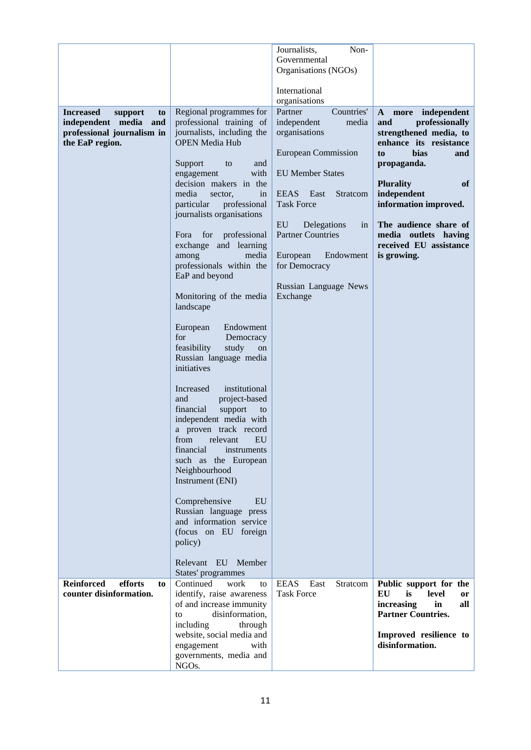| | | | |
|---|---|---|---|
| | | Journalists, Non-Governmental Organisations (NGOs)<br><br>International organisations | |
| **Increased support to independent media and professional journalism in the EaP region.** | Regional programmes for professional training of journalists, including the OPEN Media Hub<br><br>Support to and engagement with decision makers in the media sector, in particular professional journalists organisations<br><br>Fora for professional exchange and learning among media professionals within the EaP and beyond<br><br>Monitoring of the media landscape<br><br>European Endowment for Democracy feasibility study on Russian language media initiatives<br><br>Increased institutional and project-based financial support to independent media with a proven track record from relevant EU financial instruments such as the European Neighbourhood Instrument (ENI)<br><br>Comprehensive EU Russian language press and information service (focus on EU foreign policy)<br><br>Relevant EU Member States' programmes | Partner Countries' independent media organisations<br><br>European Commission<br><br>EU Member States<br><br>EEAS East Stratcom Task Force<br><br>EU Delegations in Partner Countries<br><br>European Endowment for Democracy<br><br>Russian Language News Exchange | **A more independent and professionally strengthened media, to enhance its resistance to bias and propaganda.**<br><br>**Plurality of independent information improved.**<br><br>**The audience share of media outlets having received EU assistance is growing.** |
| **Reinforced efforts to counter disinformation.** | Continued work to identify, raise awareness of and increase immunity to disinformation, including through website, social media and engagement with governments, media and NGOs. | EEAS East Stratcom Task Force | **Public support for the EU is level or increasing in all Partner Countries.**<br><br>**Improved resilience to disinformation.** |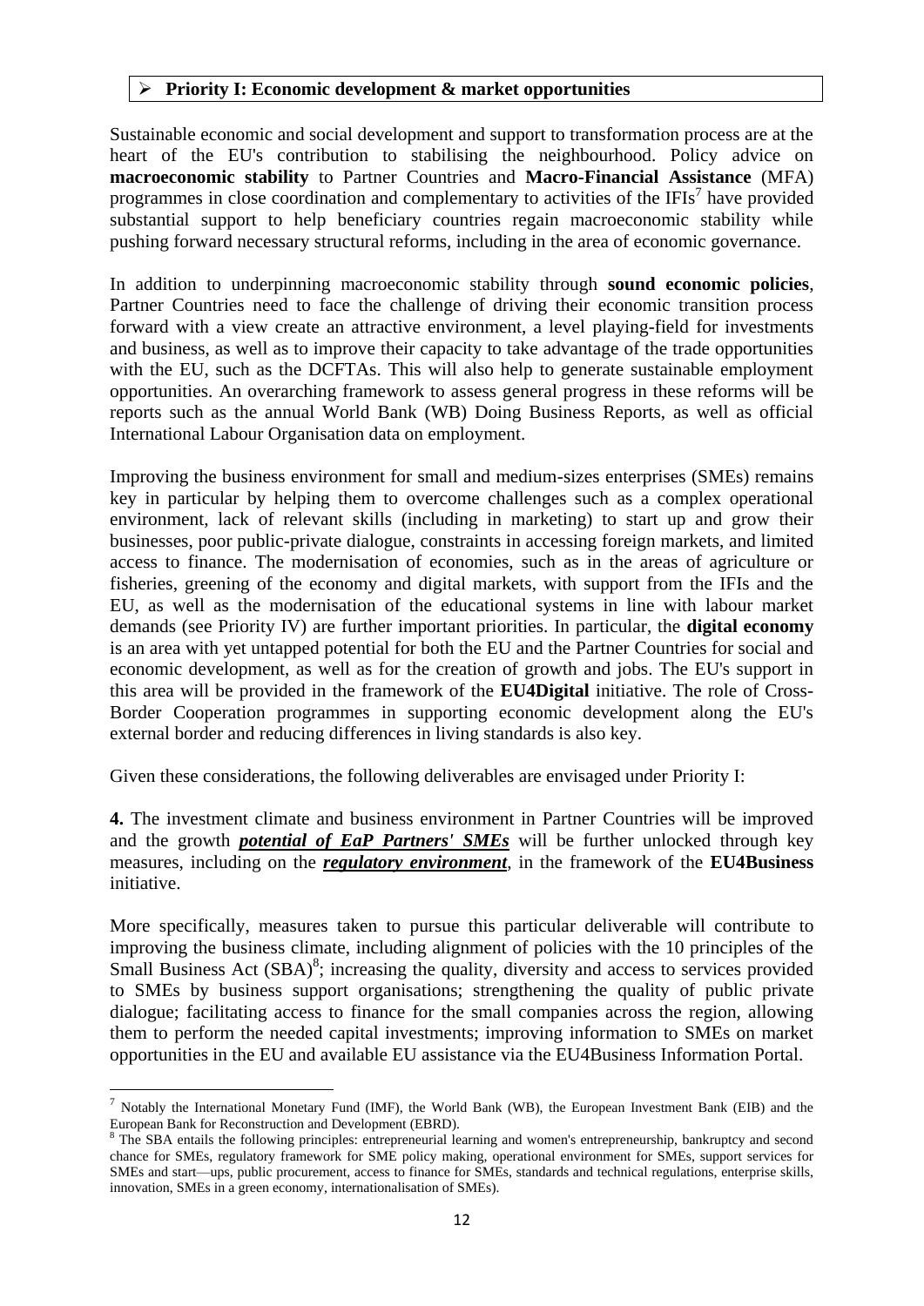## ➢ **Priority I: Economic development & market opportunities**

Sustainable economic and social development and support to transformation process are at the heart of the EU's contribution to stabilising the neighbourhood. Policy advice on **macroeconomic stability** to Partner Countries and **Macro-Financial Assistance** (MFA) programmes in close coordination and complementary to activities of the IFIs[7] have provided substantial support to help beneficiary countries regain macroeconomic stability while pushing forward necessary structural reforms, including in the area of economic governance.

In addition to underpinning macroeconomic stability through **sound economic policies**, Partner Countries need to face the challenge of driving their economic transition process forward with a view create an attractive environment, a level playing-field for investments and business, as well as to improve their capacity to take advantage of the trade opportunities with the EU, such as the DCFTAs. This will also help to generate sustainable employment opportunities. An overarching framework to assess general progress in these reforms will be reports such as the annual World Bank (WB) Doing Business Reports, as well as official International Labour Organisation data on employment.

Improving the business environment for small and medium-sizes enterprises (SMEs) remains key in particular by helping them to overcome challenges such as a complex operational environment, lack of relevant skills (including in marketing) to start up and grow their businesses, poor public-private dialogue, constraints in accessing foreign markets, and limited access to finance. The modernisation of economies, such as in the areas of agriculture or fisheries, greening of the economy and digital markets, with support from the IFIs and the EU, as well as the modernisation of the educational systems in line with labour market demands (see Priority IV) are further important priorities. In particular, the **digital economy** is an area with yet untapped potential for both the EU and the Partner Countries for social and economic development, as well as for the creation of growth and jobs. The EU's support in this area will be provided in the framework of the **EU4Digital** initiative. The role of Cross-Border Cooperation programmes in supporting economic development along the EU's external border and reducing differences in living standards is also key.

Given these considerations, the following deliverables are envisaged under Priority I:

**4.** The investment climate and business environment in Partner Countries will be improved and the growth ***potential of EaP Partners' SMEs*** will be further unlocked through key measures, including on the ***regulatory environment***, in the framework of the **EU4Business** initiative.

More specifically, measures taken to pursue this particular deliverable will contribute to improving the business climate, including alignment of policies with the 10 principles of the Small Business Act (SBA)[8]; increasing the quality, diversity and access to services provided to SMEs by business support organisations; strengthening the quality of public private dialogue; facilitating access to finance for the small companies across the region, allowing them to perform the needed capital investments; improving information to SMEs on market opportunities in the EU and available EU assistance via the EU4Business Information Portal.

---

[7] Notably the International Monetary Fund (IMF), the World Bank (WB), the European Investment Bank (EIB) and the European Bank for Reconstruction and Development (EBRD).

[8] The SBA entails the following principles: entrepreneurial learning and women's entrepreneurship, bankruptcy and second chance for SMEs, regulatory framework for SME policy making, operational environment for SMEs, support services for SMEs and start—ups, public procurement, access to finance for SMEs, standards and technical regulations, enterprise skills, innovation, SMEs in a green economy, internationalisation of SMEs).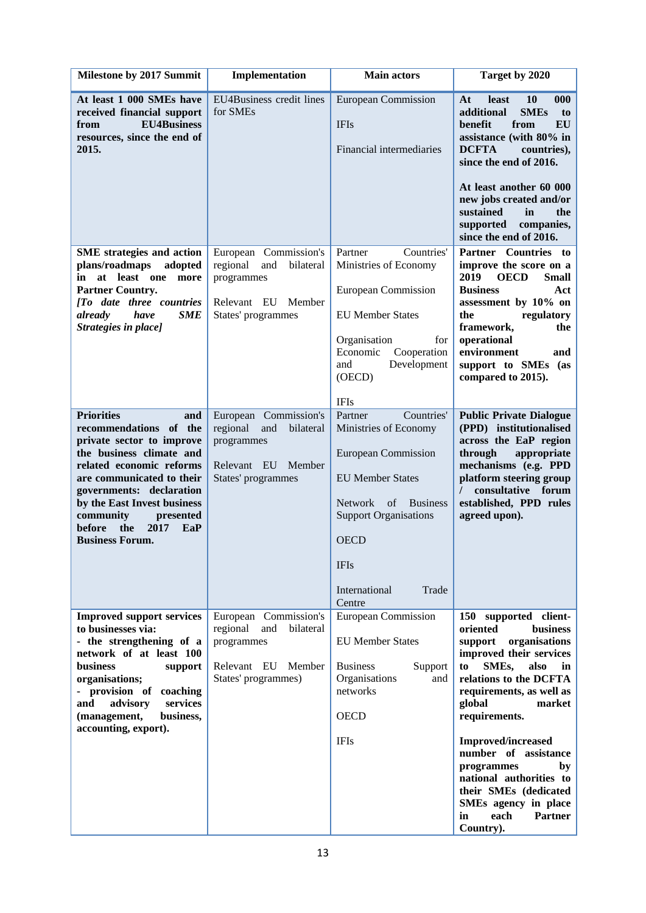| Milestone by 2017 Summit | Implementation | Main actors | Target by 2020 |
|---|---|---|---|
| **At least 1 000 SMEs have received financial support from EU4Business resources, since the end of 2015.** | EU4Business credit lines for SMEs | European Commission<br><br>IFIs<br><br>Financial intermediaries | **At least 10 000 additional SMEs to benefit from EU assistance (with 80% in DCFTA countries), since the end of 2016.**<br><br>**At least another 60 000 new jobs created and/or sustained in the supported companies, since the end of 2016.** |
| **SME strategies and action plans/roadmaps adopted in at least one more Partner Country.**<br>***[To date three countries already have SME Strategies in place]*** | European Commission's regional and bilateral programmes<br><br>Relevant EU Member States' programmes | Partner Countries' Ministries of Economy<br><br>European Commission<br><br>EU Member States<br><br>Organisation for Economic Cooperation and Development (OECD)<br><br>IFIs | **Partner Countries to improve the score on a 2019 OECD Small Business Act assessment by 10% on the regulatory framework, the operational environment and support to SMEs (as compared to 2015).** |
| **Priorities and recommendations of the private sector to improve the business climate and related economic reforms are communicated to their governments: declaration by the East Invest business community presented before the 2017 EaP Business Forum.** | European Commission's regional and bilateral programmes<br><br>Relevant EU Member States' programmes | Partner Countries' Ministries of Economy<br><br>European Commission<br><br>EU Member States<br><br>Network of Business Support Organisations<br><br>OECD<br><br>IFIs<br><br>International Trade Centre | **Public Private Dialogue (PPD) institutionalised across the EaP region through appropriate mechanisms (e.g. PPD platform steering group / consultative forum established, PPD rules agreed upon).** |
| **Improved support services to businesses via:**<br>**- the strengthening of a network of at least 100 business support organisations;**<br>**- provision of coaching and advisory services (management, business, accounting, export).** | European Commission's regional and bilateral programmes<br><br>Relevant EU Member States' programmes) | European Commission<br><br>EU Member States<br><br>Business Support Organisations and networks<br><br>OECD<br><br>IFIs | **150 supported client-oriented business support organisations improved their services to SMEs, also in relations to the DCFTA requirements, as well as global market requirements.**<br><br>**Improved/increased number of assistance programmes by national authorities to their SMEs (dedicated SMEs agency in place in each Partner Country).** |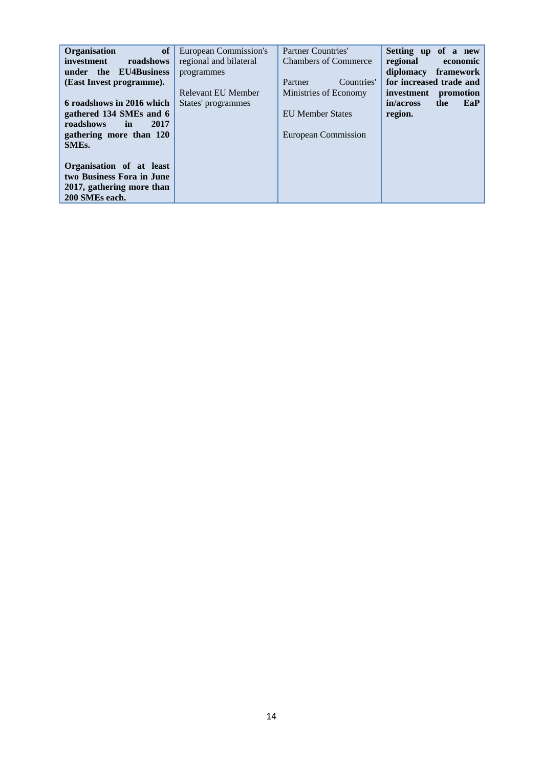| | | | |
|---|---|---|---|
| **Organisation of investment roadshows under the EU4Business (East Invest programme).**<br><br>**6 roadshows in 2016 which gathered 134 SMEs and 6 roadshows in 2017 gathering more than 120 SMEs.**<br><br>**Organisation of at least two Business Fora in June 2017, gathering more than 200 SMEs each.** | European Commission's regional and bilateral programmes<br><br>Relevant EU Member States' programmes | Partner Countries' Chambers of Commerce<br><br>Partner Countries' Ministries of Economy<br><br>EU Member States<br><br>European Commission | **Setting up of a new regional economic diplomacy framework for increased trade and investment promotion in/across the EaP region.** |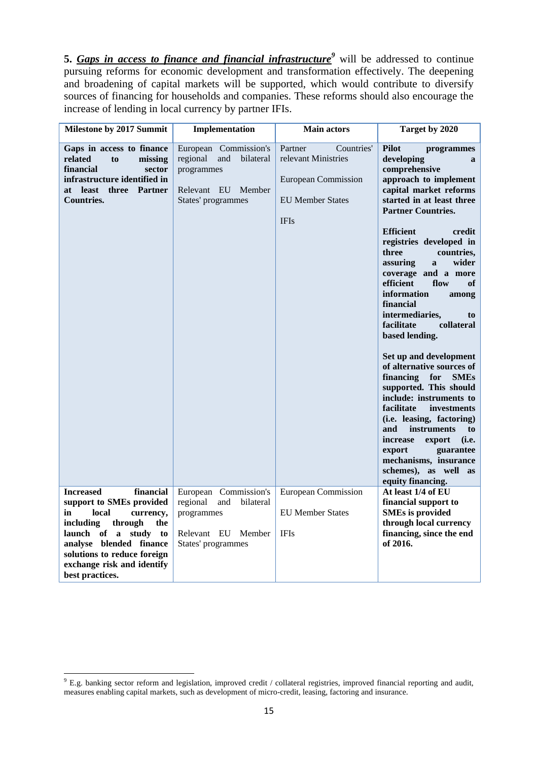**5.** ***<u>Gaps in access to finance and financial infrastructure</u>***[9] will be addressed to continue pursuing reforms for economic development and transformation effectively. The deepening and broadening of capital markets will be supported, which would contribute to diversify sources of financing for households and companies. These reforms should also encourage the increase of lending in local currency by partner IFIs.

| Milestone by 2017 Summit | Implementation | Main actors | Target by 2020 |
|---|---|---|---|
| **Gaps in access to finance related to missing financial sector infrastructure identified in at least three Partner Countries.** | European Commission's regional and bilateral programmes<br><br>Relevant EU Member States' programmes | Partner Countries' relevant Ministries<br><br>European Commission<br><br>EU Member States<br><br>IFIs | **Pilot programmes developing a comprehensive approach to implement capital market reforms started in at least three Partner Countries.**<br><br>**Efficient credit registries developed in three countries, assuring a wider coverage and a more efficient flow of information among financial intermediaries, to facilitate collateral based lending.**<br><br>**Set up and development of alternative sources of financing for SMEs supported. This should include: instruments to facilitate investments (i.e. leasing, factoring) and instruments to increase export (i.e. export guarantee mechanisms, insurance schemes), as well as equity financing.** |
| **Increased financial support to SMEs provided in local currency, including through the launch of a study to analyse blended finance solutions to reduce foreign exchange risk and identify best practices.** | European Commission's regional and bilateral programmes<br><br>Relevant EU Member States' programmes | European Commission<br><br>EU Member States<br><br>IFIs | **At least 1/4 of EU financial support to SMEs is provided through local currency financing, since the end of 2016.** |

[9] E.g. banking sector reform and legislation, improved credit / collateral registries, improved financial reporting and audit, measures enabling capital markets, such as development of micro-credit, leasing, factoring and insurance.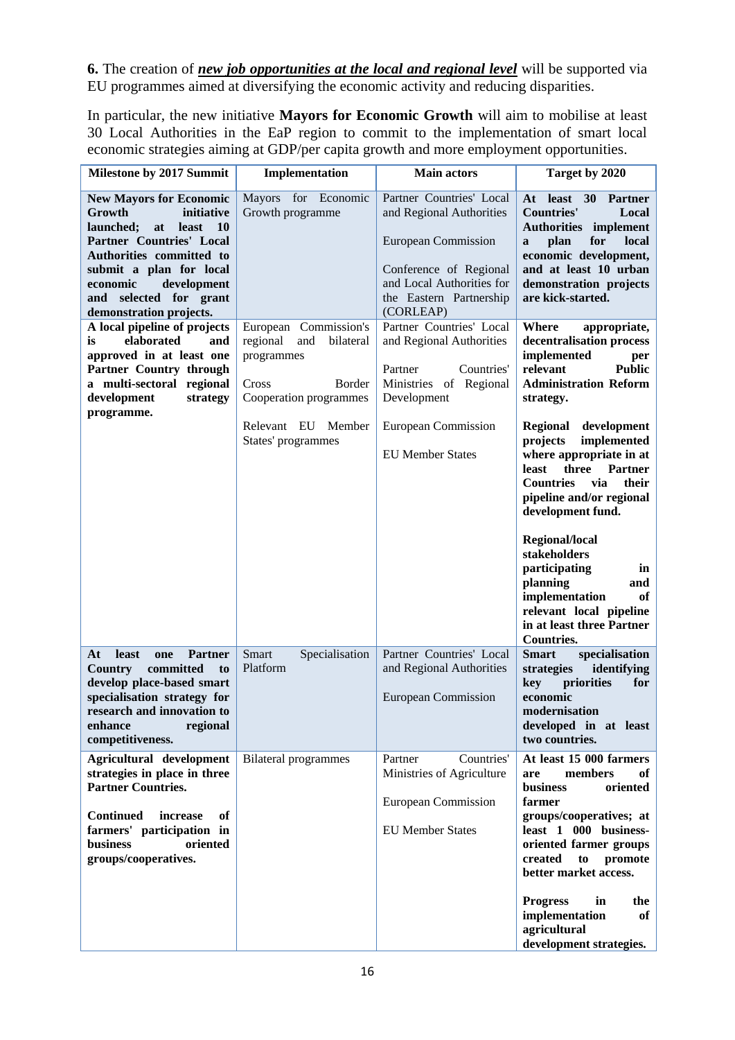**6.** The creation of ***new job opportunities at the local and regional level*** will be supported via EU programmes aimed at diversifying the economic activity and reducing disparities.

In particular, the new initiative **Mayors for Economic Growth** will aim to mobilise at least 30 Local Authorities in the EaP region to commit to the implementation of smart local economic strategies aiming at GDP/per capita growth and more employment opportunities.

| Milestone by 2017 Summit | Implementation | Main actors | Target by 2020 |
|---|---|---|---|
| **New Mayors for Economic Growth initiative launched; at least 10 Partner Countries' Local Authorities committed to submit a plan for local economic development and selected for grant demonstration projects.** | Mayors for Economic Growth programme | Partner Countries' Local and Regional Authorities<br><br>European Commission<br><br>Conference of Regional and Local Authorities for the Eastern Partnership (CORLEAP) | **At least 30 Partner Countries' Local Authorities implement a plan for local economic development, and at least 10 urban demonstration projects are kick-started.** |
| **A local pipeline of projects is elaborated and approved in at least one Partner Country through a multi-sectoral regional development strategy programme.** | European Commission's regional and bilateral programmes<br><br>Cross Border Cooperation programmes<br><br>Relevant EU Member States' programmes | Partner Countries' Local and Regional Authorities<br><br>Partner Countries' Ministries of Regional Development<br><br>European Commission<br><br>EU Member States | **Where appropriate, decentralisation process implemented per relevant Public Administration Reform strategy.**<br><br>**Regional development projects implemented where appropriate in at least three Partner Countries via their pipeline and/or regional development fund.**<br><br>**Regional/local stakeholders participating in planning and implementation of relevant local pipeline in at least three Partner Countries.** |
| **At least one Partner Country committed to develop place-based smart specialisation strategy for research and innovation to enhance regional competitiveness.** | Smart Specialisation Platform | Partner Countries' Local and Regional Authorities<br><br>European Commission | **Smart specialisation strategies identifying key priorities for economic modernisation developed in at least two countries.** |
| **Agricultural development strategies in place in three Partner Countries.**<br><br>**Continued increase of farmers' participation in business oriented groups/cooperatives.** | Bilateral programmes | Partner Countries' Ministries of Agriculture<br><br>European Commission<br><br>EU Member States | **At least 15 000 farmers are members of business oriented farmer groups/cooperatives; at least 1 000 business-oriented farmer groups created to promote better market access.**<br><br>**Progress in the implementation of agricultural development strategies.** |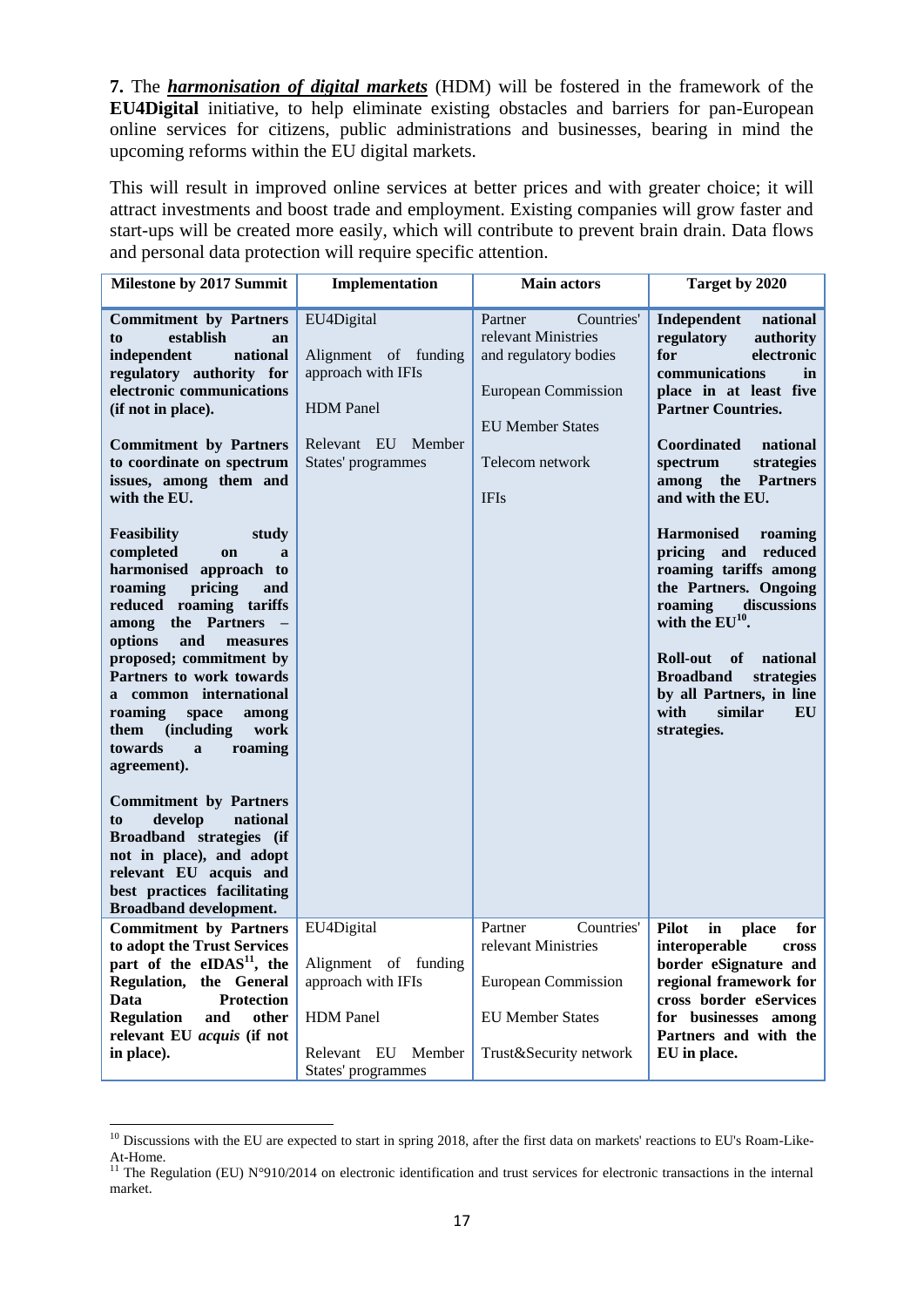**7.** The ***harmonisation of digital markets*** (HDM) will be fostered in the framework of the **EU4Digital** initiative, to help eliminate existing obstacles and barriers for pan-European online services for citizens, public administrations and businesses, bearing in mind the upcoming reforms within the EU digital markets.

This will result in improved online services at better prices and with greater choice; it will attract investments and boost trade and employment. Existing companies will grow faster and start-ups will be created more easily, which will contribute to prevent brain drain. Data flows and personal data protection will require specific attention.

| Milestone by 2017 Summit | Implementation | Main actors | Target by 2020 |
|---|---|---|---|
| **Commitment by Partners to establish an independent national regulatory authority for electronic communications (if not in place).**<br><br>**Commitment by Partners to coordinate on spectrum issues, among them and with the EU.**<br><br>**Feasibility study completed on a harmonised approach to roaming pricing and reduced roaming tariffs among the Partners – options and measures proposed; commitment by Partners to work towards a common international roaming space among them (including work towards a roaming agreement).**<br><br>**Commitment by Partners to develop national Broadband strategies (if not in place), and adopt relevant EU acquis and best practices facilitating Broadband development.** | EU4Digital<br><br>Alignment of funding approach with IFIs<br><br>HDM Panel<br><br>Relevant EU Member States' programmes | Partner Countries' relevant Ministries and regulatory bodies<br><br>European Commission<br><br>EU Member States<br><br>Telecom network<br><br>IFIs | **Independent national regulatory authority for electronic communications in place in at least five Partner Countries.**<br><br>**Coordinated national spectrum strategies among the Partners and with the EU.**<br><br>**Harmonised roaming pricing and reduced roaming tariffs among the Partners. Ongoing roaming discussions with the EU[10].**<br><br>**Roll-out of national Broadband strategies by all Partners, in line with similar EU strategies.** |
| **Commitment by Partners to adopt the Trust Services part of the eIDAS[11], the Regulation, the General Data Protection Regulation and other relevant EU *acquis* (if not in place).** | EU4Digital<br><br>Alignment of funding approach with IFIs<br><br>HDM Panel<br><br>Relevant EU Member States' programmes | Partner Countries' relevant Ministries<br><br>European Commission<br><br>EU Member States<br><br>Trust&Security network | **Pilot in place for interoperable cross border eSignature and regional framework for cross border eServices for businesses among Partners and with the EU in place.** |

[10] Discussions with the EU are expected to start in spring 2018, after the first data on markets' reactions to EU's Roam-Like-At-Home.

[11] The Regulation (EU) N°910/2014 on electronic identification and trust services for electronic transactions in the internal market.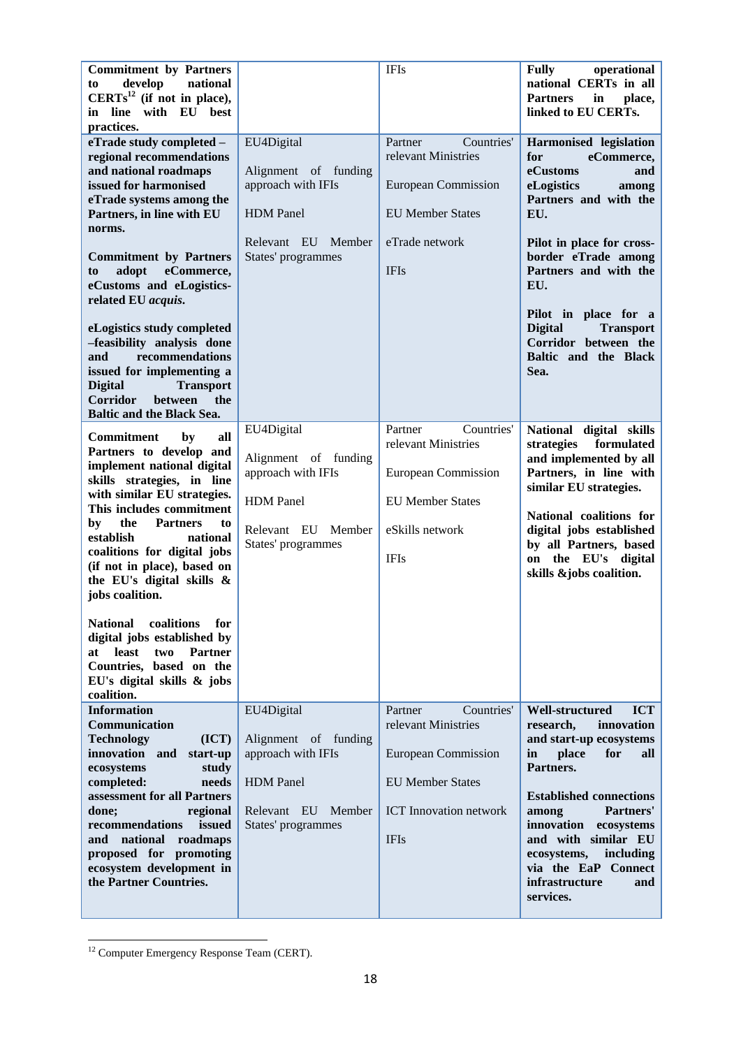| | | | |
|---|---|---|---|
| **Commitment by Partners to develop national CERTs**[12] **(if not in place), in line with EU best practices.** | | IFIs | **Fully operational national CERTs in all Partners in place, linked to EU CERTs.** |
| **eTrade study completed – regional recommendations and national roadmaps issued for harmonised eTrade systems among the Partners, in line with EU norms.**<br><br>**Commitment by Partners to adopt eCommerce, eCustoms and eLogistics-related EU *acquis*.**<br><br>**eLogistics study completed –feasibility analysis done and recommendations issued for implementing a Digital Transport Corridor between the Baltic and the Black Sea.** | EU4Digital<br><br>Alignment of funding approach with IFIs<br><br>HDM Panel<br><br>Relevant EU Member States' programmes | Partner Countries' relevant Ministries<br><br>European Commission<br><br>EU Member States<br><br>eTrade network<br><br>IFIs | **Harmonised legislation for eCommerce, eCustoms and eLogistics among Partners and with the EU.**<br><br>**Pilot in place for cross-border eTrade among Partners and with the EU.**<br><br>**Pilot in place for a Digital Transport Corridor between the Baltic and the Black Sea.** |
| **Commitment by all Partners to develop and implement national digital skills strategies, in line with similar EU strategies. This includes commitment by the Partners to establish national coalitions for digital jobs (if not in place), based on the EU's digital skills & jobs coalition.**<br><br>**National coalitions for digital jobs established by at least two Partner Countries, based on the EU's digital skills & jobs coalition.** | EU4Digital<br><br>Alignment of funding approach with IFIs<br><br>HDM Panel<br><br>Relevant EU Member States' programmes | Partner Countries' relevant Ministries<br><br>European Commission<br><br>EU Member States<br><br>eSkills network<br><br>IFIs | **National digital skills strategies formulated and implemented by all Partners, in line with similar EU strategies.**<br><br>**National coalitions for digital jobs established by all Partners, based on the EU's digital skills &jobs coalition.** |
| **Information Communication Technology (ICT) innovation and start-up ecosystems study completed: needs assessment for all Partners done; regional recommendations issued and national roadmaps proposed for promoting ecosystem development in the Partner Countries.** | EU4Digital<br><br>Alignment of funding approach with IFIs<br><br>HDM Panel<br><br>Relevant EU Member States' programmes | Partner Countries' relevant Ministries<br><br>European Commission<br><br>EU Member States<br><br>ICT Innovation network<br><br>IFIs | **Well-structured ICT research, innovation and start-up ecosystems in place for all Partners.**<br><br>**Established connections among Partners' innovation ecosystems and with similar EU ecosystems, including via the EaP Connect infrastructure and services.** |

[12] Computer Emergency Response Team (CERT).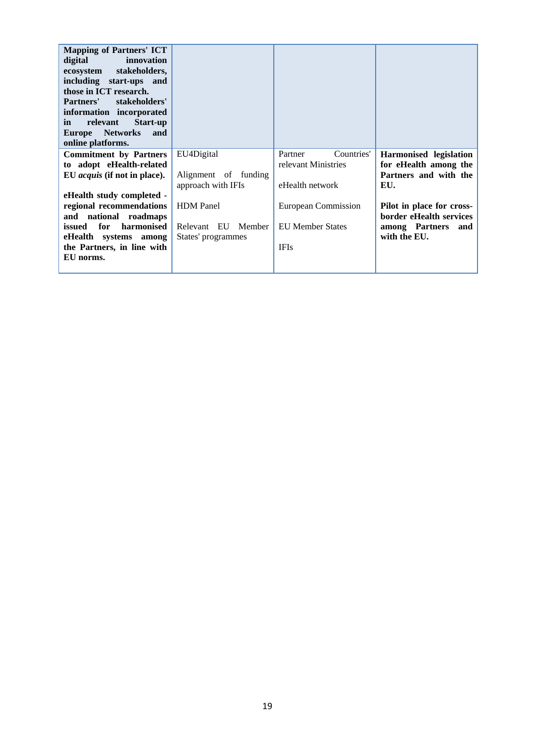| | | | |
|---|---|---|---|
| **Mapping of Partners' ICT digital innovation ecosystem stakeholders, including start-ups and those in ICT research. Partners' stakeholders' information incorporated in relevant Start-up Europe Networks and online platforms.** | | | |
| **Commitment by Partners to adopt eHealth-related EU *acquis* (if not in place).**<br><br>**eHealth study completed - regional recommendations and national roadmaps issued for harmonised eHealth systems among the Partners, in line with EU norms.** | EU4Digital<br><br>Alignment of funding approach with IFIs<br><br>HDM Panel<br><br>Relevant EU Member States' programmes | Partner Countries' relevant Ministries<br><br>eHealth network<br><br>European Commission<br><br>EU Member States<br><br>IFIs | **Harmonised legislation for eHealth among the Partners and with the EU.**<br><br>**Pilot in place for cross-border eHealth services among Partners and with the EU.** |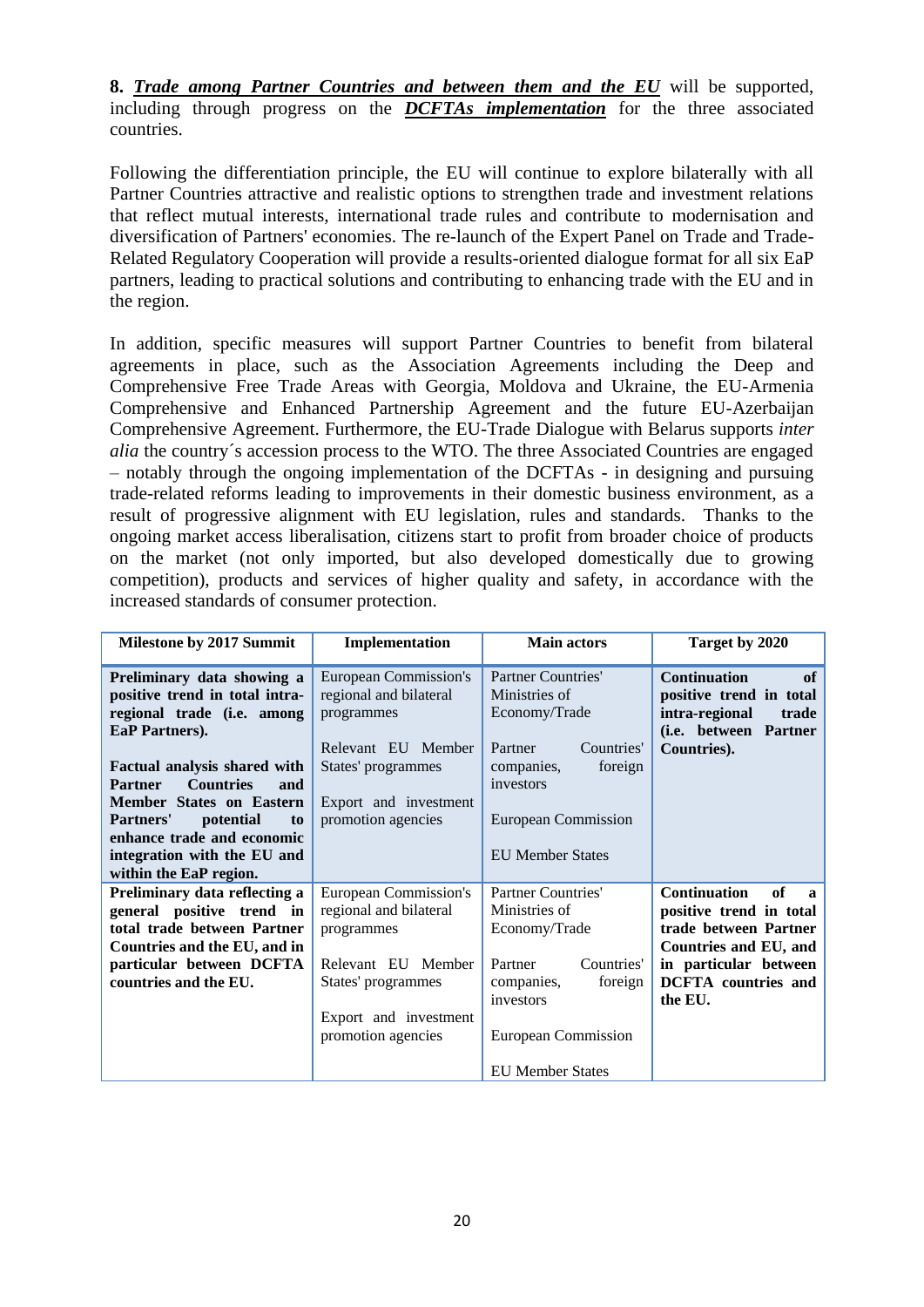**8. _*Trade among Partner Countries and between them and the EU*_** will be supported, including through progress on the **_*DCFTAs implementation*_** for the three associated countries.

Following the differentiation principle, the EU will continue to explore bilaterally with all Partner Countries attractive and realistic options to strengthen trade and investment relations that reflect mutual interests, international trade rules and contribute to modernisation and diversification of Partners' economies. The re-launch of the Expert Panel on Trade and Trade-Related Regulatory Cooperation will provide a results-oriented dialogue format for all six EaP partners, leading to practical solutions and contributing to enhancing trade with the EU and in the region.

In addition, specific measures will support Partner Countries to benefit from bilateral agreements in place, such as the Association Agreements including the Deep and Comprehensive Free Trade Areas with Georgia, Moldova and Ukraine, the EU-Armenia Comprehensive and Enhanced Partnership Agreement and the future EU-Azerbaijan Comprehensive Agreement. Furthermore, the EU-Trade Dialogue with Belarus supports *inter alia* the country´s accession process to the WTO. The three Associated Countries are engaged – notably through the ongoing implementation of the DCFTAs - in designing and pursuing trade-related reforms leading to improvements in their domestic business environment, as a result of progressive alignment with EU legislation, rules and standards. Thanks to the ongoing market access liberalisation, citizens start to profit from broader choice of products on the market (not only imported, but also developed domestically due to growing competition), products and services of higher quality and safety, in accordance with the increased standards of consumer protection.

| Milestone by 2017 Summit | Implementation | Main actors | Target by 2020 |
|---|---|---|---|
| **Preliminary data showing a positive trend in total intra-regional trade (i.e. among EaP Partners).**<br><br>**Factual analysis shared with Partner Countries and Member States on Eastern Partners' potential to enhance trade and economic integration with the EU and within the EaP region.** | European Commission's regional and bilateral programmes<br><br>Relevant EU Member States' programmes<br><br>Export and investment promotion agencies | Partner Countries' Ministries of Economy/Trade<br><br>Partner Countries' companies, foreign investors<br><br>European Commission<br><br>EU Member States | **Continuation of positive trend in total intra-regional trade (i.e. between Partner Countries).** |
| **Preliminary data reflecting a general positive trend in total trade between Partner Countries and the EU, and in particular between DCFTA countries and the EU.** | European Commission's regional and bilateral programmes<br><br>Relevant EU Member States' programmes<br><br>Export and investment promotion agencies | Partner Countries' Ministries of Economy/Trade<br><br>Partner Countries' companies, foreign investors<br><br>European Commission<br><br>EU Member States | **Continuation of a positive trend in total trade between Partner Countries and EU, and in particular between DCFTA countries and the EU.** |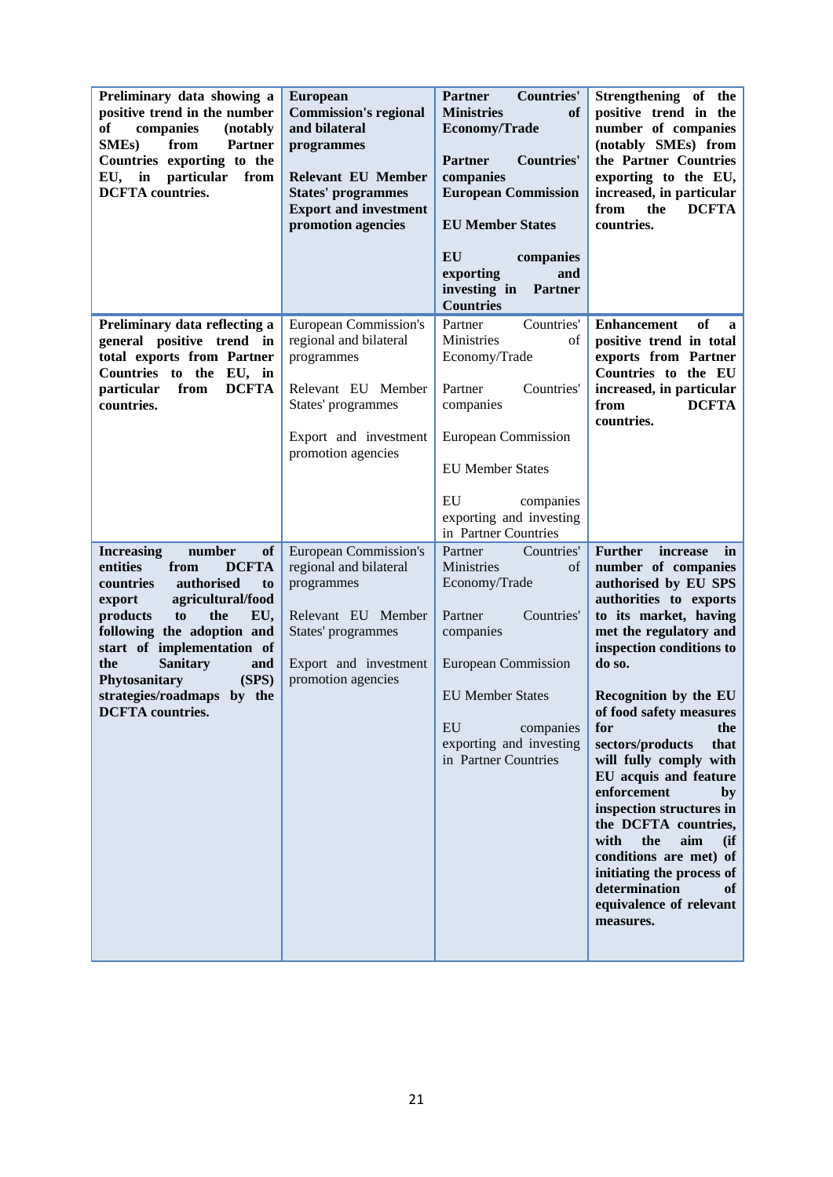| **Preliminary data showing a positive trend in the number of companies (notably SMEs) from Partner Countries exporting to the EU, in particular from DCFTA countries.** | **European Commission's regional and bilateral programmes**<br><br>**Relevant EU Member States' programmes**<br>**Export and investment promotion agencies** | **Partner Countries' Ministries of Economy/Trade**<br><br>**Partner Countries' companies**<br>**European Commission**<br><br>**EU Member States**<br><br>**EU companies exporting and investing in Partner Countries** | **Strengthening of the positive trend in the number of companies (notably SMEs) from the Partner Countries exporting to the EU, increased, in particular from the DCFTA countries.** |
|---|---|---|---|
| **Preliminary data reflecting a general positive trend in total exports from Partner Countries to the EU, in particular from DCFTA countries.** | European Commission's regional and bilateral programmes<br><br>Relevant EU Member States' programmes<br><br>Export and investment promotion agencies | Partner Countries' Ministries of Economy/Trade<br><br>Partner Countries' companies<br><br>European Commission<br><br>EU Member States<br><br>EU companies exporting and investing in Partner Countries | **Enhancement of a positive trend in total exports from Partner Countries to the EU increased, in particular from DCFTA countries.** |
| **Increasing number of entities from DCFTA countries authorised to export agricultural/food products to the EU, following the adoption and start of implementation of the Sanitary and Phytosanitary (SPS) strategies/roadmaps by the DCFTA countries.** | European Commission's regional and bilateral programmes<br><br>Relevant EU Member States' programmes<br><br>Export and investment promotion agencies | Partner Countries' Ministries of Economy/Trade<br><br>Partner Countries' companies<br><br>European Commission<br><br>EU Member States<br><br>EU companies exporting and investing in Partner Countries | **Further increase in number of companies authorised by EU SPS authorities to exports to its market, having met the regulatory and inspection conditions to do so.**<br><br>**Recognition by the EU of food safety measures for the sectors/products that will fully comply with EU acquis and feature enforcement by inspection structures in the DCFTA countries, with the aim (if conditions are met) of initiating the process of determination of equivalence of relevant measures.** |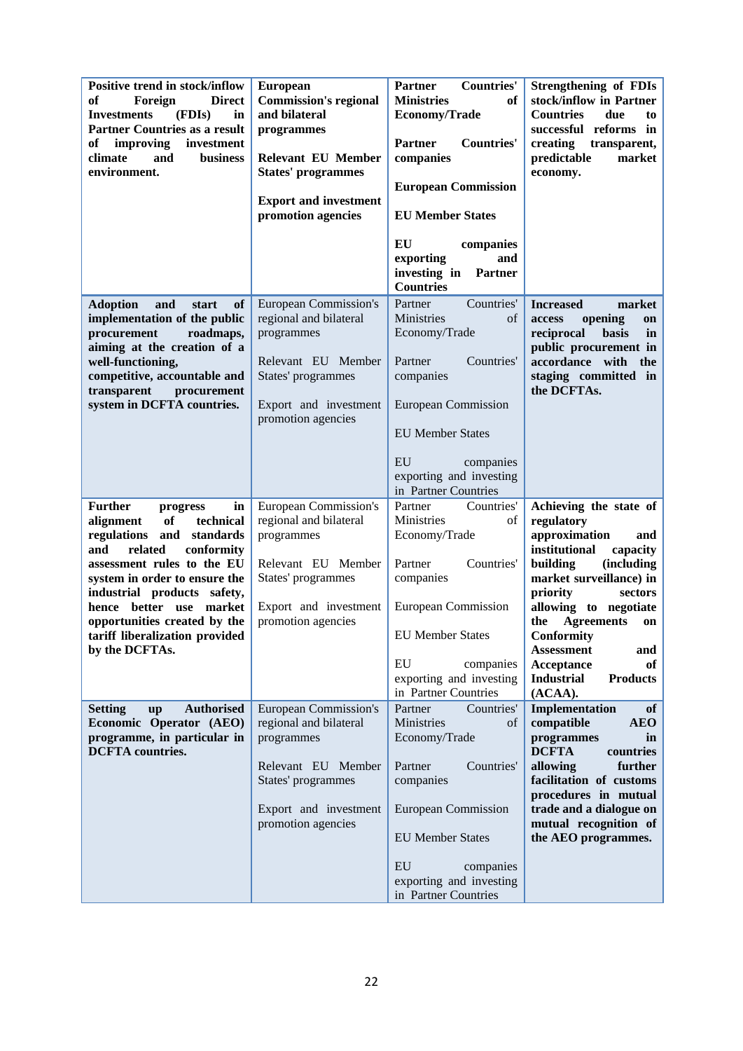| **Positive trend in stock/inflow of Foreign Direct Investments (FDIs) in Partner Countries as a result of improving investment climate and business environment.** | **European Commission's regional and bilateral programmes**<br><br>**Relevant EU Member States' programmes**<br><br>**Export and investment promotion agencies** | **Partner Countries' Ministries of Economy/Trade**<br><br>**Partner Countries' companies**<br><br>**European Commission**<br><br>**EU Member States**<br><br>**EU companies exporting and investing in Partner Countries** | **Strengthening of FDIs stock/inflow in Partner Countries due to successful reforms in creating transparent, predictable market economy.** |
|---|---|---|---|
| **Adoption and start of implementation of the public procurement roadmaps, aiming at the creation of a well-functioning, competitive, accountable and transparent procurement system in DCFTA countries.** | European Commission's regional and bilateral programmes<br><br>Relevant EU Member States' programmes<br><br>Export and investment promotion agencies | Partner Countries' Ministries of Economy/Trade<br><br>Partner Countries' companies<br><br>European Commission<br><br>EU Member States<br><br>EU companies exporting and investing in Partner Countries | **Increased market access opening on reciprocal basis in public procurement in accordance with the staging committed in the DCFTAs.** |
| **Further progress in alignment of technical regulations and standards and related conformity assessment rules to the EU system in order to ensure the industrial products safety, hence better use market opportunities created by the tariff liberalization provided by the DCFTAs.** | European Commission's regional and bilateral programmes<br><br>Relevant EU Member States' programmes<br><br>Export and investment promotion agencies | Partner Countries' Ministries of Economy/Trade<br><br>Partner Countries' companies<br><br>European Commission<br><br>EU Member States<br><br>EU companies exporting and investing in Partner Countries | **Achieving the state of regulatory approximation and institutional capacity building (including market surveillance) in priority sectors allowing to negotiate the Agreements on Conformity Assessment and Acceptance of Industrial Products (ACAA).** |
| **Setting up Authorised Economic Operator (AEO) programme, in particular in DCFTA countries.** | European Commission's regional and bilateral programmes<br><br>Relevant EU Member States' programmes<br><br>Export and investment promotion agencies | Partner Countries' Ministries of Economy/Trade<br><br>Partner Countries' companies<br><br>European Commission<br><br>EU Member States<br><br>EU companies exporting and investing in Partner Countries | **Implementation of compatible AEO programmes in DCFTA countries allowing further facilitation of customs procedures in mutual trade and a dialogue on mutual recognition of the AEO programmes.** |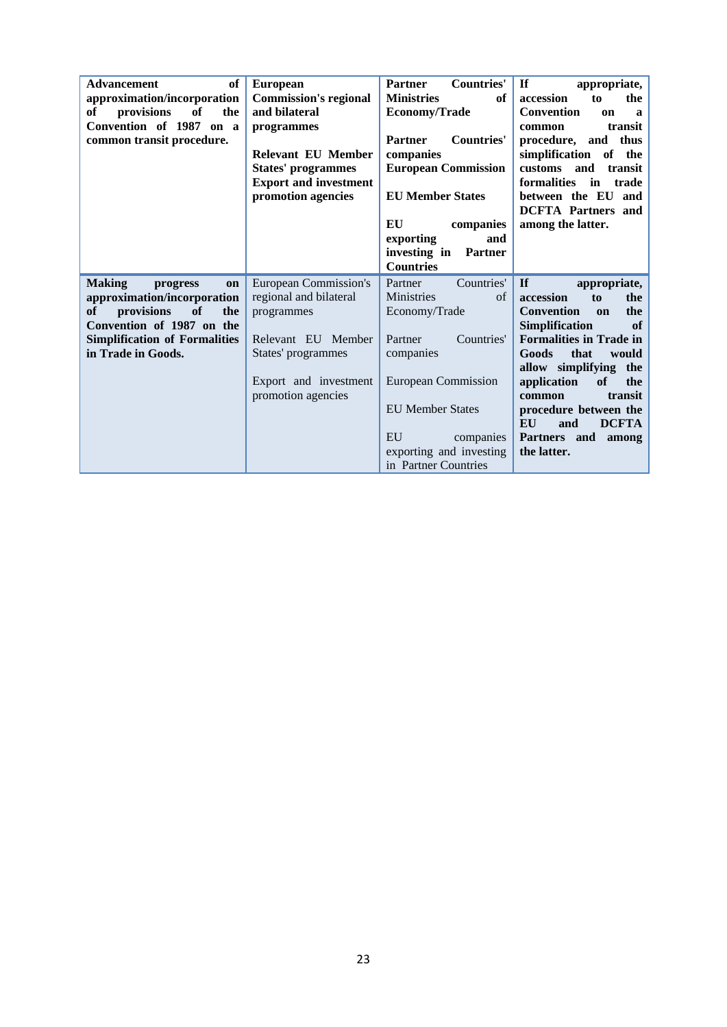| | | | |
|---|---|---|---|
| **Advancement of approximation/incorporation of provisions of the Convention of 1987 on a common transit procedure.** | **European Commission's regional and bilateral programmes**<br><br>**Relevant EU Member States' programmes**<br>**Export and investment promotion agencies** | **Partner Countries' Ministries of Economy/Trade**<br><br>**Partner Countries' companies**<br>**European Commission**<br><br>**EU Member States**<br><br>**EU companies exporting and investing in Partner Countries** | **If appropriate, accession to the Convention on a common transit procedure, and thus simplification of the customs and transit formalities in trade between the EU and DCFTA Partners and among the latter.** |
| **Making progress on approximation/incorporation of provisions of the Convention of 1987 on the Simplification of Formalities in Trade in Goods.** | European Commission's regional and bilateral programmes<br><br>Relevant EU Member States' programmes<br><br>Export and investment promotion agencies | Partner Countries' Ministries of Economy/Trade<br><br>Partner Countries' companies<br><br>European Commission<br><br>EU Member States<br><br>EU companies exporting and investing in Partner Countries | **If appropriate, accession to the Convention on the Simplification of Formalities in Trade in Goods that would allow simplifying the application of the common transit procedure between the EU and DCFTA Partners and among the latter.** |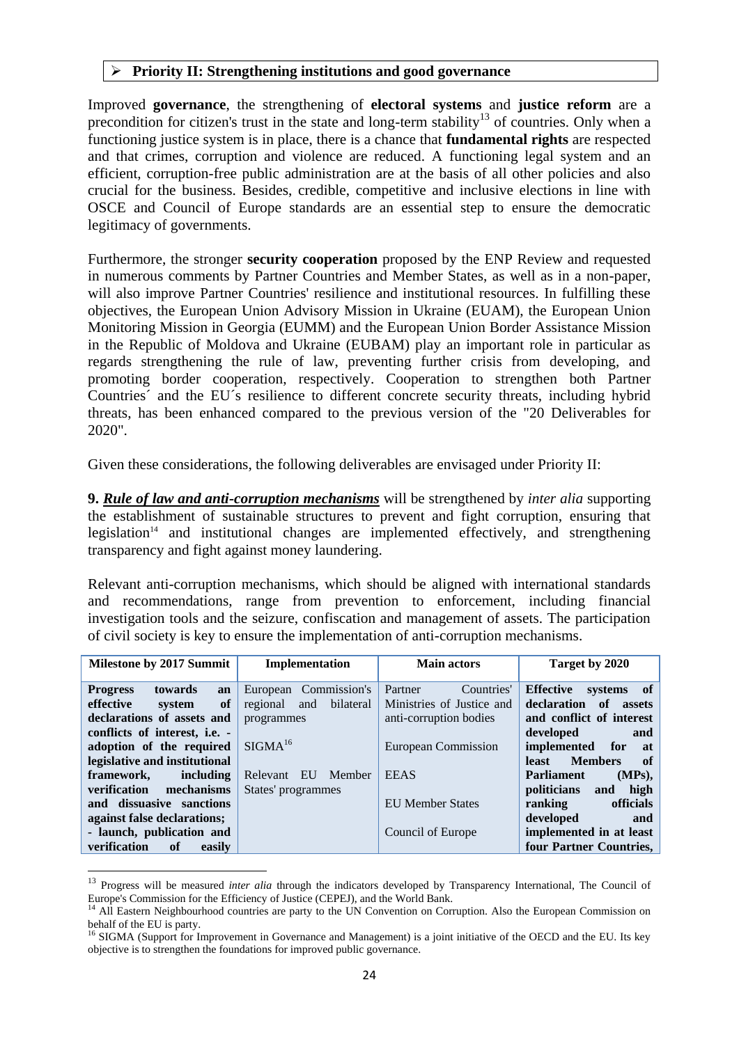## ➢ Priority II: Strengthening institutions and good governance

Improved **governance**, the strengthening of **electoral systems** and **justice reform** are a precondition for citizen's trust in the state and long-term stability[13] of countries. Only when a functioning justice system is in place, there is a chance that **fundamental rights** are respected and that crimes, corruption and violence are reduced. A functioning legal system and an efficient, corruption-free public administration are at the basis of all other policies and also crucial for the business. Besides, credible, competitive and inclusive elections in line with OSCE and Council of Europe standards are an essential step to ensure the democratic legitimacy of governments.

Furthermore, the stronger **security cooperation** proposed by the ENP Review and requested in numerous comments by Partner Countries and Member States, as well as in a non-paper, will also improve Partner Countries' resilience and institutional resources. In fulfilling these objectives, the European Union Advisory Mission in Ukraine (EUAM), the European Union Monitoring Mission in Georgia (EUMM) and the European Union Border Assistance Mission in the Republic of Moldova and Ukraine (EUBAM) play an important role in particular as regards strengthening the rule of law, preventing further crisis from developing, and promoting border cooperation, respectively. Cooperation to strengthen both Partner Countries´ and the EU´s resilience to different concrete security threats, including hybrid threats, has been enhanced compared to the previous version of the "20 Deliverables for 2020".

Given these considerations, the following deliverables are envisaged under Priority II:

**9. _Rule of law and anti-corruption mechanisms_** will be strengthened by *inter alia* supporting the establishment of sustainable structures to prevent and fight corruption, ensuring that legislation[14] and institutional changes are implemented effectively, and strengthening transparency and fight against money laundering.

Relevant anti-corruption mechanisms, which should be aligned with international standards and recommendations, range from prevention to enforcement, including financial investigation tools and the seizure, confiscation and management of assets. The participation of civil society is key to ensure the implementation of anti-corruption mechanisms.

| Milestone by 2017 Summit | Implementation | Main actors | Target by 2020 |
|---|---|---|---|
| **Progress towards an effective system of declarations of assets and conflicts of interest, i.e. - adoption of the required legislative and institutional framework, including verification mechanisms and dissuasive sanctions against false declarations; - launch, publication and verification of easily** | European Commission's regional and bilateral programmes<br><br>SIGMA[16]<br><br>Relevant EU Member States' programmes | Partner Countries' Ministries of Justice and anti-corruption bodies<br><br>European Commission<br><br>EEAS<br><br>EU Member States<br><br>Council of Europe | **Effective systems of declaration of assets and conflict of interest developed and implemented for at least Members of Parliament (MPs), politicians and high ranking officials developed and implemented in at least four Partner Countries,** |

[13] Progress will be measured *inter alia* through the indicators developed by Transparency International, The Council of Europe's Commission for the Efficiency of Justice (CEPEJ), and the World Bank.

[14] All Eastern Neighbourhood countries are party to the UN Convention on Corruption. Also the European Commission on behalf of the EU is party.

[16] SIGMA (Support for Improvement in Governance and Management) is a joint initiative of the OECD and the EU. Its key objective is to strengthen the foundations for improved public governance.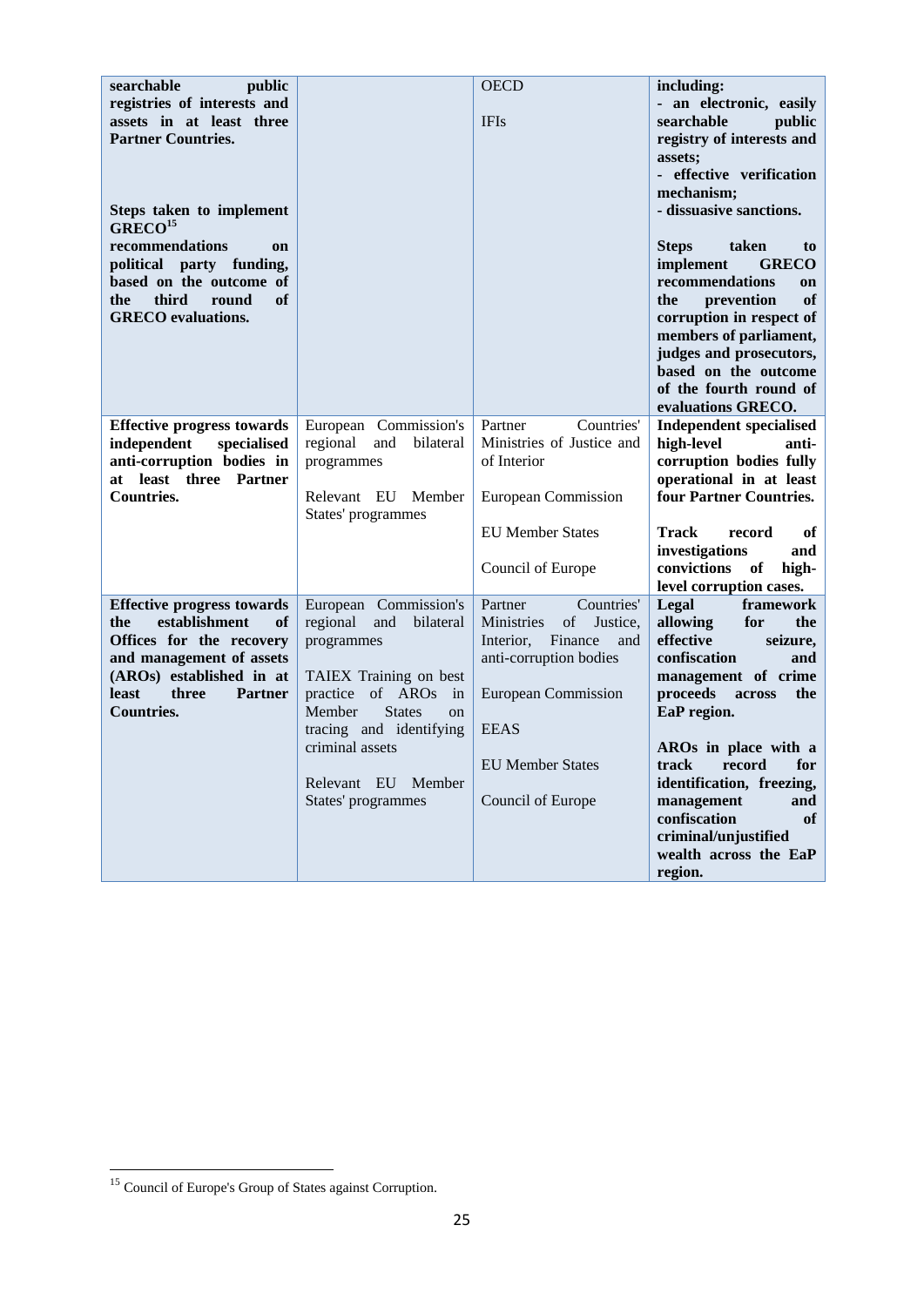| | | | |
|---|---|---|---|
| **searchable public registries of interests and assets in at least three Partner Countries.**<br><br>**Steps taken to implement GRECO[15] recommendations on political party funding, based on the outcome of the third round of GRECO evaluations.** | | OECD<br><br>IFIs | **including:**<br>**- an electronic, easily searchable public registry of interests and assets;**<br>**- effective verification mechanism;**<br>**- dissuasive sanctions.**<br><br>**Steps taken to implement GRECO recommendations on the prevention of corruption in respect of members of parliament, judges and prosecutors, based on the outcome of the fourth round of evaluations GRECO.** |
| **Effective progress towards independent specialised anti-corruption bodies in at least three Partner Countries.** | European Commission's regional and bilateral programmes<br><br>Relevant EU Member States' programmes | Partner Countries' Ministries of Justice and of Interior<br><br>European Commission<br><br>EU Member States<br><br>Council of Europe | **Independent specialised high-level anti-corruption bodies fully operational in at least four Partner Countries.**<br><br>**Track record of investigations and convictions of high-level corruption cases.** |
| **Effective progress towards the establishment of Offices for the recovery and management of assets (AROs) established in at least three Partner Countries.** | European Commission's regional and bilateral programmes<br><br>TAIEX Training on best practice of AROs in Member States on tracing and identifying criminal assets<br><br>Relevant EU Member States' programmes | Partner Countries' Ministries of Justice, Interior, Finance and anti-corruption bodies<br><br>European Commission<br><br>EEAS<br><br>EU Member States<br><br>Council of Europe | **Legal framework allowing for the effective seizure, confiscation and management of crime proceeds across the EaP region.**<br><br>**AROs in place with a track record for identification, freezing, management and confiscation of criminal/unjustified wealth across the EaP region.** |

[15] Council of Europe's Group of States against Corruption.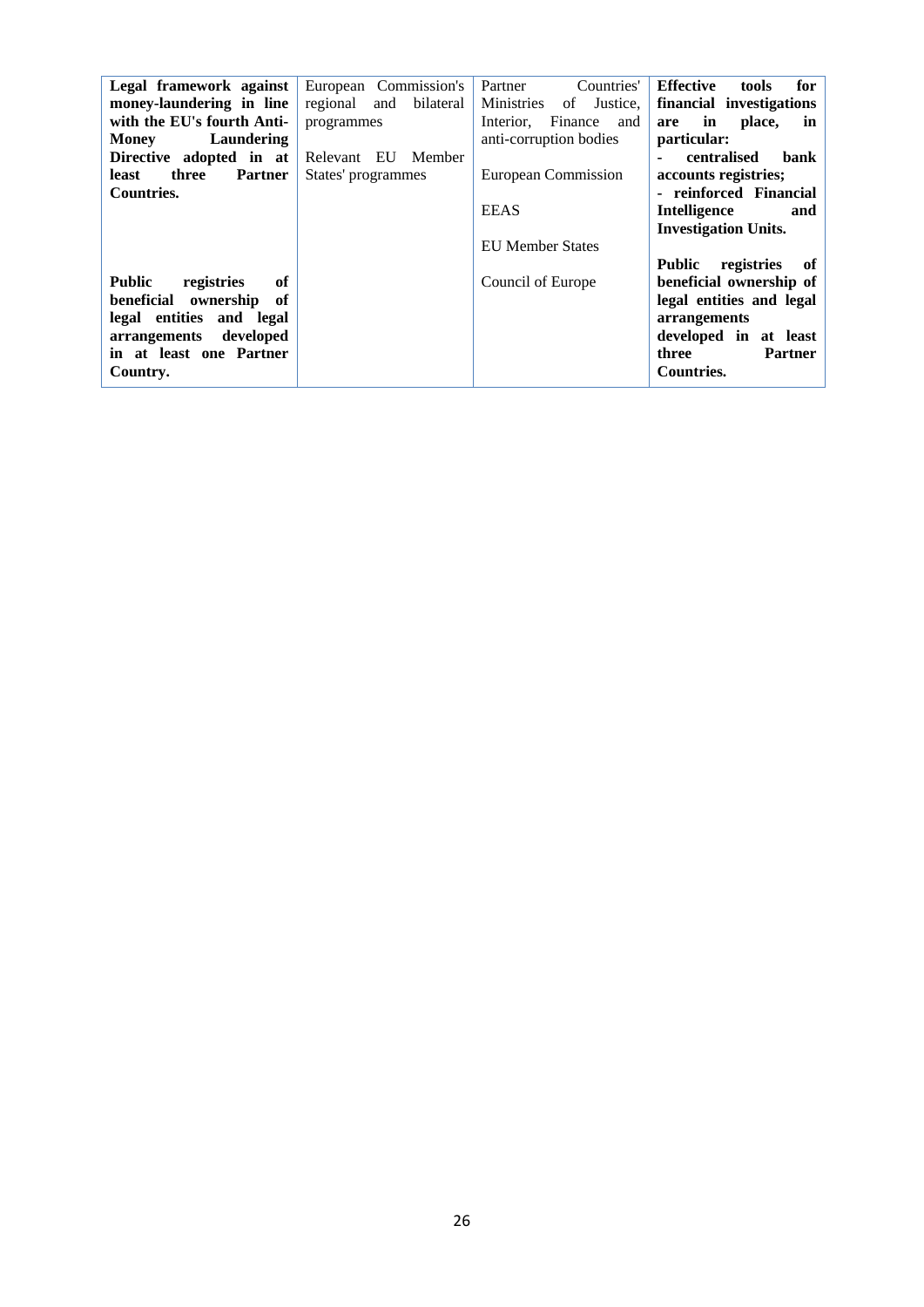| | | | |
|---|---|---|---|
| **Legal framework against money-laundering in line with the EU's fourth Anti-Money Laundering Directive adopted in at least three Partner Countries.**<br><br>**Public registries of beneficial ownership of legal entities and legal arrangements developed in at least one Partner Country.** | European Commission's regional and bilateral programmes<br><br>Relevant EU Member States' programmes | Partner Countries' Ministries of Justice, Interior, Finance and anti-corruption bodies<br><br>European Commission<br><br>EEAS<br><br>EU Member States<br><br>Council of Europe | **Effective tools for financial investigations are in place, in particular:**<br>**- centralised bank accounts registries;**<br>**- reinforced Financial Intelligence and Investigation Units.**<br><br>**Public registries of beneficial ownership of legal entities and legal arrangements developed in at least three Partner Countries.** |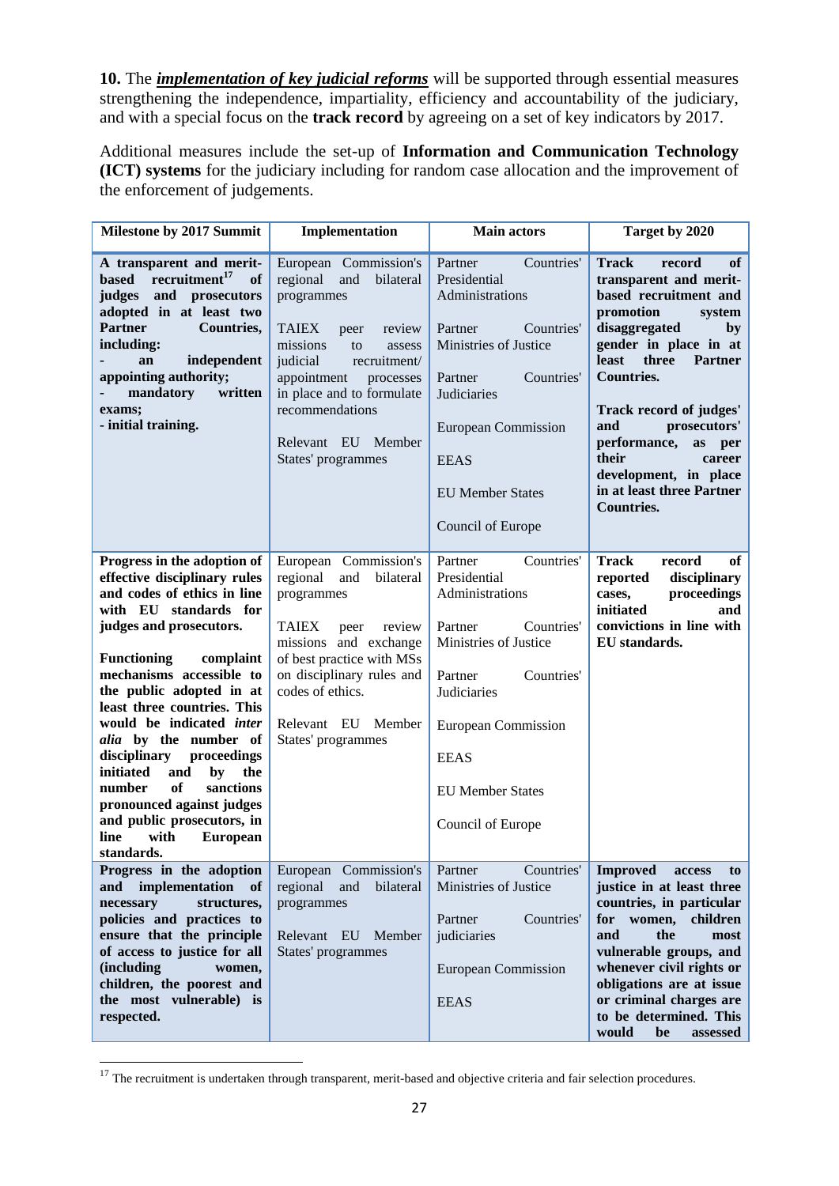**10.** The ***implementation of key judicial reforms*** will be supported through essential measures strengthening the independence, impartiality, efficiency and accountability of the judiciary, and with a special focus on the **track record** by agreeing on a set of key indicators by 2017.

Additional measures include the set-up of **Information and Communication Technology (ICT) systems** for the judiciary including for random case allocation and the improvement of the enforcement of judgements.

| Milestone by 2017 Summit | Implementation | Main actors | Target by 2020 |
|---|---|---|---|
| **A transparent and merit-based recruitment[17] of judges and prosecutors adopted in at least two Partner Countries, including:**<br>**- an independent appointing authority;**<br>**- mandatory written exams;**<br>**- initial training.** | European Commission's regional and bilateral programmes<br><br>TAIEX peer review missions to assess judicial recruitment/ appointment processes in place and to formulate recommendations<br><br>Relevant EU Member States' programmes | Partner Countries' Presidential Administrations<br><br>Partner Countries' Ministries of Justice<br><br>Partner Countries' Judiciaries<br><br>European Commission<br><br>EEAS<br><br>EU Member States<br><br>Council of Europe | **Track record of transparent and merit-based recruitment and promotion system disaggregated by gender in place in at least three Partner Countries.**<br><br>**Track record of judges' and prosecutors' performance, as per their career development, in place in at least three Partner Countries.** |
| **Progress in the adoption of effective disciplinary rules and codes of ethics in line with EU standards for judges and prosecutors.**<br><br>**Functioning complaint mechanisms accessible to the public adopted in at least three countries. This would be indicated *inter alia* by the number of disciplinary proceedings initiated and by the number of sanctions pronounced against judges and public prosecutors, in line with European standards.** | European Commission's regional and bilateral programmes<br><br>TAIEX peer review missions and exchange of best practice with MSs on disciplinary rules and codes of ethics.<br><br>Relevant EU Member States' programmes | Partner Countries' Presidential Administrations<br><br>Partner Countries' Ministries of Justice<br><br>Partner Countries' Judiciaries<br><br>European Commission<br><br>EEAS<br><br>EU Member States<br><br>Council of Europe | **Track record of reported disciplinary cases, proceedings initiated and convictions in line with EU standards.** |
| **Progress in the adoption and implementation of necessary structures, policies and practices to ensure that the principle of access to justice for all (including women, children, the poorest and the most vulnerable) is respected.** | European Commission's regional and bilateral programmes<br><br>Relevant EU Member States' programmes | Partner Countries' Ministries of Justice<br><br>Partner Countries' judiciaries<br><br>European Commission<br><br>EEAS | **Improved access to justice in at least three countries, in particular for women, children and the most vulnerable groups, and whenever civil rights or obligations are at issue or criminal charges are to be determined. This would be assessed** |

[17] The recruitment is undertaken through transparent, merit-based and objective criteria and fair selection procedures.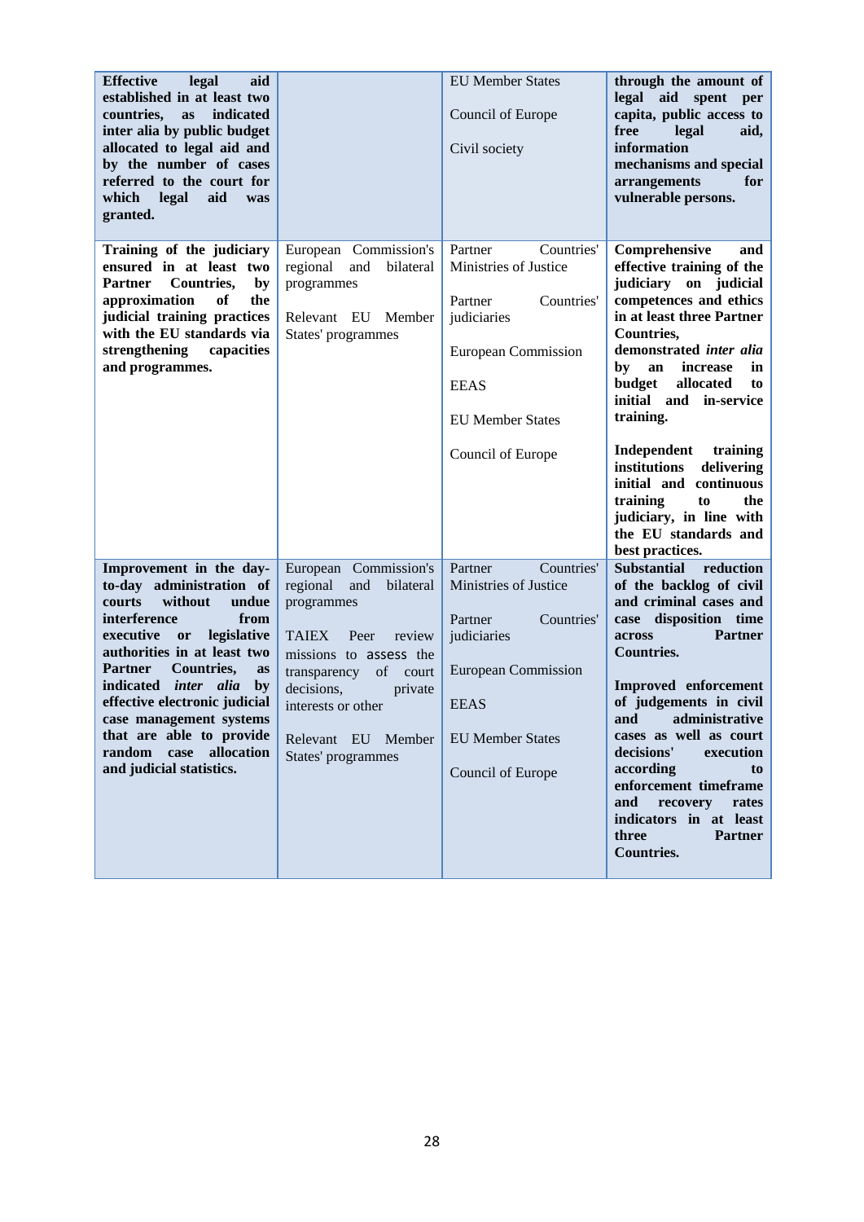| | | | |
|---|---|---|---|
| **Effective legal aid established in at least two countries, as indicated inter alia by public budget allocated to legal aid and by the number of cases referred to the court for which legal aid was granted.** | | EU Member States<br><br>Council of Europe<br><br>Civil society | **through the amount of legal aid spent per capita, public access to free legal aid, information mechanisms and special arrangements for vulnerable persons.** |
| **Training of the judiciary ensured in at least two Partner Countries, by approximation of the judicial training practices with the EU standards via strengthening capacities and programmes.** | European Commission's regional and bilateral programmes<br><br>Relevant EU Member States' programmes | Partner Countries' Ministries of Justice<br><br>Partner Countries' judiciaries<br><br>European Commission<br><br>EEAS<br><br>EU Member States<br><br>Council of Europe | **Comprehensive and effective training of the judiciary on judicial competences and ethics in at least three Partner Countries, demonstrated *inter alia* by an increase in budget allocated to initial and in-service training.**<br><br>**Independent training institutions delivering initial and continuous training to the judiciary, in line with the EU standards and best practices.** |
| **Improvement in the day-to-day administration of courts without undue interference from executive or legislative authorities in at least two Partner Countries, as indicated *inter alia* by effective electronic judicial case management systems that are able to provide random case allocation and judicial statistics.** | European Commission's regional and bilateral programmes<br><br>TAIEX Peer review missions to assess the transparency of court decisions, private interests or other<br><br>Relevant EU Member States' programmes | Partner Countries' Ministries of Justice<br><br>Partner Countries' judiciaries<br><br>European Commission<br><br>EEAS<br><br>EU Member States<br><br>Council of Europe | **Substantial reduction of the backlog of civil and criminal cases and case disposition time across Partner Countries.**<br><br>**Improved enforcement of judgements in civil and administrative cases as well as court decisions' execution according to enforcement timeframe and recovery rates indicators in at least three Partner Countries.** |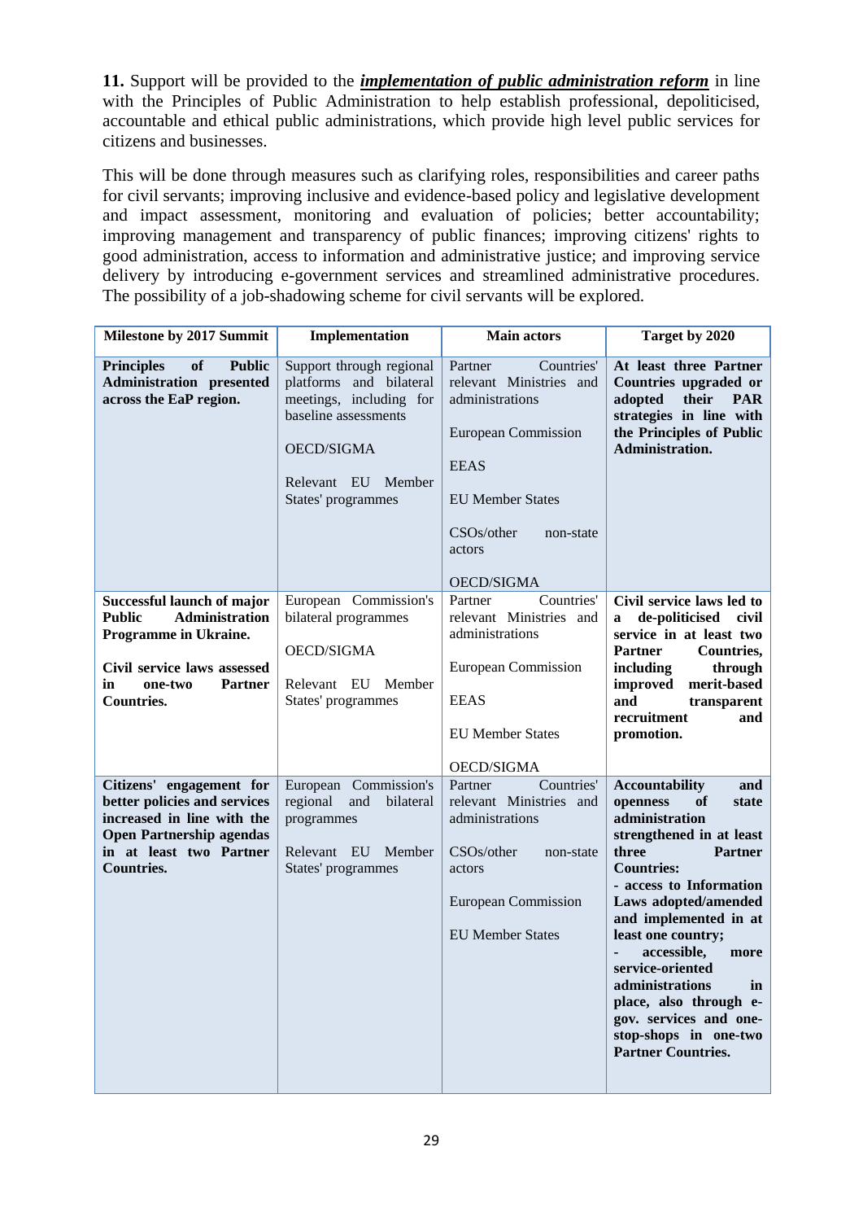**11.** Support will be provided to the ***implementation of public administration reform*** in line with the Principles of Public Administration to help establish professional, depoliticised, accountable and ethical public administrations, which provide high level public services for citizens and businesses.

This will be done through measures such as clarifying roles, responsibilities and career paths for civil servants; improving inclusive and evidence-based policy and legislative development and impact assessment, monitoring and evaluation of policies; better accountability; improving management and transparency of public finances; improving citizens' rights to good administration, access to information and administrative justice; and improving service delivery by introducing e-government services and streamlined administrative procedures. The possibility of a job-shadowing scheme for civil servants will be explored.

| Milestone by 2017 Summit | Implementation | Main actors | Target by 2020 |
|---|---|---|---|
| **Principles of Public Administration presented across the EaP region.** | Support through regional platforms and bilateral meetings, including for baseline assessments<br><br>OECD/SIGMA<br><br>Relevant EU Member States' programmes | Partner Countries' relevant Ministries and administrations<br><br>European Commission<br><br>EEAS<br><br>EU Member States<br><br>CSOs/other non-state actors<br><br>OECD/SIGMA | **At least three Partner Countries upgraded or adopted their PAR strategies in line with the Principles of Public Administration.** |
| **Successful launch of major Public Administration Programme in Ukraine.**<br><br>**Civil service laws assessed in one-two Partner Countries.** | European Commission's bilateral programmes<br><br>OECD/SIGMA<br><br>Relevant EU Member States' programmes | Partner Countries' relevant Ministries and administrations<br><br>European Commission<br><br>EEAS<br><br>EU Member States<br><br>OECD/SIGMA | **Civil service laws led to a de-politicised civil service in at least two Partner Countries, including through improved merit-based and transparent recruitment and promotion.** |
| **Citizens' engagement for better policies and services increased in line with the Open Partnership agendas in at least two Partner Countries.** | European Commission's regional and bilateral programmes<br><br>Relevant EU Member States' programmes | Partner Countries' relevant Ministries and administrations<br><br>CSOs/other non-state actors<br><br>European Commission<br><br>EU Member States | **Accountability and openness of state administration strengthened in at least three Partner Countries:**<br>**- access to Information Laws adopted/amended and implemented in at least one country;**<br>**- accessible, more service-oriented administrations in place, also through e-gov. services and one-stop-shops in one-two Partner Countries.** |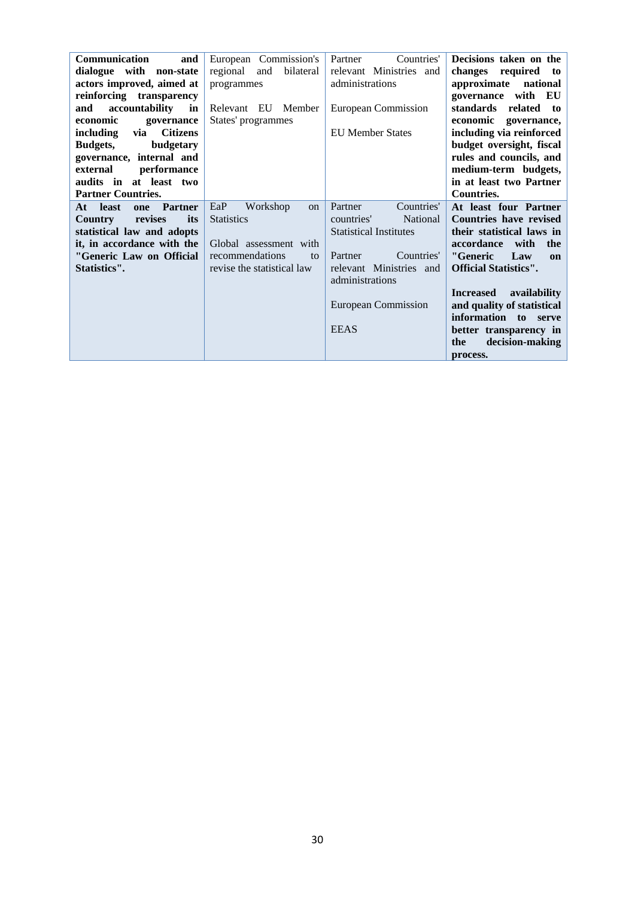| **Communication and dialogue with non-state actors improved, aimed at reinforcing transparency and accountability in economic governance including via Citizens Budgets, budgetary governance, internal and external performance audits in at least two Partner Countries.** | European Commission's regional and bilateral programmes<br><br>Relevant EU Member States' programmes | Partner Countries' relevant Ministries and administrations<br><br>European Commission<br><br>EU Member States | **Decisions taken on the changes required to approximate national governance with EU standards related to economic governance, including via reinforced budget oversight, fiscal rules and councils, and medium-term budgets, in at least two Partner Countries.** |
|---|---|---|---|
| **At least one Partner Country revises its statistical law and adopts it, in accordance with the "Generic Law on Official Statistics".** | EaP Workshop on Statistics<br><br>Global assessment with recommendations to revise the statistical law | Partner countries' National Statistical Institutes<br><br>Partner Countries' relevant Ministries and administrations<br><br>European Commission<br><br>EEAS | **At least four Partner Countries have revised their statistical laws in accordance with the "Generic Law on Official Statistics".**<br><br>**Increased availability and quality of statistical information to serve better transparency in the decision-making process.** |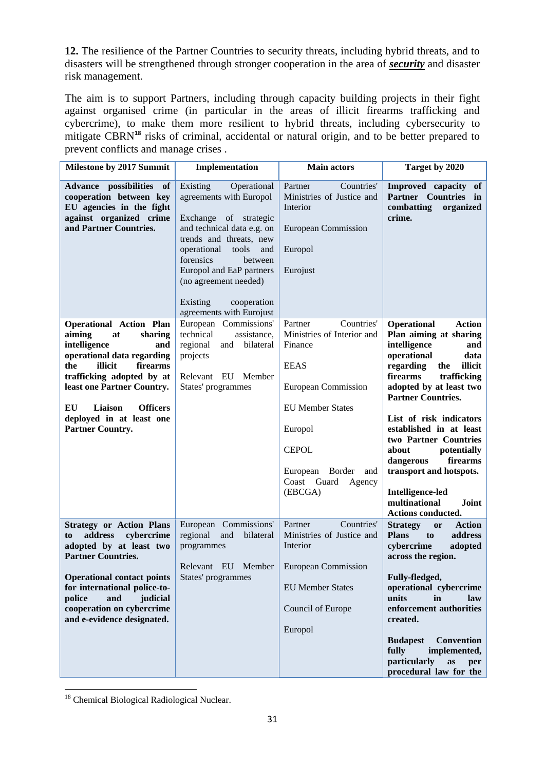**12.** The resilience of the Partner Countries to security threats, including hybrid threats, and to disasters will be strengthened through stronger cooperation in the area of ***security*** and disaster risk management.

The aim is to support Partners, including through capacity building projects in their fight against organised crime (in particular in the areas of illicit firearms trafficking and cybercrime), to make them more resilient to hybrid threats, including cybersecurity to mitigate CBRN[18] risks of criminal, accidental or natural origin, and to be better prepared to prevent conflicts and manage crises .

| Milestone by 2017 Summit | Implementation | Main actors | Target by 2020 |
|---|---|---|---|
| **Advance possibilities of cooperation between key EU agencies in the fight against organized crime and Partner Countries.** | Existing Operational agreements with Europol<br><br>Exchange of strategic and technical data e.g. on trends and threats, new operational tools and forensics between Europol and EaP partners (no agreement needed)<br><br>Existing cooperation agreements with Eurojust | Partner Countries' Ministries of Justice and Interior<br><br>European Commission<br><br>Europol<br><br>Eurojust | **Improved capacity of Partner Countries in combatting organized crime.** |
| **Operational Action Plan aiming at sharing intelligence and operational data regarding the illicit firearms trafficking adopted by at least one Partner Country.**<br><br>**EU Liaison Officers deployed in at least one Partner Country.** | European Commissions' technical assistance, regional and bilateral projects<br><br>Relevant EU Member States' programmes | Partner Countries' Ministries of Interior and Finance<br><br>EEAS<br><br>European Commission<br><br>EU Member States<br><br>Europol<br><br>CEPOL<br><br>European Border and Coast Guard Agency (EBCGA) | **Operational Action Plan aiming at sharing intelligence and operational data regarding the illicit firearms trafficking adopted by at least two Partner Countries.**<br><br>**List of risk indicators established in at least two Partner Countries about potentially dangerous firearms transport and hotspots.**<br><br>**Intelligence-led multinational Joint Actions conducted.** |
| **Strategy or Action Plans to address cybercrime adopted by at least two Partner Countries.**<br><br>**Operational contact points for international police-to-police and judicial cooperation on cybercrime and e-evidence designated.** | European Commissions' regional and bilateral programmes<br><br>Relevant EU Member States' programmes | Partner Countries' Ministries of Justice and Interior<br><br>European Commission<br><br>EU Member States<br><br>Council of Europe<br><br>Europol | **Strategy or Action Plans to address cybercrime adopted across the region.**<br><br>**Fully-fledged, operational cybercrime units in law enforcement authorities created.**<br><br>**Budapest Convention fully implemented, particularly as per procedural law for the** |

[18] Chemical Biological Radiological Nuclear.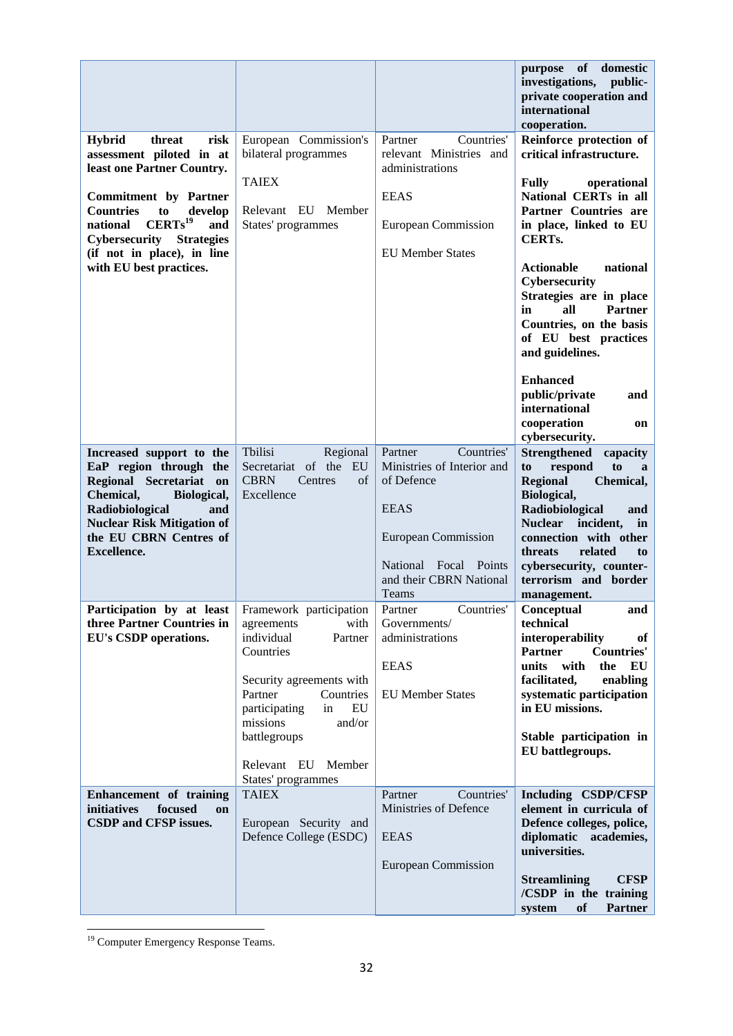| | | | |
|---|---|---|---|
| | | | **purpose of domestic investigations, public-private cooperation and international cooperation.** |
| **Hybrid threat risk assessment piloted in at least one Partner Country.**<br><br>**Commitment by Partner Countries to develop national CERTs[19] and Cybersecurity Strategies (if not in place), in line with EU best practices.** | European Commission's bilateral programmes<br><br>TAIEX<br><br>Relevant EU Member States' programmes | Partner Countries' relevant Ministries and administrations<br><br>EEAS<br><br>European Commission<br><br>EU Member States | **Reinforce protection of critical infrastructure.**<br><br>**Fully operational National CERTs in all Partner Countries are in place, linked to EU CERTs.**<br><br>**Actionable national Cybersecurity Strategies are in place in all Partner Countries, on the basis of EU best practices and guidelines.**<br><br>**Enhanced public/private and international cooperation on cybersecurity.** |
| **Increased support to the EaP region through the Regional Secretariat on Chemical, Biological, Radiobiological and Nuclear Risk Mitigation of the EU CBRN Centres of Excellence.** | Tbilisi Regional Secretariat of the EU CBRN Centres of Excellence | Partner Countries' Ministries of Interior and of Defence<br><br>EEAS<br><br>European Commission<br><br>National Focal Points and their CBRN National Teams | **Strengthened capacity to respond to a Regional Chemical, Biological, Radiobiological and Nuclear incident, in connection with other threats related to cybersecurity, counter-terrorism and border management.** |
| **Participation by at least three Partner Countries in EU's CSDP operations.** | Framework participation agreements with individual Partner Countries<br><br>Security agreements with Partner Countries participating in EU missions and/or battlegroups<br><br>Relevant EU Member States' programmes | Partner Countries' Governments/ administrations<br><br>EEAS<br><br>EU Member States | **Conceptual and technical interoperability of Partner Countries' units with the EU facilitated, enabling systematic participation in EU missions.**<br><br>**Stable participation in EU battlegroups.** |
| **Enhancement of training initiatives focused on CSDP and CFSP issues.** | TAIEX<br><br>European Security and Defence College (ESDC) | Partner Countries' Ministries of Defence<br><br>EEAS<br><br>European Commission | **Including CSDP/CFSP element in curricula of Defence colleges, police, diplomatic academies, universities.**<br><br>**Streamlining CFSP /CSDP in the training system of Partner** |

[19] Computer Emergency Response Teams.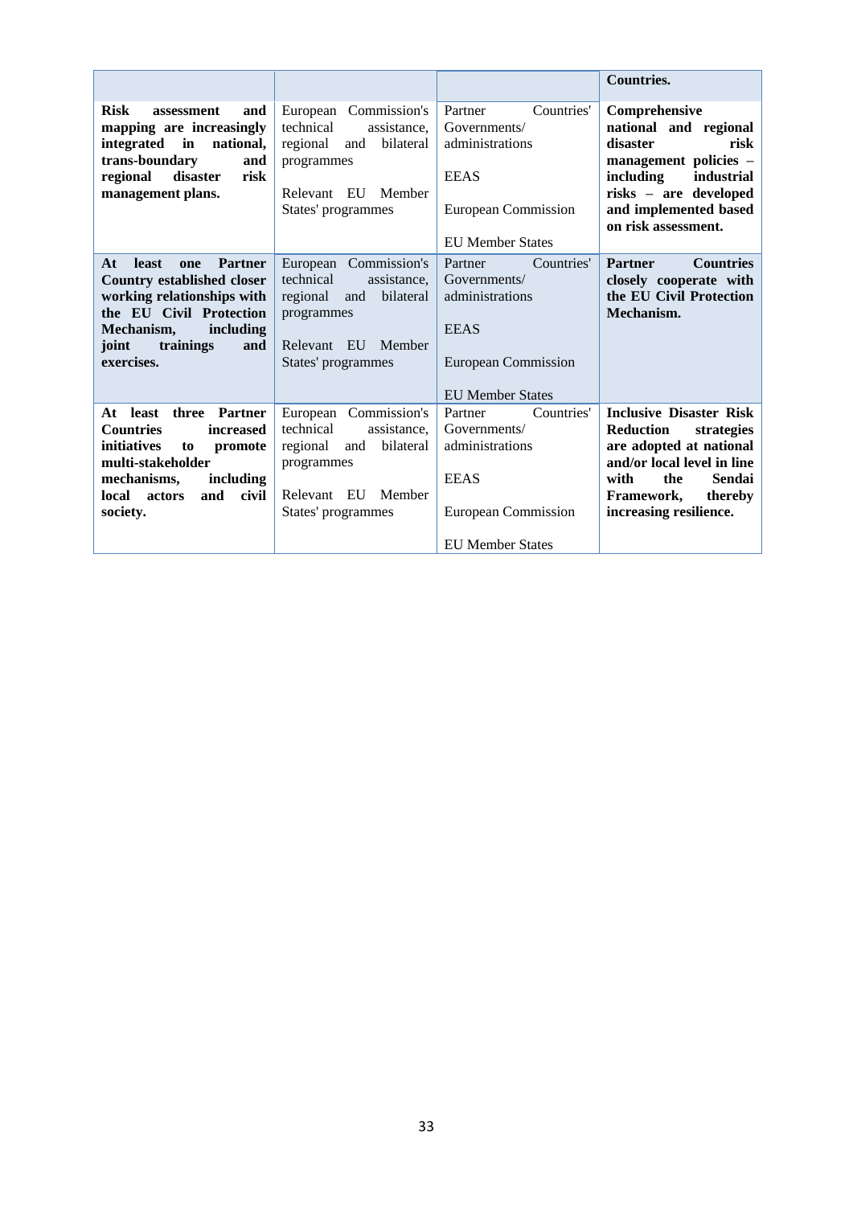| | | | Countries. |
|---|---|---|---|
| **Risk assessment and mapping are increasingly integrated in national, trans-boundary and regional disaster risk management plans.** | European Commission's technical assistance, regional and bilateral programmes<br><br>Relevant EU Member States' programmes | Partner Countries' Governments/ administrations<br><br>EEAS<br><br>European Commission<br><br>EU Member States | **Comprehensive national and regional disaster risk management policies – including industrial risks – are developed and implemented based on risk assessment.** |
| **At least one Partner Country established closer working relationships with the EU Civil Protection Mechanism, including joint trainings and exercises.** | European Commission's technical assistance, regional and bilateral programmes<br><br>Relevant EU Member States' programmes | Partner Countries' Governments/ administrations<br><br>EEAS<br><br>European Commission<br><br>EU Member States | **Partner Countries closely cooperate with the EU Civil Protection Mechanism.** |
| **At least three Partner Countries increased initiatives to promote multi-stakeholder mechanisms, including local actors and civil society.** | European Commission's technical assistance, regional and bilateral programmes<br><br>Relevant EU Member States' programmes | Partner Countries' Governments/ administrations<br><br>EEAS<br><br>European Commission<br><br>EU Member States | **Inclusive Disaster Risk Reduction strategies are adopted at national and/or local level in line with the Sendai Framework, thereby increasing resilience.** |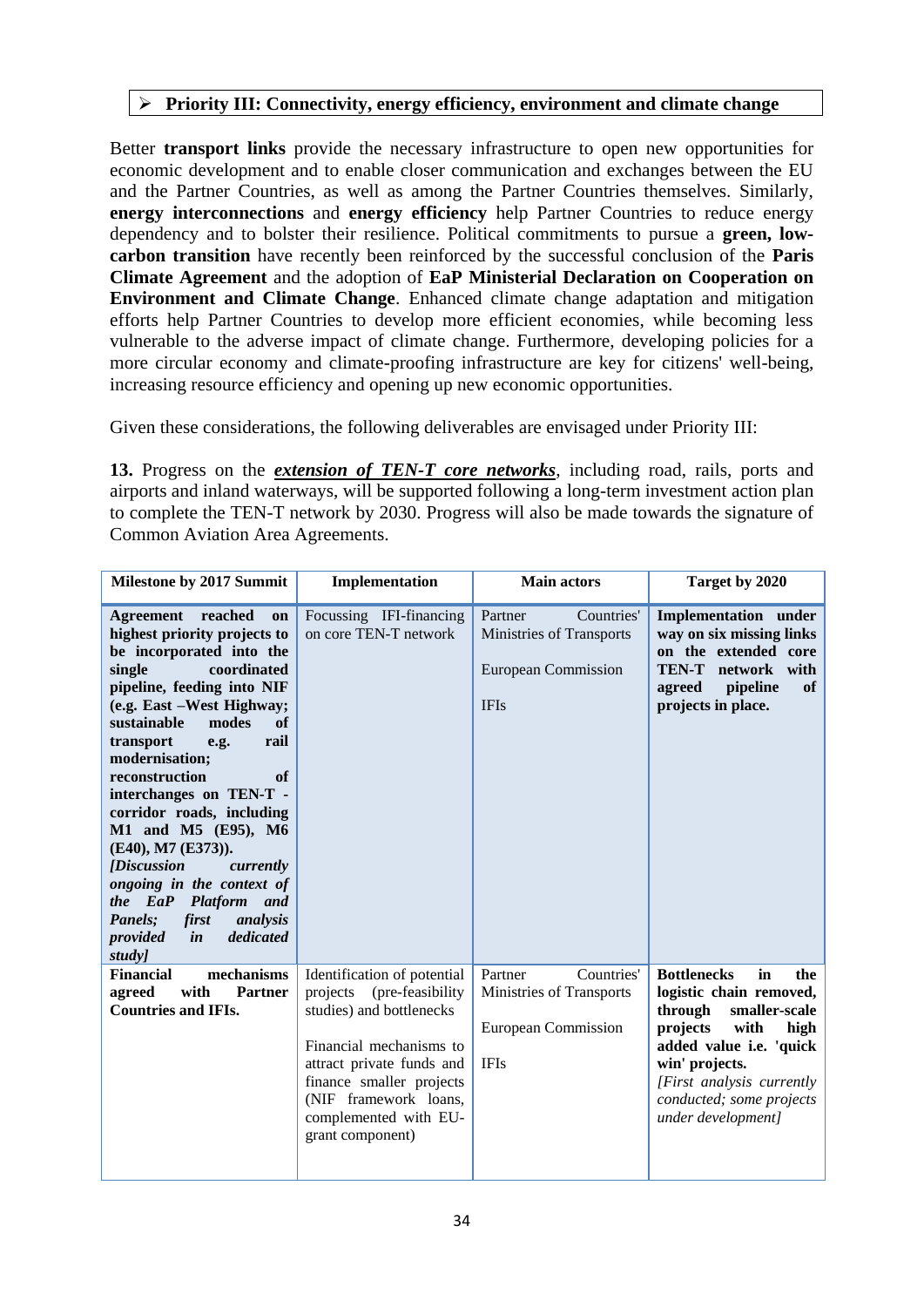## ➢ Priority III: Connectivity, energy efficiency, environment and climate change

Better **transport links** provide the necessary infrastructure to open new opportunities for economic development and to enable closer communication and exchanges between the EU and the Partner Countries, as well as among the Partner Countries themselves. Similarly, **energy interconnections** and **energy efficiency** help Partner Countries to reduce energy dependency and to bolster their resilience. Political commitments to pursue a **green, low-carbon transition** have recently been reinforced by the successful conclusion of the **Paris Climate Agreement** and the adoption of **EaP Ministerial Declaration on Cooperation on Environment and Climate Change**. Enhanced climate change adaptation and mitigation efforts help Partner Countries to develop more efficient economies, while becoming less vulnerable to the adverse impact of climate change. Furthermore, developing policies for a more circular economy and climate-proofing infrastructure are key for citizens' well-being, increasing resource efficiency and opening up new economic opportunities.

Given these considerations, the following deliverables are envisaged under Priority III:

**13.** Progress on the ***extension of TEN-T core networks***, including road, rails, ports and airports and inland waterways, will be supported following a long-term investment action plan to complete the TEN-T network by 2030. Progress will also be made towards the signature of Common Aviation Area Agreements.

| Milestone by 2017 Summit | Implementation | Main actors | Target by 2020 |
|---|---|---|---|
| **Agreement reached on highest priority projects to be incorporated into the single coordinated pipeline, feeding into NIF (e.g. East –West Highway; sustainable modes of transport e.g. rail modernisation; reconstruction of interchanges on TEN-T - corridor roads, including M1 and M5 (E95), M6 (E40), M7 (E373)).** ***[Discussion currently ongoing in the context of the EaP Platform and Panels; first analysis provided in dedicated study]*** | Focussing IFI-financing on core TEN-T network | Partner Countries' Ministries of Transports<br><br>European Commission<br><br>IFIs | **Implementation under way on six missing links on the extended core TEN-T network with agreed pipeline of projects in place.** |
| **Financial mechanisms agreed with Partner Countries and IFIs.** | Identification of potential projects (pre-feasibility studies) and bottlenecks<br><br>Financial mechanisms to attract private funds and finance smaller projects (NIF framework loans, complemented with EU-grant component) | Partner Countries' Ministries of Transports<br><br>European Commission<br><br>IFIs | **Bottlenecks in the logistic chain removed, through smaller-scale projects with high added value i.e. 'quick win' projects.** *[First analysis currently conducted; some projects under development]* |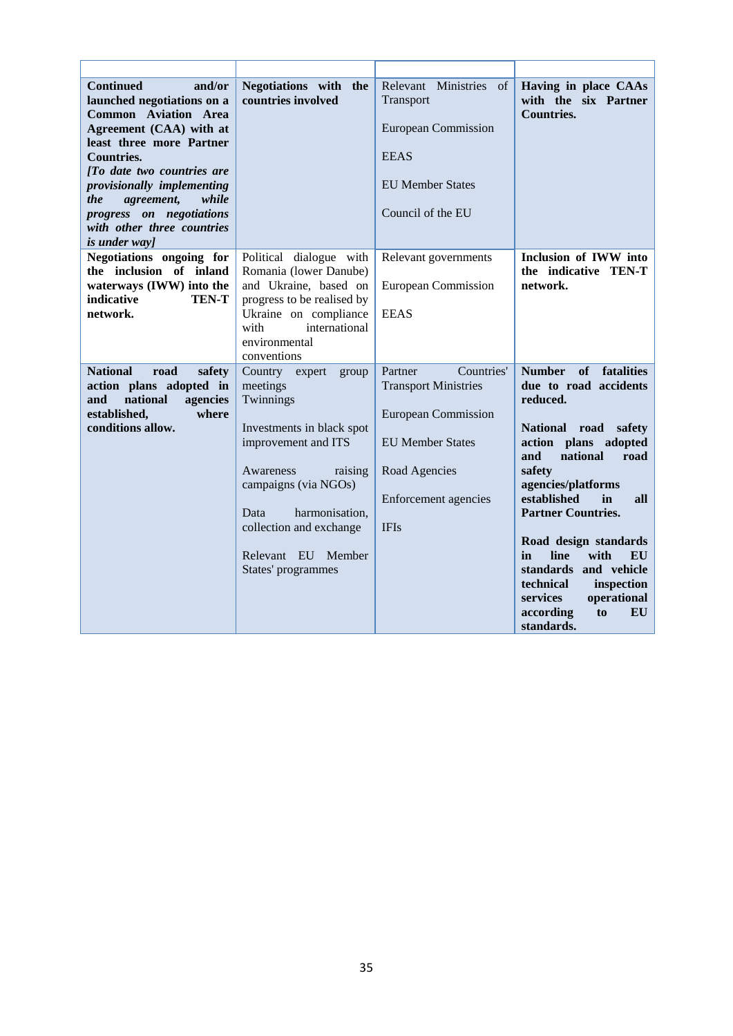| | | | |
|---|---|---|---|
| **Continued and/or launched negotiations on a Common Aviation Area Agreement (CAA) with at least three more Partner Countries.** ***[To date two countries are provisionally implementing the agreement, while progress on negotiations with other three countries is under way]*** | **Negotiations with the countries involved** | Relevant Ministries of Transport<br><br>European Commission<br><br>EEAS<br><br>EU Member States<br><br>Council of the EU | **Having in place CAAs with the six Partner Countries.** |
| **Negotiations ongoing for the inclusion of inland waterways (IWW) into the indicative TEN-T network.** | Political dialogue with Romania (lower Danube) and Ukraine, based on progress to be realised by Ukraine on compliance with international environmental conventions | Relevant governments<br><br>European Commission<br><br>EEAS | **Inclusion of IWW into the indicative TEN-T network.** |
| **National road safety action plans adopted in and national agencies established, where conditions allow.** | Country expert group meetings<br>Twinnings<br><br>Investments in black spot improvement and ITS<br><br>Awareness raising campaigns (via NGOs)<br><br>Data harmonisation, collection and exchange<br><br>Relevant EU Member States' programmes | Partner Countries' Transport Ministries<br><br>European Commission<br><br>EU Member States<br><br>Road Agencies<br><br>Enforcement agencies<br><br>IFIs | **Number of fatalities due to road accidents reduced.**<br><br>**National road safety action plans adopted and national road safety agencies/platforms established in all Partner Countries.**<br><br>**Road design standards in line with EU standards and vehicle technical inspection services operational according to EU standards.** |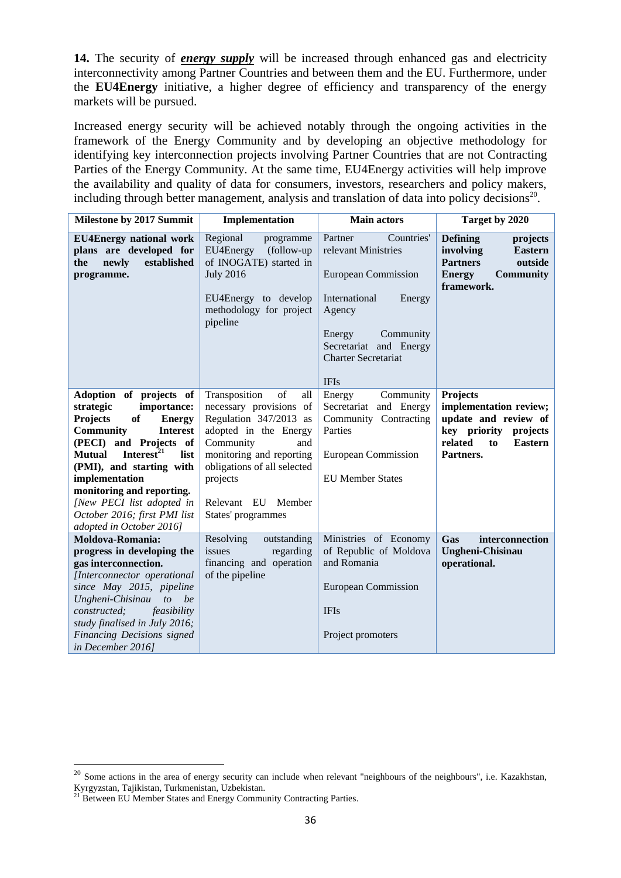**14.** The security of ***energy supply*** will be increased through enhanced gas and electricity interconnectivity among Partner Countries and between them and the EU. Furthermore, under the **EU4Energy** initiative, a higher degree of efficiency and transparency of the energy markets will be pursued.

Increased energy security will be achieved notably through the ongoing activities in the framework of the Energy Community and by developing an objective methodology for identifying key interconnection projects involving Partner Countries that are not Contracting Parties of the Energy Community. At the same time, EU4Energy activities will help improve the availability and quality of data for consumers, investors, researchers and policy makers, including through better management, analysis and translation of data into policy decisions[20].

| Milestone by 2017 Summit | Implementation | Main actors | Target by 2020 |
|---|---|---|---|
| **EU4Energy national work plans are developed for the newly established programme.** | Regional programme EU4Energy (follow-up of INOGATE) started in July 2016<br><br>EU4Energy to develop methodology for project pipeline | Partner Countries' relevant Ministries<br><br>European Commission<br><br>International Energy Agency<br><br>Energy Community Secretariat and Energy Charter Secretariat<br><br>IFIs | **Defining projects involving Eastern Partners outside Energy Community framework.** |
| **Adoption of projects of strategic importance: Projects of Energy Community Interest (PECI) and Projects of Mutual Interest[21] list (PMI), and starting with implementation monitoring and reporting.** *[New PECI list adopted in October 2016; first PMI list adopted in October 2016]* | Transposition of all necessary provisions of Regulation 347/2013 as adopted in the Energy Community and monitoring and reporting obligations of all selected projects<br><br>Relevant EU Member States' programmes | Energy Community Secretariat and Energy Community Contracting Parties<br><br>European Commission<br><br>EU Member States | **Projects implementation review; update and review of key priority projects related to Eastern Partners.** |
| **Moldova-Romania: progress in developing the gas interconnection.** *[Interconnector operational since May 2015, pipeline Ungheni-Chisinau to be constructed; feasibility study finalised in July 2016; Financing Decisions signed in December 2016]* | Resolving outstanding issues regarding financing and operation of the pipeline | Ministries of Economy of Republic of Moldova and Romania<br><br>European Commission<br><br>IFIs<br><br>Project promoters | **Gas interconnection Ungheni-Chisinau operational.** |

[20] Some actions in the area of energy security can include when relevant "neighbours of the neighbours", i.e. Kazakhstan, Kyrgyzstan, Tajikistan, Turkmenistan, Uzbekistan.

[21] Between EU Member States and Energy Community Contracting Parties.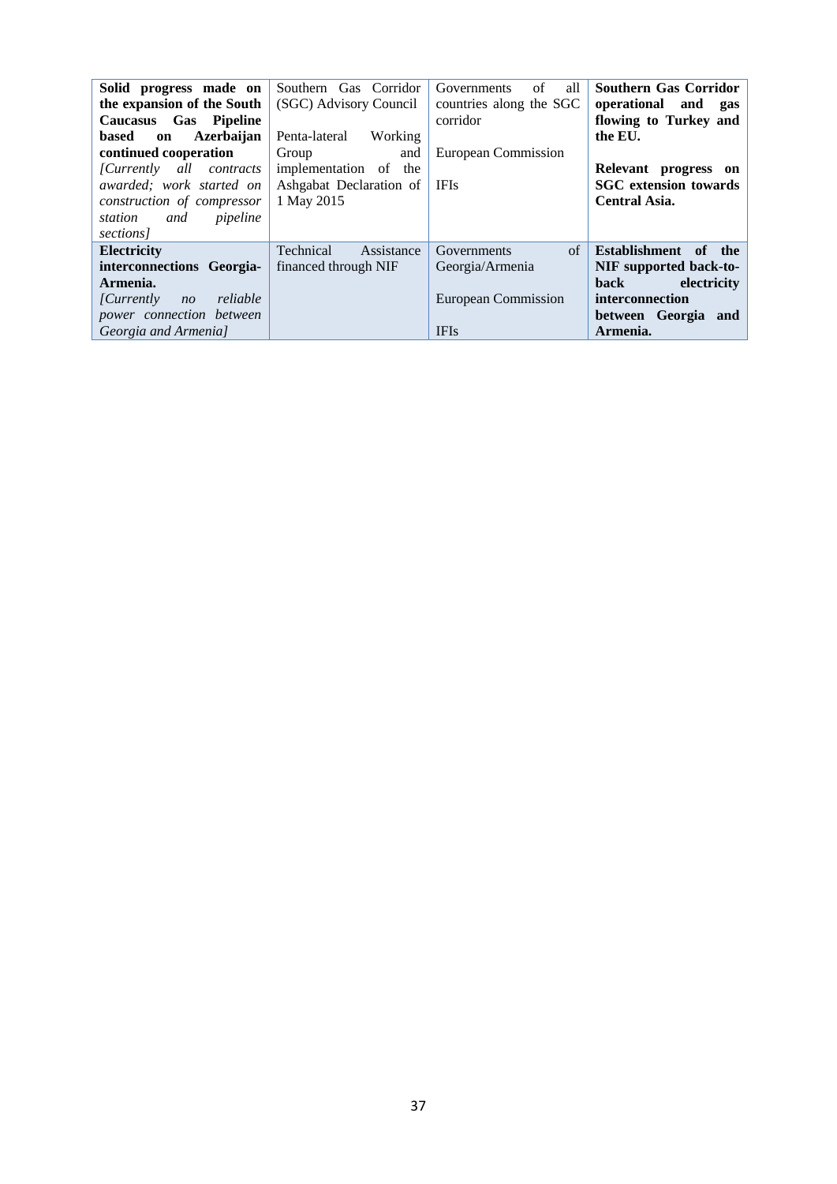| | | | |
|---|---|---|---|
| **Solid progress made on the expansion of the South Caucasus Gas Pipeline based on Azerbaijan continued cooperation** *[Currently all contracts awarded; work started on construction of compressor station and pipeline sections]* | Southern Gas Corridor (SGC) Advisory Council<br><br>Penta-lateral Working Group and implementation of the Ashgabat Declaration of 1 May 2015 | Governments of all countries along the SGC corridor<br><br>European Commission<br><br>IFIs | **Southern Gas Corridor operational and gas flowing to Turkey and the EU.**<br><br>**Relevant progress on SGC extension towards Central Asia.** |
| **Electricity interconnections Georgia-Armenia.** *[Currently no reliable power connection between Georgia and Armenia]* | Technical Assistance financed through NIF | Governments of Georgia/Armenia<br><br>European Commission<br><br>IFIs | **Establishment of the NIF supported back-to-back electricity interconnection between Georgia and Armenia.** |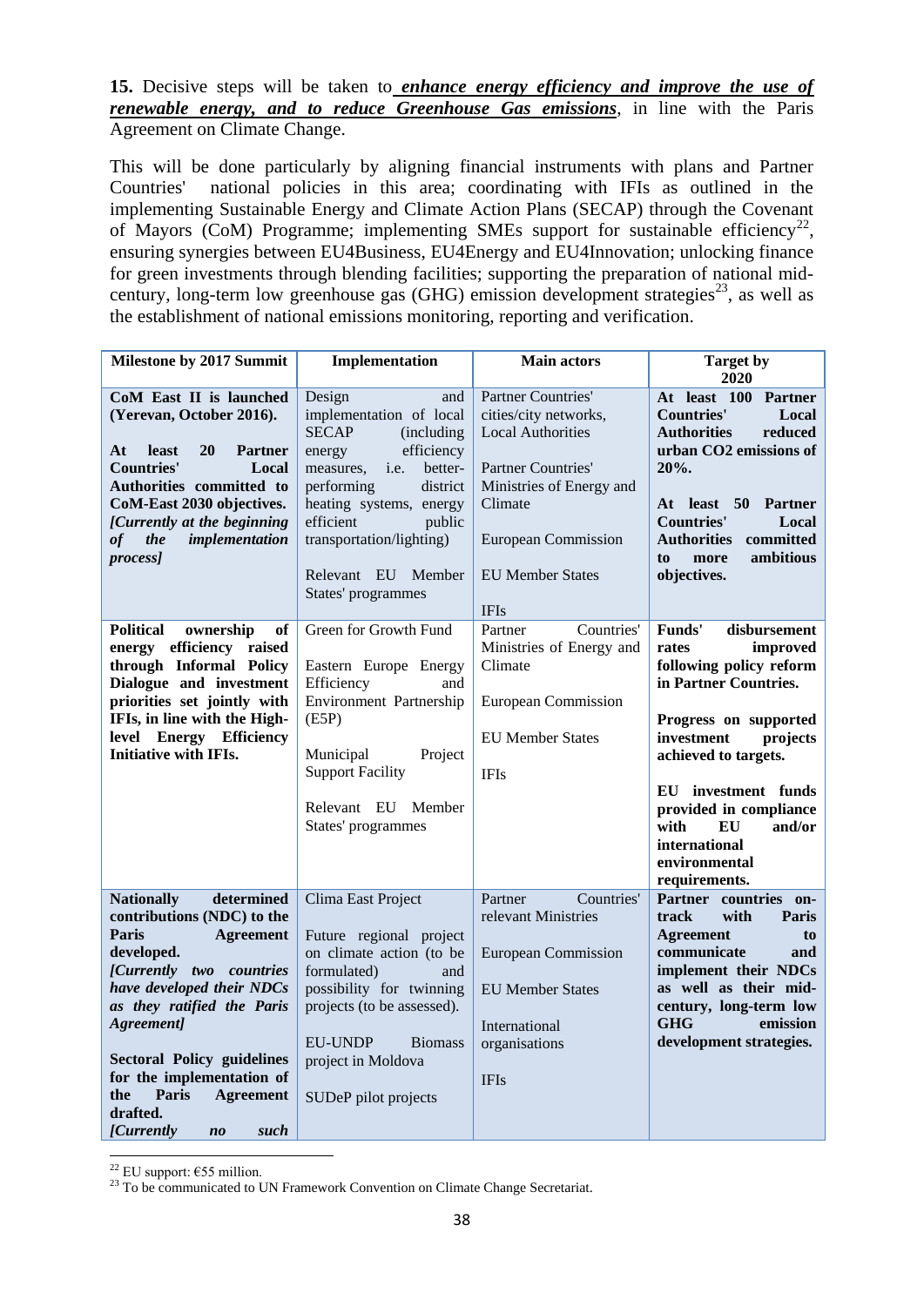**15.** Decisive steps will be taken to ***enhance energy efficiency and improve the use of renewable energy, and to reduce Greenhouse Gas emissions***, in line with the Paris Agreement on Climate Change.

This will be done particularly by aligning financial instruments with plans and Partner Countries' national policies in this area; coordinating with IFIs as outlined in the implementing Sustainable Energy and Climate Action Plans (SECAP) through the Covenant of Mayors (CoM) Programme; implementing SMEs support for sustainable efficiency[22], ensuring synergies between EU4Business, EU4Energy and EU4Innovation; unlocking finance for green investments through blending facilities; supporting the preparation of national mid-century, long-term low greenhouse gas (GHG) emission development strategies[23], as well as the establishment of national emissions monitoring, reporting and verification.

| Milestone by 2017 Summit | Implementation | Main actors | Target by 2020 |
|---|---|---|---|
| **CoM East II is launched (Yerevan, October 2016).**<br><br>**At least 20 Partner Countries' Local Authorities committed to CoM-East 2030 objectives.**<br>***[Currently at the beginning of the implementation process]*** | Design and implementation of local SECAP (including energy efficiency measures, i.e. better-performing district heating systems, energy efficient public transportation/lighting)<br><br>Relevant EU Member States' programmes | Partner Countries' cities/city networks, Local Authorities<br><br>Partner Countries' Ministries of Energy and Climate<br><br>European Commission<br><br>EU Member States<br><br>IFIs | **At least 100 Partner Countries' Local Authorities reduced urban CO2 emissions of 20%.**<br><br>**At least 50 Partner Countries' Local Authorities committed to more ambitious objectives.** |
| **Political ownership of energy efficiency raised through Informal Policy Dialogue and investment priorities set jointly with IFIs, in line with the High-level Energy Efficiency Initiative with IFIs.** | Green for Growth Fund<br><br>Eastern Europe Energy Efficiency and Environment Partnership (E5P)<br><br>Municipal Project Support Facility<br><br>Relevant EU Member States' programmes | Partner Countries' Ministries of Energy and Climate<br><br>European Commission<br><br>EU Member States<br><br>IFIs | **Funds' disbursement rates improved following policy reform in Partner Countries.**<br><br>**Progress on supported investment projects achieved to targets.**<br><br>**EU investment funds provided in compliance with EU and/or international environmental requirements.** |
| **Nationally determined contributions (NDC) to the Paris Agreement developed.**<br>***[Currently two countries have developed their NDCs as they ratified the Paris Agreement]***<br><br>**Sectoral Policy guidelines for the implementation of the Paris Agreement drafted.**<br>***[Currently no such*** | Clima East Project<br><br>Future regional project on climate action (to be formulated) and possibility for twinning projects (to be assessed).<br><br>EU-UNDP Biomass project in Moldova<br><br>SUDeP pilot projects | Partner Countries' relevant Ministries<br><br>European Commission<br><br>EU Member States<br><br>International organisations<br><br>IFIs | **Partner countries on-track with Paris Agreement to communicate and implement their NDCs as well as their mid-century, long-term low GHG emission development strategies.** |

[22] EU support: €55 million.
[23] To be communicated to UN Framework Convention on Climate Change Secretariat.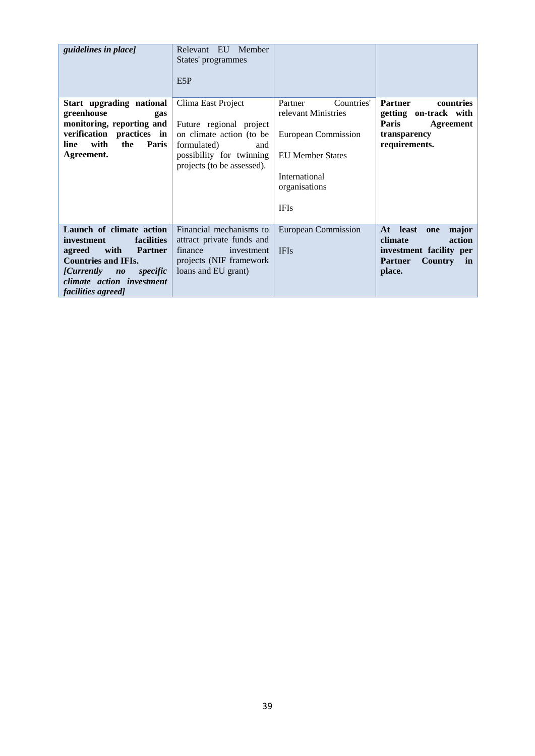| | | | |
|---|---|---|---|
| *guidelines in place]* | Relevant EU Member States' programmes<br><br>E5P | | |
| **Start upgrading national greenhouse gas monitoring, reporting and verification practices in line with the Paris Agreement.** | Clima East Project<br><br>Future regional project on climate action (to be formulated) and possibility for twinning projects (to be assessed). | Partner Countries' relevant Ministries<br><br>European Commission<br><br>EU Member States<br><br>International organisations<br><br>IFIs | **Partner countries getting on-track with Paris Agreement transparency requirements.** |
| **Launch of climate action investment facilities agreed with Partner Countries and IFIs.**<br>***[Currently no specific climate action investment facilities agreed]*** | Financial mechanisms to attract private funds and finance investment projects (NIF framework loans and EU grant) | European Commission<br><br>IFIs | **At least one major climate action investment facility per Partner Country in place.** |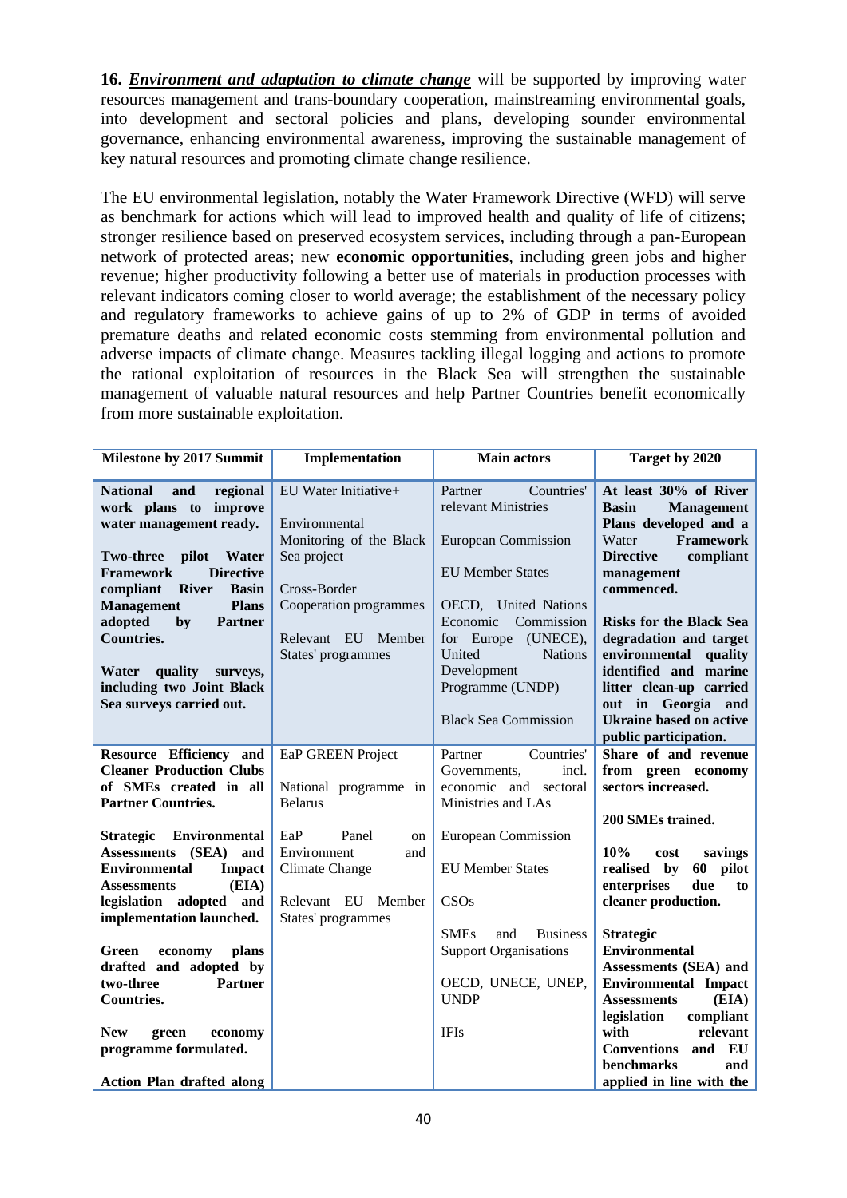**16.** ***Environment and adaptation to climate change*** will be supported by improving water resources management and trans-boundary cooperation, mainstreaming environmental goals, into development and sectoral policies and plans, developing sounder environmental governance, enhancing environmental awareness, improving the sustainable management of key natural resources and promoting climate change resilience.

The EU environmental legislation, notably the Water Framework Directive (WFD) will serve as benchmark for actions which will lead to improved health and quality of life of citizens; stronger resilience based on preserved ecosystem services, including through a pan-European network of protected areas; new **economic opportunities**, including green jobs and higher revenue; higher productivity following a better use of materials in production processes with relevant indicators coming closer to world average; the establishment of the necessary policy and regulatory frameworks to achieve gains of up to 2% of GDP in terms of avoided premature deaths and related economic costs stemming from environmental pollution and adverse impacts of climate change. Measures tackling illegal logging and actions to promote the rational exploitation of resources in the Black Sea will strengthen the sustainable management of valuable natural resources and help Partner Countries benefit economically from more sustainable exploitation.

| Milestone by 2017 Summit | Implementation | Main actors | Target by 2020 |
|---|---|---|---|
| **National and regional work plans to improve water management ready.**<br><br>**Two-three pilot Water Framework Directive compliant River Basin Management Plans adopted by Partner Countries.**<br><br>**Water quality surveys, including two Joint Black Sea surveys carried out.** | EU Water Initiative+<br><br>Environmental Monitoring of the Black Sea project<br><br>Cross-Border Cooperation programmes<br><br>Relevant EU Member States' programmes | Partner Countries' relevant Ministries<br><br>European Commission<br><br>EU Member States<br><br>OECD, United Nations Economic Commission for Europe (UNECE), United Nations Development Programme (UNDP)<br><br>Black Sea Commission | **At least 30% of River Basin Management Plans developed and a Water Framework Directive compliant management commenced.**<br><br>**Risks for the Black Sea degradation and target environmental quality identified and marine litter clean-up carried out in Georgia and Ukraine based on active public participation.** |
| **Resource Efficiency and Cleaner Production Clubs of SMEs created in all Partner Countries.**<br><br>**Strategic Environmental Assessments (SEA) and Environmental Impact Assessments (EIA) legislation adopted and implementation launched.**<br><br>**Green economy plans drafted and adopted by two-three Partner Countries.**<br><br>**New green economy programme formulated.**<br><br>**Action Plan drafted along** | EaP GREEN Project<br><br>National programme in Belarus<br><br>EaP Panel on Environment and Climate Change<br><br>Relevant EU Member States' programmes | Partner Countries' Governments, incl. economic and sectoral Ministries and LAs<br><br>European Commission<br><br>EU Member States<br><br>CSOs<br><br>SMEs and Business Support Organisations<br><br>OECD, UNECE, UNEP, UNDP<br><br>IFIs | **Share of and revenue from green economy sectors increased.**<br><br>**200 SMEs trained.**<br><br>**10% cost savings realised by 60 pilot enterprises due to cleaner production.**<br><br>**Strategic Environmental Assessments (SEA) and Environmental Impact Assessments (EIA) legislation compliant with relevant Conventions and EU benchmarks and applied in line with the** |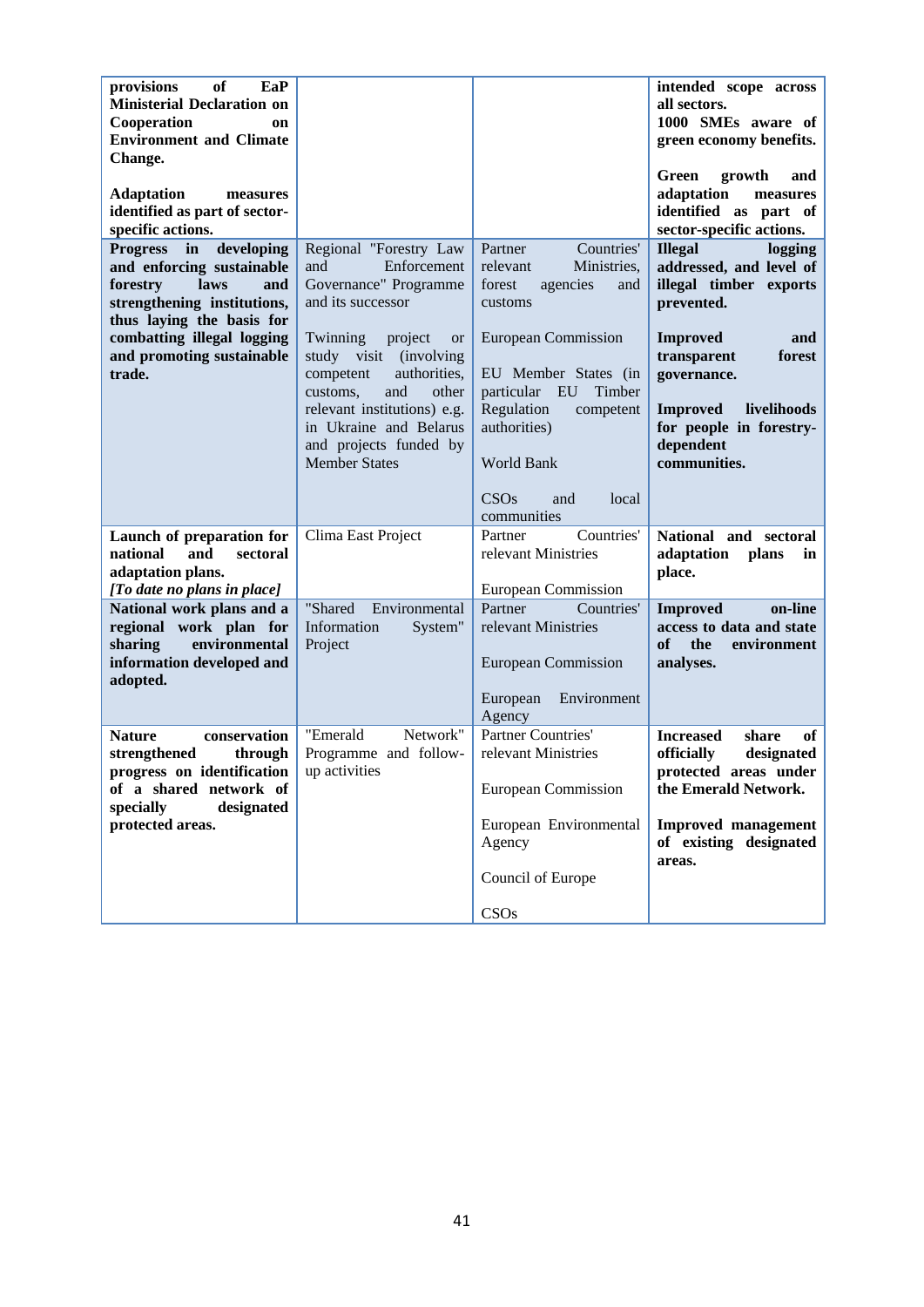| | | | |
|---|---|---|---|
| **provisions of EaP Ministerial Declaration on Cooperation on Environment and Climate Change.**<br><br>**Adaptation measures identified as part of sector-specific actions.** | | | **intended scope across all sectors.**<br>**1000 SMEs aware of green economy benefits.**<br><br>**Green growth and adaptation measures identified as part of sector-specific actions.** |
| **Progress in developing and enforcing sustainable forestry laws and strengthening institutions, thus laying the basis for combatting illegal logging and promoting sustainable trade.** | Regional "Forestry Law and Enforcement Governance" Programme and its successor<br><br>Twinning project or study visit (involving competent authorities, customs, and other relevant institutions) e.g. in Ukraine and Belarus and projects funded by Member States | Partner Countries' relevant Ministries, forest agencies and customs<br><br>European Commission<br><br>EU Member States (in particular EU Timber Regulation competent authorities)<br><br>World Bank<br><br>CSOs and local communities | **Illegal logging addressed, and level of illegal timber exports prevented.**<br><br>**Improved and transparent forest governance.**<br><br>**Improved livelihoods for people in forestry-dependent communities.** |
| **Launch of preparation for national and sectoral adaptation plans.**<br>***[To date no plans in place]*** | Clima East Project | Partner Countries' relevant Ministries<br><br>European Commission | **National and sectoral adaptation plans in place.** |
| **National work plans and a regional work plan for sharing environmental information developed and adopted.** | "Shared Environmental Information System" Project | Partner Countries' relevant Ministries<br><br>European Commission<br><br>European Environment Agency | **Improved on-line access to data and state of the environment analyses.** |
| **Nature conservation strengthened through progress on identification of a shared network of specially designated protected areas.** | "Emerald Network" Programme and follow-up activities | Partner Countries' relevant Ministries<br><br>European Commission<br><br>European Environmental Agency<br><br>Council of Europe<br><br>CSOs | **Increased share of officially designated protected areas under the Emerald Network.**<br><br>**Improved management of existing designated areas.** |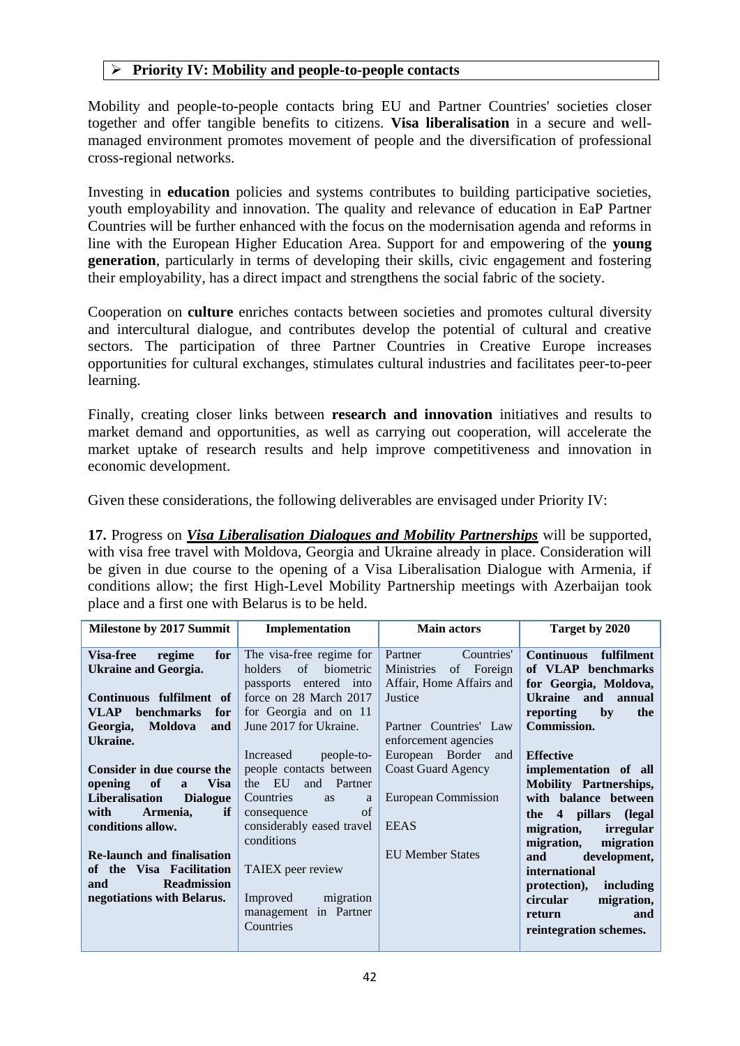## ➢ Priority IV: Mobility and people-to-people contacts

Mobility and people-to-people contacts bring EU and Partner Countries' societies closer together and offer tangible benefits to citizens. **Visa liberalisation** in a secure and well-managed environment promotes movement of people and the diversification of professional cross-regional networks.

Investing in **education** policies and systems contributes to building participative societies, youth employability and innovation. The quality and relevance of education in EaP Partner Countries will be further enhanced with the focus on the modernisation agenda and reforms in line with the European Higher Education Area. Support for and empowering of the **young generation**, particularly in terms of developing their skills, civic engagement and fostering their employability, has a direct impact and strengthens the social fabric of the society.

Cooperation on **culture** enriches contacts between societies and promotes cultural diversity and intercultural dialogue, and contributes develop the potential of cultural and creative sectors. The participation of three Partner Countries in Creative Europe increases opportunities for cultural exchanges, stimulates cultural industries and facilitates peer-to-peer learning.

Finally, creating closer links between **research and innovation** initiatives and results to market demand and opportunities, as well as carrying out cooperation, will accelerate the market uptake of research results and help improve competitiveness and innovation in economic development.

Given these considerations, the following deliverables are envisaged under Priority IV:

**17.** Progress on ***Visa Liberalisation Dialogues and Mobility Partnerships*** will be supported, with visa free travel with Moldova, Georgia and Ukraine already in place. Consideration will be given in due course to the opening of a Visa Liberalisation Dialogue with Armenia, if conditions allow; the first High-Level Mobility Partnership meetings with Azerbaijan took place and a first one with Belarus is to be held.

| Milestone by 2017 Summit | Implementation | Main actors | Target by 2020 |
|---|---|---|---|
| **Visa-free regime for Ukraine and Georgia.**<br><br>**Continuous fulfilment of VLAP benchmarks for Georgia, Moldova and Ukraine.**<br><br>**Consider in due course the opening of a Visa Liberalisation Dialogue with Armenia, if conditions allow.**<br><br>**Re-launch and finalisation of the Visa Facilitation and Readmission negotiations with Belarus.** | The visa-free regime for holders of biometric passports entered into force on 28 March 2017 for Georgia and on 11 June 2017 for Ukraine.<br><br>Increased people-to-people contacts between the EU and Partner Countries as a consequence of considerably eased travel conditions<br><br>TAIEX peer review<br><br>Improved migration management in Partner Countries | Partner Countries' Ministries of Foreign Affair, Home Affairs and Justice<br><br>Partner Countries' Law enforcement agencies<br><br>European Border and Coast Guard Agency<br><br>European Commission<br><br>EEAS<br><br>EU Member States | **Continuous fulfilment of VLAP benchmarks for Georgia, Moldova, Ukraine and annual reporting by the Commission.**<br><br>**Effective implementation of all Mobility Partnerships, with balance between the 4 pillars (legal migration, irregular migration, migration and development, international protection), including circular migration, return and reintegration schemes.** |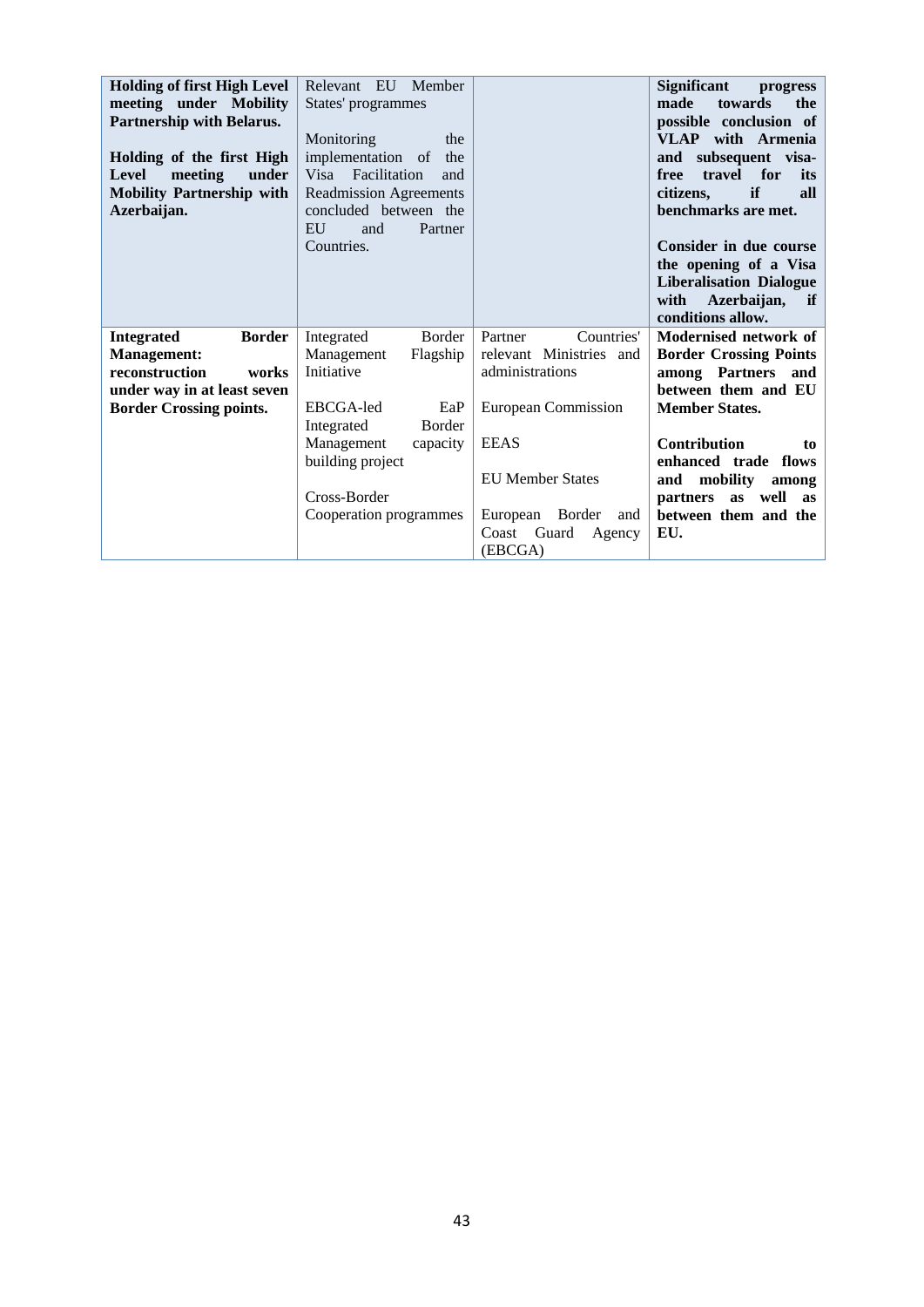| | | | |
|---|---|---|---|
| **Holding of first High Level meeting under Mobility Partnership with Belarus.**<br><br>**Holding of the first High Level meeting under Mobility Partnership with Azerbaijan.** | Relevant EU Member States' programmes<br><br>Monitoring the implementation of the Visa Facilitation and Readmission Agreements concluded between the EU and Partner Countries. | | **Significant progress made towards the possible conclusion of VLAP with Armenia and subsequent visa-free travel for its citizens, if all benchmarks are met.**<br><br>**Consider in due course the opening of a Visa Liberalisation Dialogue with Azerbaijan, if conditions allow.** |
| **Integrated Border Management: reconstruction works under way in at least seven Border Crossing points.** | Integrated Border Management Flagship Initiative<br><br>EBCGA-led EaP Integrated Border Management capacity building project<br><br>Cross-Border Cooperation programmes | Partner Countries' relevant Ministries and administrations<br><br>European Commission<br><br>EEAS<br><br>EU Member States<br><br>European Border and Coast Guard Agency (EBCGA) | **Modernised network of Border Crossing Points among Partners and between them and EU Member States.**<br><br>**Contribution to enhanced trade flows and mobility among partners as well as between them and the EU.** |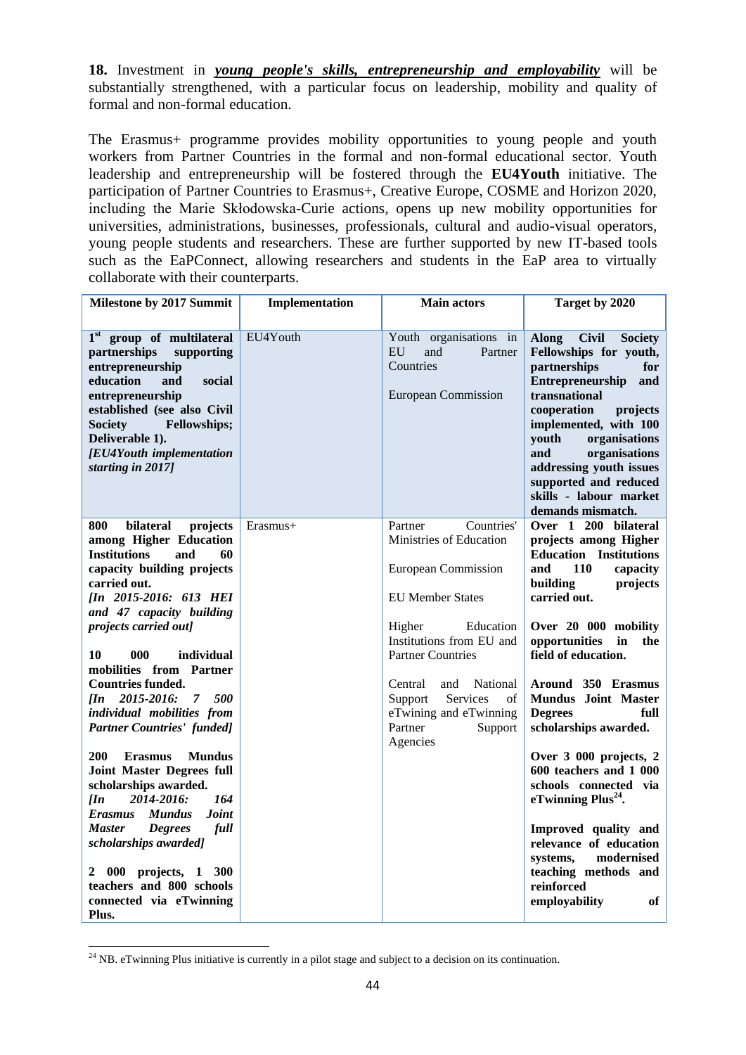**18.** Investment in ***young people's skills, entrepreneurship and employability*** will be substantially strengthened, with a particular focus on leadership, mobility and quality of formal and non-formal education.

The Erasmus+ programme provides mobility opportunities to young people and youth workers from Partner Countries in the formal and non-formal educational sector. Youth leadership and entrepreneurship will be fostered through the **EU4Youth** initiative. The participation of Partner Countries to Erasmus+, Creative Europe, COSME and Horizon 2020, including the Marie Skłodowska-Curie actions, opens up new mobility opportunities for universities, administrations, businesses, professionals, cultural and audio-visual operators, young people students and researchers. These are further supported by new IT-based tools such as the EaPConnect, allowing researchers and students in the EaP area to virtually collaborate with their counterparts.

| Milestone by 2017 Summit | Implementation | Main actors | Target by 2020 |
|---|---|---|---|
| **1st group of multilateral partnerships supporting entrepreneurship education and social entrepreneurship established (see also Civil Society Fellowships; Deliverable 1).**<br>***[EU4Youth implementation starting in 2017]*** | EU4Youth | Youth organisations in EU and Partner Countries<br><br>European Commission | **Along Civil Society Fellowships for youth, partnerships for Entrepreneurship and transnational cooperation projects implemented, with 100 youth organisations and organisations addressing youth issues supported and reduced skills - labour market demands mismatch.** |
| **800 bilateral projects among Higher Education Institutions and 60 capacity building projects carried out.**<br>***[In 2015-2016: 613 HEI and 47 capacity building projects carried out]***<br><br>**10 000 individual mobilities from Partner Countries funded.**<br>***[In 2015-2016: 7 500 individual mobilities from Partner Countries' funded]***<br><br>**200 Erasmus Mundus Joint Master Degrees full scholarships awarded.**<br>***[In 2014-2016: 164 Erasmus Mundus Joint Master Degrees full scholarships awarded]***<br><br>**2 000 projects, 1 300 teachers and 800 schools connected via eTwinning Plus.** | Erasmus+ | Partner Countries' Ministries of Education<br><br>European Commission<br><br>EU Member States<br><br>Higher Education Institutions from EU and Partner Countries<br><br>Central and National Support Services of eTwining and eTwinning Partner Support Agencies | **Over 1 200 bilateral projects among Higher Education Institutions and 110 capacity building projects carried out.**<br><br>**Over 20 000 mobility opportunities in the field of education.**<br><br>**Around 350 Erasmus Mundus Joint Master Degrees full scholarships awarded.**<br><br>**Over 3 000 projects, 2 600 teachers and 1 000 schools connected via eTwinning Plus[24].**<br><br>**Improved quality and relevance of education systems, modernised teaching methods and reinforced employability of** |

[24] NB. eTwinning Plus initiative is currently in a pilot stage and subject to a decision on its continuation.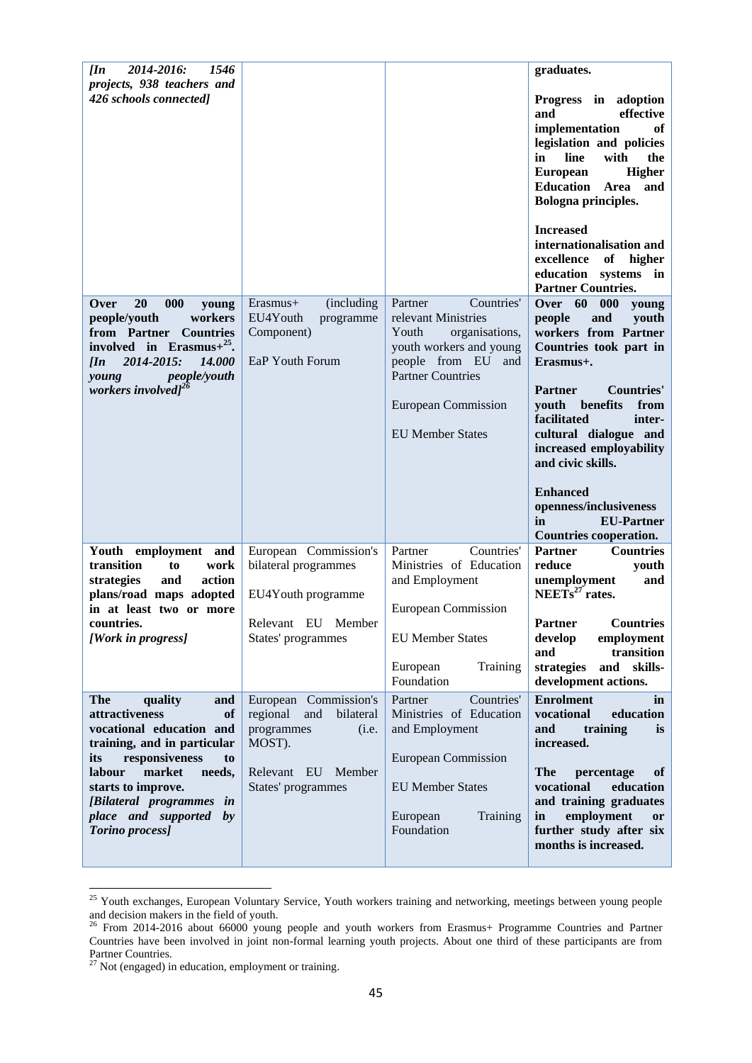| | | | |
|---|---|---|---|
| ***[In 2014-2016: 1546 projects, 938 teachers and 426 schools connected]*** | | | **graduates.**<br><br>**Progress in adoption and effective implementation of legislation and policies in line with the European Higher Education Area and Bologna principles.**<br><br>**Increased internationalisation and excellence of higher education systems in Partner Countries.** |
| **Over 20 000 young people/youth workers from Partner Countries involved in Erasmus+[25].** ***[In 2014-2015: 14.000 young people/youth workers involved][26]*** | Erasmus+ (including EU4Youth programme Component)<br><br>EaP Youth Forum | Partner Countries' relevant Ministries Youth organisations, youth workers and young people from EU and Partner Countries<br><br>European Commission<br><br>EU Member States | **Over 60 000 young people and youth workers from Partner Countries took part in Erasmus+.**<br><br>**Partner Countries' youth benefits from facilitated inter-cultural dialogue and increased employability and civic skills.**<br><br>**Enhanced openness/inclusiveness in EU-Partner Countries cooperation.** |
| **Youth employment and transition to work strategies and action plans/road maps adopted in at least two or more countries.** ***[Work in progress]*** | European Commission's bilateral programmes<br><br>EU4Youth programme<br><br>Relevant EU Member States' programmes | Partner Countries' Ministries of Education and Employment<br><br>European Commission<br><br>EU Member States<br><br>European Training Foundation | **Partner Countries reduce youth unemployment and NEETs[27] rates.**<br><br>**Partner Countries develop employment and transition strategies and skills-development actions.** |
| **The quality and attractiveness of vocational education and training, and in particular its responsiveness to labour market needs, starts to improve.** ***[Bilateral programmes in place and supported by Torino process]*** | European Commission's regional and bilateral programmes (i.e. MOST).<br><br>Relevant EU Member States' programmes | Partner Countries' Ministries of Education and Employment<br><br>European Commission<br><br>EU Member States<br><br>European Training Foundation | **Enrolment in vocational education and training is increased.**<br><br>**The percentage of vocational education and training graduates in employment or further study after six months is increased.** |

[25] Youth exchanges, European Voluntary Service, Youth workers training and networking, meetings between young people and decision makers in the field of youth.

[26] From 2014-2016 about 66000 young people and youth workers from Erasmus+ Programme Countries and Partner Countries have been involved in joint non-formal learning youth projects. About one third of these participants are from Partner Countries.

[27] Not (engaged) in education, employment or training.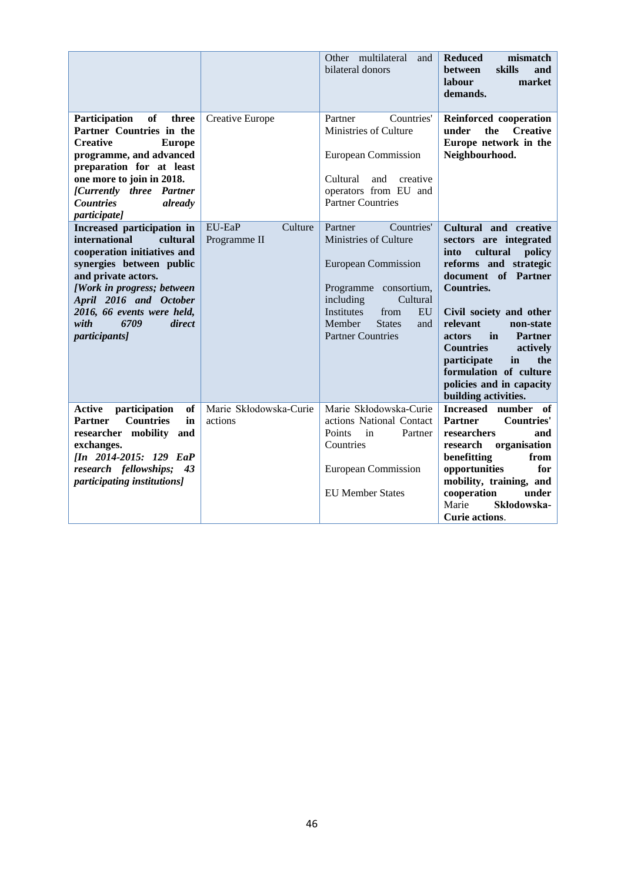| | | Other multilateral and bilateral donors | **Reduced mismatch between skills and labour market demands.** |
|---|---|---|---|
| **Participation of three Partner Countries in the Creative Europe programme, and advanced preparation for at least one more to join in 2018.** ***[Currently three Partner Countries already participate]*** | Creative Europe | Partner Countries' Ministries of Culture<br><br>European Commission<br><br>Cultural and creative operators from EU and Partner Countries | **Reinforced cooperation under the Creative Europe network in the Neighbourhood.** |
| **Increased participation in international cultural cooperation initiatives and synergies between public and private actors.** ***[Work in progress; between April 2016 and October 2016, 66 events were held, with 6709 direct participants]*** | EU-EaP Culture Programme II | Partner Countries' Ministries of Culture<br><br>European Commission<br><br>Programme consortium, including Cultural Institutes from EU Member States and Partner Countries | **Cultural and creative sectors are integrated into cultural policy reforms and strategic document of Partner Countries.**<br><br>**Civil society and other relevant non-state actors in Partner Countries actively participate in the formulation of culture policies and in capacity building activities.** |
| **Active participation of Partner Countries in researcher mobility and exchanges.** ***[In 2014-2015: 129 EaP research fellowships; 43 participating institutions]*** | Marie Skłodowska-Curie actions | Marie Skłodowska-Curie actions National Contact Points in Partner Countries<br><br>European Commission<br><br>EU Member States | **Increased number of Partner Countries' researchers and research organisation benefitting from opportunities for mobility, training, and cooperation under** Marie **Skłodowska-Curie actions**. |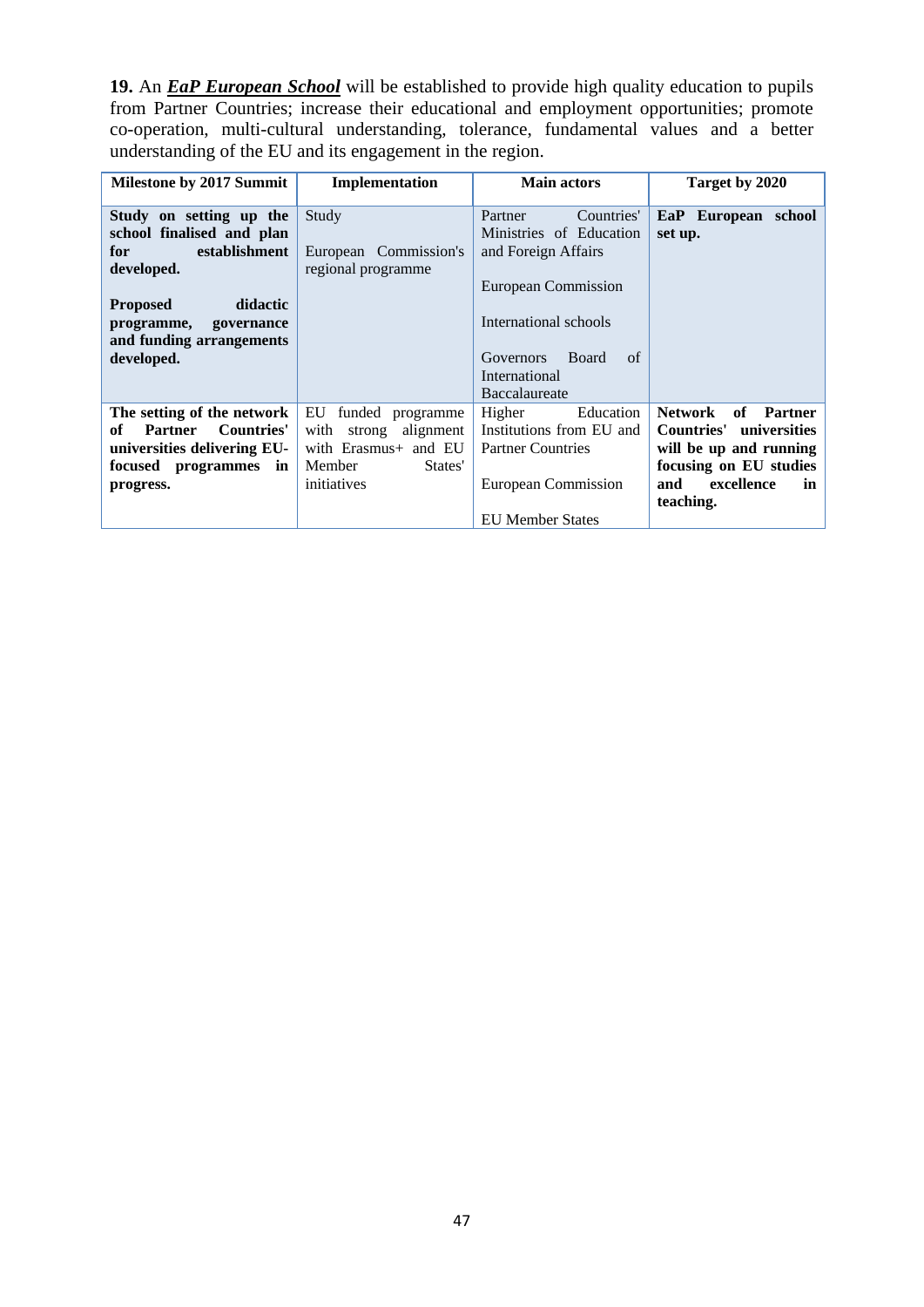**19.** An ***EaP European School*** will be established to provide high quality education to pupils from Partner Countries; increase their educational and employment opportunities; promote co-operation, multi-cultural understanding, tolerance, fundamental values and a better understanding of the EU and its engagement in the region.

| Milestone by 2017 Summit | Implementation | Main actors | Target by 2020 |
|---|---|---|---|
| **Study on setting up the school finalised and plan for establishment developed.**<br><br>**Proposed didactic programme, governance and funding arrangements developed.** | Study<br><br>European Commission's regional programme | Partner Countries' Ministries of Education and Foreign Affairs<br><br>European Commission<br><br>International schools<br><br>Governors Board of International Baccalaureate | **EaP European school set up.** |
| **The setting of the network of Partner Countries' universities delivering EU-focused programmes in progress.** | EU funded programme with strong alignment with Erasmus+ and EU Member States' initiatives | Higher Education Institutions from EU and Partner Countries<br><br>European Commission<br><br>EU Member States | **Network of Partner Countries' universities will be up and running focusing on EU studies and excellence in teaching.** |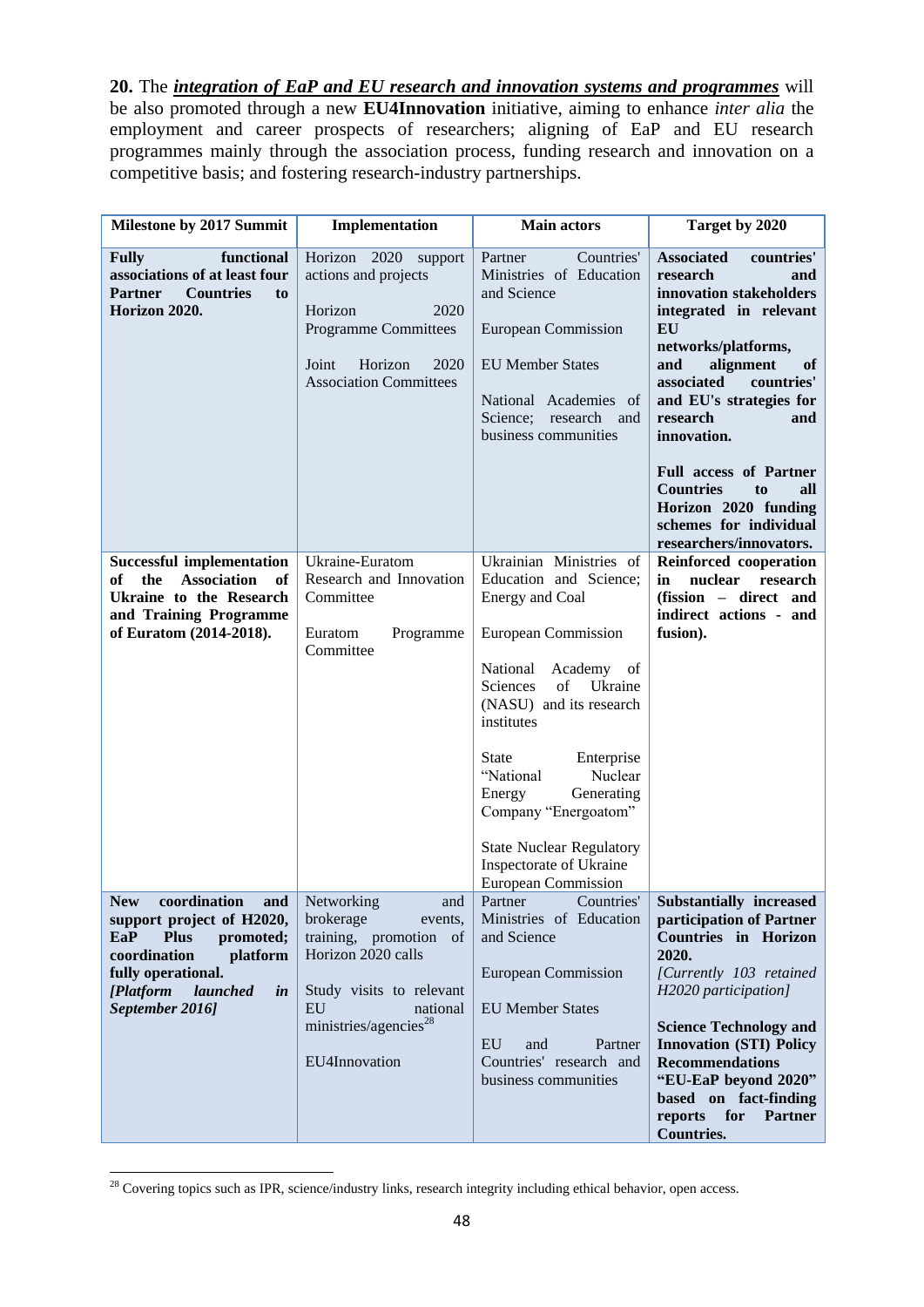**20.** The ***integration of EaP and EU research and innovation systems and programmes*** will be also promoted through a new **EU4Innovation** initiative, aiming to enhance *inter alia* the employment and career prospects of researchers; aligning of EaP and EU research programmes mainly through the association process, funding research and innovation on a competitive basis; and fostering research-industry partnerships.

| Milestone by 2017 Summit | Implementation | Main actors | Target by 2020 |
|---|---|---|---|
| **Fully functional associations of at least four Partner Countries to Horizon 2020.** | Horizon 2020 support actions and projects<br><br>Horizon 2020 Programme Committees<br><br>Joint Horizon 2020 Association Committees | Partner Countries' Ministries of Education and Science<br><br>European Commission<br><br>EU Member States<br><br>National Academies of Science; research and business communities | **Associated countries' research and innovation stakeholders integrated in relevant EU networks/platforms, and alignment of associated countries' and EU's strategies for research and innovation.**<br><br>**Full access of Partner Countries to all Horizon 2020 funding schemes for individual researchers/innovators.** |
| **Successful implementation of the Association of Ukraine to the Research and Training Programme of Euratom (2014-2018).** | Ukraine-Euratom Research and Innovation Committee<br><br>Euratom Programme Committee | Ukrainian Ministries of Education and Science; Energy and Coal<br><br>European Commission<br><br>National Academy of Sciences of Ukraine (NASU) and its research institutes<br><br>State Enterprise "National Nuclear Energy Generating Company "Energoatom"<br><br>State Nuclear Regulatory Inspectorate of Ukraine European Commission | **Reinforced cooperation in nuclear research (fission – direct and indirect actions - and fusion).** |
| **New coordination and support project of H2020, EaP Plus promoted; coordination platform fully operational.** ***[Platform launched in September 2016]*** | Networking and brokerage events, training, promotion of Horizon 2020 calls<br><br>Study visits to relevant EU national ministries/agencies[28]<br><br>EU4Innovation | Partner Countries' Ministries of Education and Science<br><br>European Commission<br><br>EU Member States<br><br>EU and Partner Countries' research and business communities | **Substantially increased participation of Partner Countries in Horizon 2020.**<br>*[Currently 103 retained H2020 participation]*<br><br>**Science Technology and Innovation (STI) Policy Recommendations "EU-EaP beyond 2020" based on fact-finding reports for Partner Countries.** |

[28] Covering topics such as IPR, science/industry links, research integrity including ethical behavior, open access.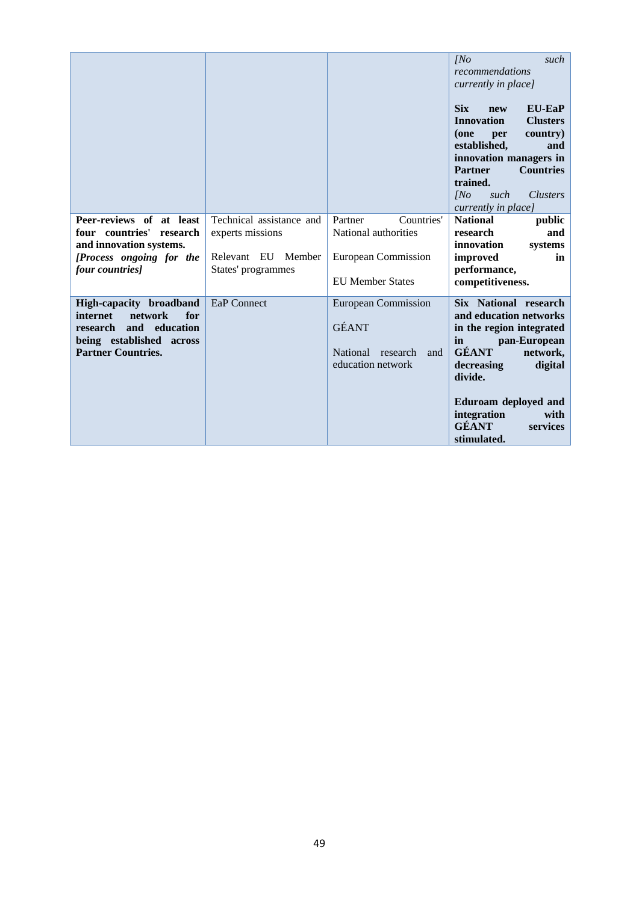| | | | |
|---|---|---|---|
| | | | *[No such recommendations currently in place]*<br><br>**Six new EU-EaP Innovation Clusters (one per country) established, and innovation managers in Partner Countries trained.**<br>*[No such Clusters currently in place]* |
| **Peer-reviews of at least four countries' research and innovation systems.**<br>***[Process ongoing for the four countries]*** | Technical assistance and experts missions<br><br>Relevant EU Member States' programmes | Partner Countries' National authorities<br><br>European Commission<br><br>EU Member States | **National public research and innovation systems improved in performance, competitiveness.** |
| **High-capacity broadband internet network for research and education being established across Partner Countries.** | EaP Connect | European Commission<br><br>GÉANT<br><br>National research and education network | **Six National research and education networks in the region integrated in pan-European GÉANT network, decreasing digital divide.**<br><br>**Eduroam deployed and integration with GÉANT services stimulated.** |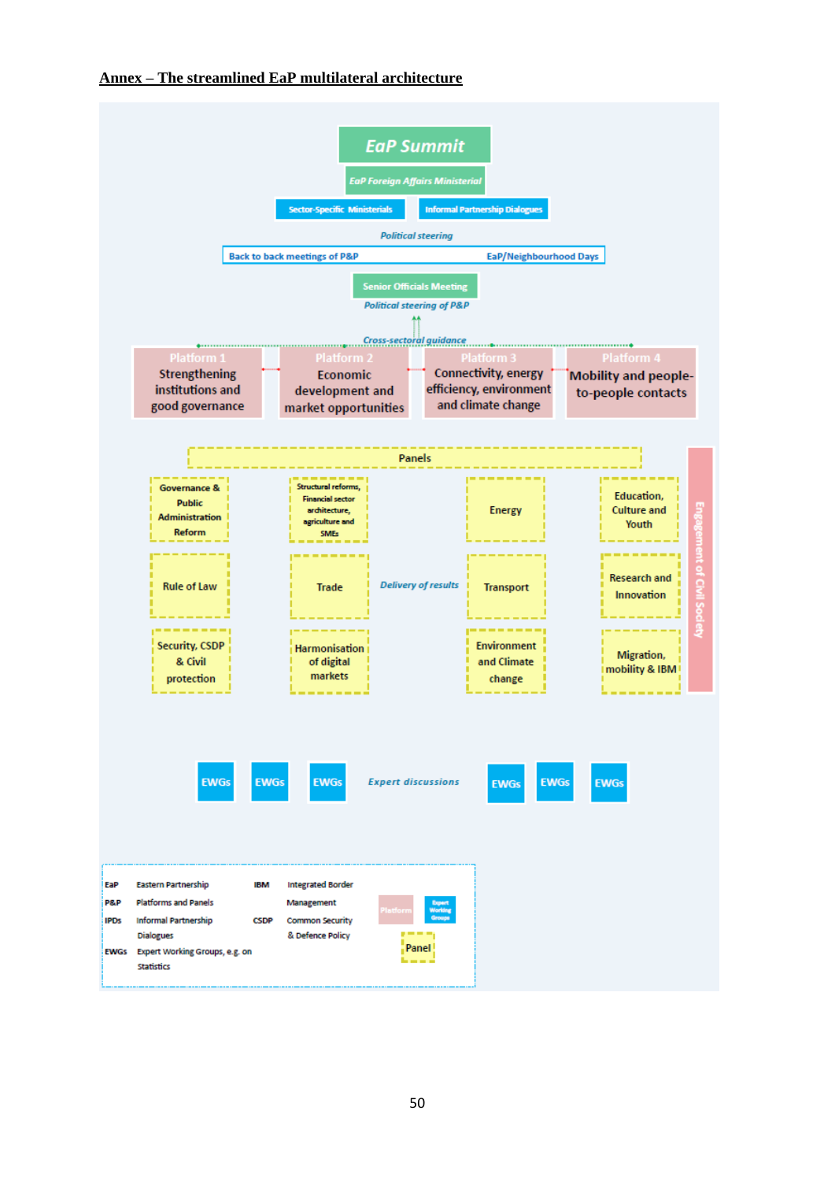## Annex – The streamlined EaP multilateral architecture

EaP Summit

EaP Foreign Affairs Ministerial

Sector-Specific Ministerials

Informal Partnership Dialogues

Political steering

Back to back meetings of P&P

EaP/Neighbourhood Days

Senior Officials Meeting

Political steering of P&P

Cross-sectoral guidance

Platform 1
Strengthening institutions and good governance

Platform 2
Economic development and market opportunities

Platform 3
Connectivity, energy efficiency, environment and climate change

Platform 4
Mobility and people-to-people contacts

Panels

Governance & Public Administration Reform

Structural reforms, Financial sector architecture, agriculture and SMEs

Energy

Education, Culture and Youth

Rule of Law

Trade

Delivery of results

Transport

Research and Innovation

Security, CSDP & Civil protection

Harmonisation of digital markets

Environment and Climate change

Migration, mobility & IBM

Engagement of Civil Society

EWGs

EWGs

EWGs

Expert discussions

EWGs

EWGs

EWGs

| | | | |
|---|---|---|---|
| EaP | Eastern Partnership | IBM | Integrated Border Management |
| P&P | Platforms and Panels | CSDP | Common Security & Defence Policy |
| IPDs | Informal Partnership Dialogues | | |
| EWGs | Expert Working Groups, e.g. on Statistics | | |

Platform

Expert Working Groups

Panel